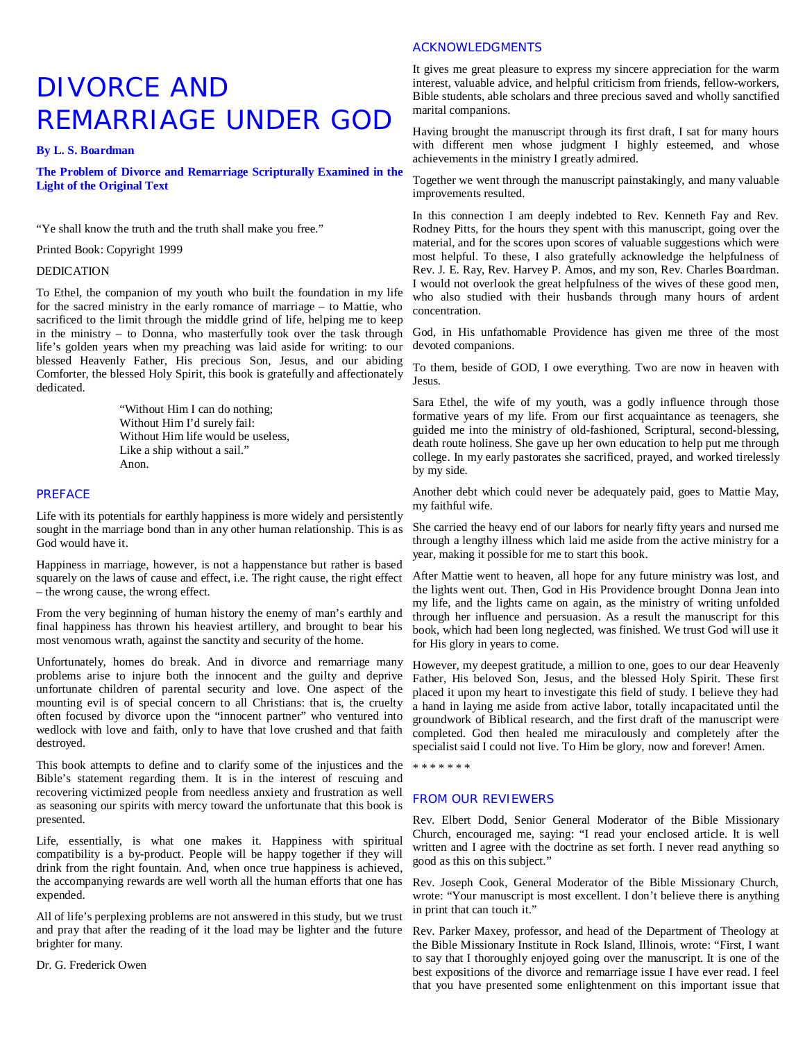# DIVORCE AND REMARRIAGE UNDER GOD

**By L. S. Boardman**

**The Problem of Divorce and Remarriage Scripturally Examined in the Light of the Original Text**

"Ye shall know the truth and the truth shall make you free."

Printed Book: Copyright 1999

DEDICATION

To Ethel, the companion of my youth who built the foundation in my life for the sacred ministry in the early romance of marriage – to Mattie, who sacrificed to the limit through the middle grind of life, helping me to keep in the ministry – to Donna, who masterfully took over the task through life's golden years when my preaching was laid aside for writing: to our blessed Heavenly Father, His precious Son, Jesus, and our abiding Comforter, the blessed Holy Spirit, this book is gratefully and affectionately dedicated.

> "Without Him I can do nothing;
> Without Him I'd surely fail:
> Without Him life would be useless,
> Like a ship without a sail."
> Anon.

## PREFACE

Life with its potentials for earthly happiness is more widely and persistently sought in the marriage bond than in any other human relationship. This is as God would have it.

Happiness in marriage, however, is not a happenstance but rather is based squarely on the laws of cause and effect, i.e. The right cause, the right effect – the wrong cause, the wrong effect.

From the very beginning of human history the enemy of man's earthly and final happiness has thrown his heaviest artillery, and brought to bear his most venomous wrath, against the sanctity and security of the home.

Unfortunately, homes do break. And in divorce and remarriage many problems arise to injure both the innocent and the guilty and deprive unfortunate children of parental security and love. One aspect of the mounting evil is of special concern to all Christians: that is, the cruelty often focused by divorce upon the "innocent partner" who ventured into wedlock with love and faith, only to have that love crushed and that faith destroyed.

This book attempts to define and to clarify some of the injustices and the Bible's statement regarding them. It is in the interest of rescuing and recovering victimized people from needless anxiety and frustration as well as seasoning our spirits with mercy toward the unfortunate that this book is presented.

Life, essentially, is what one makes it. Happiness with spiritual compatibility is a by-product. People will be happy together if they will drink from the right fountain. And, when once true happiness is achieved, the accompanying rewards are well worth all the human efforts that one has expended.

All of life's perplexing problems are not answered in this study, but we trust and pray that after the reading of it the load may be lighter and the future brighter for many.

Dr. G. Frederick Owen

## ACKNOWLEDGMENTS

It gives me great pleasure to express my sincere appreciation for the warm interest, valuable advice, and helpful criticism from friends, fellow-workers, Bible students, able scholars and three precious saved and wholly sanctified marital companions.

Having brought the manuscript through its first draft, I sat for many hours with different men whose judgment I highly esteemed, and whose achievements in the ministry I greatly admired.

Together we went through the manuscript painstakingly, and many valuable improvements resulted.

In this connection I am deeply indebted to Rev. Kenneth Fay and Rev. Rodney Pitts, for the hours they spent with this manuscript, going over the material, and for the scores upon scores of valuable suggestions which were most helpful. To these, I also gratefully acknowledge the helpfulness of Rev. J. E. Ray, Rev. Harvey P. Amos, and my son, Rev. Charles Boardman. I would not overlook the great helpfulness of the wives of these good men, who also studied with their husbands through many hours of ardent concentration.

God, in His unfathomable Providence has given me three of the most devoted companions.

To them, beside of GOD, I owe everything. Two are now in heaven with Jesus.

Sara Ethel, the wife of my youth, was a godly influence through those formative years of my life. From our first acquaintance as teenagers, she guided me into the ministry of old-fashioned, Scriptural, second-blessing, death route holiness. She gave up her own education to help put me through college. In my early pastorates she sacrificed, prayed, and worked tirelessly by my side.

Another debt which could never be adequately paid, goes to Mattie May, my faithful wife.

She carried the heavy end of our labors for nearly fifty years and nursed me through a lengthy illness which laid me aside from the active ministry for a year, making it possible for me to start this book.

After Mattie went to heaven, all hope for any future ministry was lost, and the lights went out. Then, God in His Providence brought Donna Jean into my life, and the lights came on again, as the ministry of writing unfolded through her influence and persuasion. As a result the manuscript for this book, which had been long neglected, was finished. We trust God will use it for His glory in years to come.

However, my deepest gratitude, a million to one, goes to our dear Heavenly Father, His beloved Son, Jesus, and the blessed Holy Spirit. These first placed it upon my heart to investigate this field of study. I believe they had a hand in laying me aside from active labor, totally incapacitated until the groundwork of Biblical research, and the first draft of the manuscript were completed. God then healed me miraculously and completely after the specialist said I could not live. To Him be glory, now and forever! Amen.

* * * * * * *

## FROM OUR REVIEWERS

Rev. Elbert Dodd, Senior General Moderator of the Bible Missionary Church, encouraged me, saying: "I read your enclosed article. It is well written and I agree with the doctrine as set forth. I never read anything so good as this on this subject."

Rev. Joseph Cook, General Moderator of the Bible Missionary Church, wrote: "Your manuscript is most excellent. I don't believe there is anything in print that can touch it."

Rev. Parker Maxey, professor, and head of the Department of Theology at the Bible Missionary Institute in Rock Island, Illinois, wrote: "First, I want to say that I thoroughly enjoyed going over the manuscript. It is one of the best expositions of the divorce and remarriage issue I have ever read. I feel that you have presented some enlightenment on this important issue that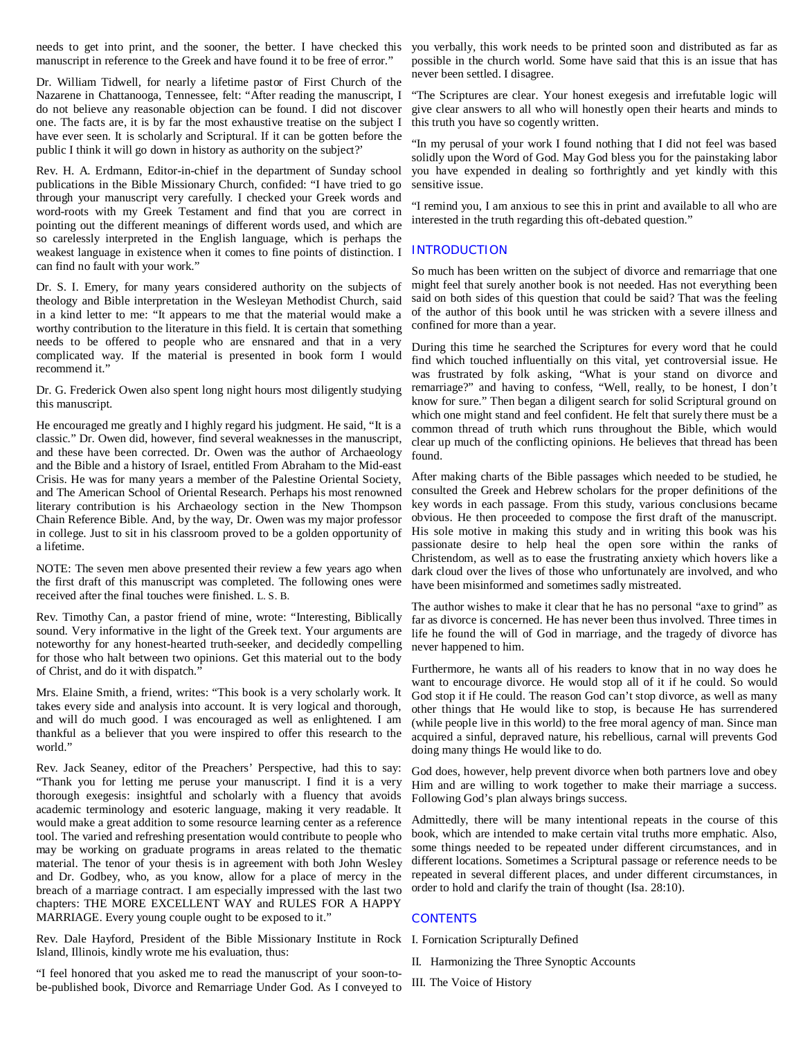needs to get into print, and the sooner, the better. I have checked this manuscript in reference to the Greek and have found it to be free of error."

Dr. William Tidwell, for nearly a lifetime pastor of First Church of the Nazarene in Chattanooga, Tennessee, felt: "After reading the manuscript, I do not believe any reasonable objection can be found. I did not discover one. The facts are, it is by far the most exhaustive treatise on the subject I have ever seen. It is scholarly and Scriptural. If it can be gotten before the public I think it will go down in history as authority on the subject?'

Rev. H. A. Erdmann, Editor-in-chief in the department of Sunday school publications in the Bible Missionary Church, confided: "I have tried to go through your manuscript very carefully. I checked your Greek words and word-roots with my Greek Testament and find that you are correct in pointing out the different meanings of different words used, and which are so carelessly interpreted in the English language, which is perhaps the weakest language in existence when it comes to fine points of distinction. I can find no fault with your work."

Dr. S. I. Emery, for many years considered authority on the subjects of theology and Bible interpretation in the Wesleyan Methodist Church, said in a kind letter to me: "It appears to me that the material would make a worthy contribution to the literature in this field. It is certain that something needs to be offered to people who are ensnared and that in a very complicated way. If the material is presented in book form I would recommend it."

Dr. G. Frederick Owen also spent long night hours most diligently studying this manuscript.

He encouraged me greatly and I highly regard his judgment. He said, "It is a classic." Dr. Owen did, however, find several weaknesses in the manuscript, and these have been corrected. Dr. Owen was the author of Archaeology and the Bible and a history of Israel, entitled From Abraham to the Mid-east Crisis. He was for many years a member of the Palestine Oriental Society, and The American School of Oriental Research. Perhaps his most renowned literary contribution is his Archaeology section in the New Thompson Chain Reference Bible. And, by the way, Dr. Owen was my major professor in college. Just to sit in his classroom proved to be a golden opportunity of a lifetime.

NOTE: The seven men above presented their review a few years ago when the first draft of this manuscript was completed. The following ones were received after the final touches were finished. L. S. B.

Rev. Timothy Can, a pastor friend of mine, wrote: "Interesting, Biblically sound. Very informative in the light of the Greek text. Your arguments are noteworthy for any honest-hearted truth-seeker, and decidedly compelling for those who halt between two opinions. Get this material out to the body of Christ, and do it with dispatch."

Mrs. Elaine Smith, a friend, writes: "This book is a very scholarly work. It takes every side and analysis into account. It is very logical and thorough, and will do much good. I was encouraged as well as enlightened. I am thankful as a believer that you were inspired to offer this research to the world."

Rev. Jack Seaney, editor of the Preachers' Perspective, had this to say: "Thank you for letting me peruse your manuscript. I find it is a very thorough exegesis: insightful and scholarly with a fluency that avoids academic terminology and esoteric language, making it very readable. It would make a great addition to some resource learning center as a reference tool. The varied and refreshing presentation would contribute to people who may be working on graduate programs in areas related to the thematic material. The tenor of your thesis is in agreement with both John Wesley and Dr. Godbey, who, as you know, allow for a place of mercy in the breach of a marriage contract. I am especially impressed with the last two chapters: THE MORE EXCELLENT WAY and RULES FOR A HAPPY MARRIAGE. Every young couple ought to be exposed to it."

Rev. Dale Hayford, President of the Bible Missionary Institute in Rock Island, Illinois, kindly wrote me his evaluation, thus:

"I feel honored that you asked me to read the manuscript of your soon-to-be-published book, Divorce and Remarriage Under God. As I conveyed to you verbally, this work needs to be printed soon and distributed as far as possible in the church world. Some have said that this is an issue that has never been settled. I disagree.

"The Scriptures are clear. Your honest exegesis and irrefutable logic will give clear answers to all who will honestly open their hearts and minds to this truth you have so cogently written.

"In my perusal of your work I found nothing that I did not feel was based solidly upon the Word of God. May God bless you for the painstaking labor you have expended in dealing so forthrightly and yet kindly with this sensitive issue.

"I remind you, I am anxious to see this in print and available to all who are interested in the truth regarding this oft-debated question."

## INTRODUCTION

So much has been written on the subject of divorce and remarriage that one might feel that surely another book is not needed. Has not everything been said on both sides of this question that could be said? That was the feeling of the author of this book until he was stricken with a severe illness and confined for more than a year.

During this time he searched the Scriptures for every word that he could find which touched influentially on this vital, yet controversial issue. He was frustrated by folk asking, "What is your stand on divorce and remarriage?" and having to confess, "Well, really, to be honest, I don't know for sure." Then began a diligent search for solid Scriptural ground on which one might stand and feel confident. He felt that surely there must be a common thread of truth which runs throughout the Bible, which would clear up much of the conflicting opinions. He believes that thread has been found.

After making charts of the Bible passages which needed to be studied, he consulted the Greek and Hebrew scholars for the proper definitions of the key words in each passage. From this study, various conclusions became obvious. He then proceeded to compose the first draft of the manuscript. His sole motive in making this study and in writing this book was his passionate desire to help heal the open sore within the ranks of Christendom, as well as to ease the frustrating anxiety which hovers like a dark cloud over the lives of those who unfortunately are involved, and who have been misinformed and sometimes sadly mistreated.

The author wishes to make it clear that he has no personal "axe to grind" as far as divorce is concerned. He has never been thus involved. Three times in life he found the will of God in marriage, and the tragedy of divorce has never happened to him.

Furthermore, he wants all of his readers to know that in no way does he want to encourage divorce. He would stop all of it if he could. So would God stop it if He could. The reason God can't stop divorce, as well as many other things that He would like to stop, is because He has surrendered (while people live in this world) to the free moral agency of man. Since man acquired a sinful, depraved nature, his rebellious, carnal will prevents God doing many things He would like to do.

God does, however, help prevent divorce when both partners love and obey Him and are willing to work together to make their marriage a success. Following God's plan always brings success.

Admittedly, there will be many intentional repeats in the course of this book, which are intended to make certain vital truths more emphatic. Also, some things needed to be repeated under different circumstances, and in different locations. Sometimes a Scriptural passage or reference needs to be repeated in several different places, and under different circumstances, in order to hold and clarify the train of thought (Isa. 28:10).

## CONTENTS

I. Fornication Scripturally Defined

II. Harmonizing the Three Synoptic Accounts

III. The Voice of History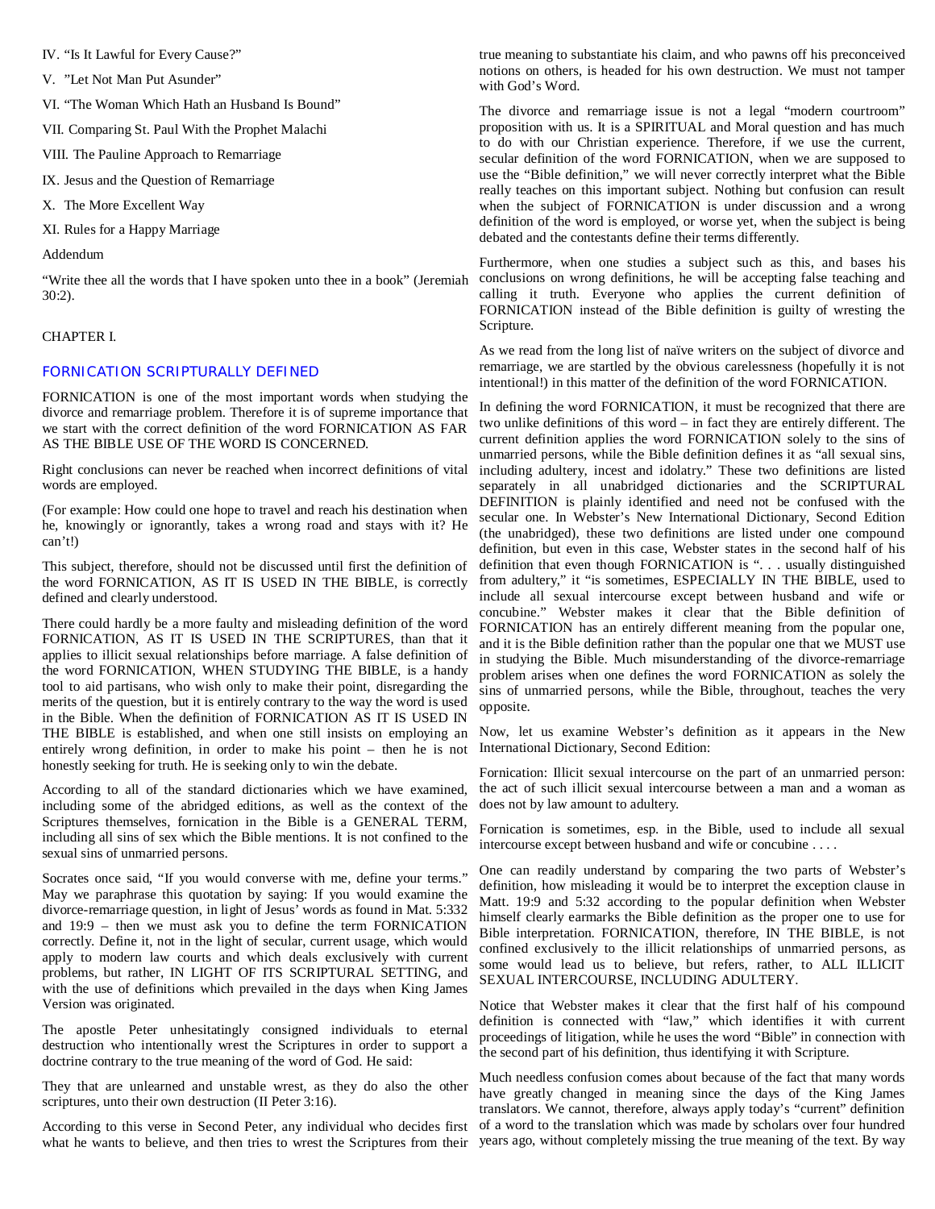IV. "Is It Lawful for Every Cause?"

V. "Let Not Man Put Asunder"

VI. "The Woman Which Hath an Husband Is Bound"

VII. Comparing St. Paul With the Prophet Malachi

VIII. The Pauline Approach to Remarriage

IX. Jesus and the Question of Remarriage

X. The More Excellent Way

XI. Rules for a Happy Marriage

Addendum

"Write thee all the words that I have spoken unto thee in a book" (Jeremiah 30:2).

CHAPTER I.

## FORNICATION SCRIPTURALLY DEFINED

FORNICATION is one of the most important words when studying the divorce and remarriage problem. Therefore it is of supreme importance that we start with the correct definition of the word FORNICATION AS FAR AS THE BIBLE USE OF THE WORD IS CONCERNED.

Right conclusions can never be reached when incorrect definitions of vital words are employed.

(For example: How could one hope to travel and reach his destination when he, knowingly or ignorantly, takes a wrong road and stays with it? He can't!)

This subject, therefore, should not be discussed until first the definition of the word FORNICATION, AS IT IS USED IN THE BIBLE, is correctly defined and clearly understood.

There could hardly be a more faulty and misleading definition of the word FORNICATION, AS IT IS USED IN THE SCRIPTURES, than that it applies to illicit sexual relationships before marriage. A false definition of the word FORNICATION, WHEN STUDYING THE BIBLE, is a handy tool to aid partisans, who wish only to make their point, disregarding the merits of the question, but it is entirely contrary to the way the word is used in the Bible. When the definition of FORNICATION AS IT IS USED IN THE BIBLE is established, and when one still insists on employing an entirely wrong definition, in order to make his point – then he is not honestly seeking for truth. He is seeking only to win the debate.

According to all of the standard dictionaries which we have examined, including some of the abridged editions, as well as the context of the Scriptures themselves, fornication in the Bible is a GENERAL TERM, including all sins of sex which the Bible mentions. It is not confined to the sexual sins of unmarried persons.

Socrates once said, "If you would converse with me, define your terms." May we paraphrase this quotation by saying: If you would examine the divorce-remarriage question, in light of Jesus' words as found in Mat. 5:332 and 19:9 – then we must ask you to define the term FORNICATION correctly. Define it, not in the light of secular, current usage, which would apply to modern law courts and which deals exclusively with current problems, but rather, IN LIGHT OF ITS SCRIPTURAL SETTING, and with the use of definitions which prevailed in the days when King James Version was originated.

The apostle Peter unhesitatingly consigned individuals to eternal destruction who intentionally wrest the Scriptures in order to support a doctrine contrary to the true meaning of the word of God. He said:

They that are unlearned and unstable wrest, as they do also the other scriptures, unto their own destruction (II Peter 3:16).

According to this verse in Second Peter, any individual who decides first what he wants to believe, and then tries to wrest the Scriptures from their true meaning to substantiate his claim, and who pawns off his preconceived notions on others, is headed for his own destruction. We must not tamper with God's Word.

The divorce and remarriage issue is not a legal "modern courtroom" proposition with us. It is a SPIRITUAL and Moral question and has much to do with our Christian experience. Therefore, if we use the current, secular definition of the word FORNICATION, when we are supposed to use the "Bible definition," we will never correctly interpret what the Bible really teaches on this important subject. Nothing but confusion can result when the subject of FORNICATION is under discussion and a wrong definition of the word is employed, or worse yet, when the subject is being debated and the contestants define their terms differently.

Furthermore, when one studies a subject such as this, and bases his conclusions on wrong definitions, he will be accepting false teaching and calling it truth. Everyone who applies the current definition of FORNICATION instead of the Bible definition is guilty of wresting the Scripture.

As we read from the long list of naïve writers on the subject of divorce and remarriage, we are startled by the obvious carelessness (hopefully it is not intentional!) in this matter of the definition of the word FORNICATION.

In defining the word FORNICATION, it must be recognized that there are two unlike definitions of this word – in fact they are entirely different. The current definition applies the word FORNICATION solely to the sins of unmarried persons, while the Bible definition defines it as "all sexual sins, including adultery, incest and idolatry." These two definitions are listed separately in all unabridged dictionaries and the SCRIPTURAL DEFINITION is plainly identified and need not be confused with the secular one. In Webster's New International Dictionary, Second Edition (the unabridged), these two definitions are listed under one compound definition, but even in this case, Webster states in the second half of his definition that even though FORNICATION is ". . . usually distinguished from adultery," it "is sometimes, ESPECIALLY IN THE BIBLE, used to include all sexual intercourse except between husband and wife or concubine." Webster makes it clear that the Bible definition of FORNICATION has an entirely different meaning from the popular one, and it is the Bible definition rather than the popular one that we MUST use in studying the Bible. Much misunderstanding of the divorce-remarriage problem arises when one defines the word FORNICATION as solely the sins of unmarried persons, while the Bible, throughout, teaches the very opposite.

Now, let us examine Webster's definition as it appears in the New International Dictionary, Second Edition:

Fornication: Illicit sexual intercourse on the part of an unmarried person: the act of such illicit sexual intercourse between a man and a woman as does not by law amount to adultery.

Fornication is sometimes, esp. in the Bible, used to include all sexual intercourse except between husband and wife or concubine . . . .

One can readily understand by comparing the two parts of Webster's definition, how misleading it would be to interpret the exception clause in Matt. 19:9 and 5:32 according to the popular definition when Webster himself clearly earmarks the Bible definition as the proper one to use for Bible interpretation. FORNICATION, therefore, IN THE BIBLE, is not confined exclusively to the illicit relationships of unmarried persons, as some would lead us to believe, but refers, rather, to ALL ILLICIT SEXUAL INTERCOURSE, INCLUDING ADULTERY.

Notice that Webster makes it clear that the first half of his compound definition is connected with "law," which identifies it with current proceedings of litigation, while he uses the word "Bible" in connection with the second part of his definition, thus identifying it with Scripture.

Much needless confusion comes about because of the fact that many words have greatly changed in meaning since the days of the King James translators. We cannot, therefore, always apply today's "current" definition of a word to the translation which was made by scholars over four hundred years ago, without completely missing the true meaning of the text. By way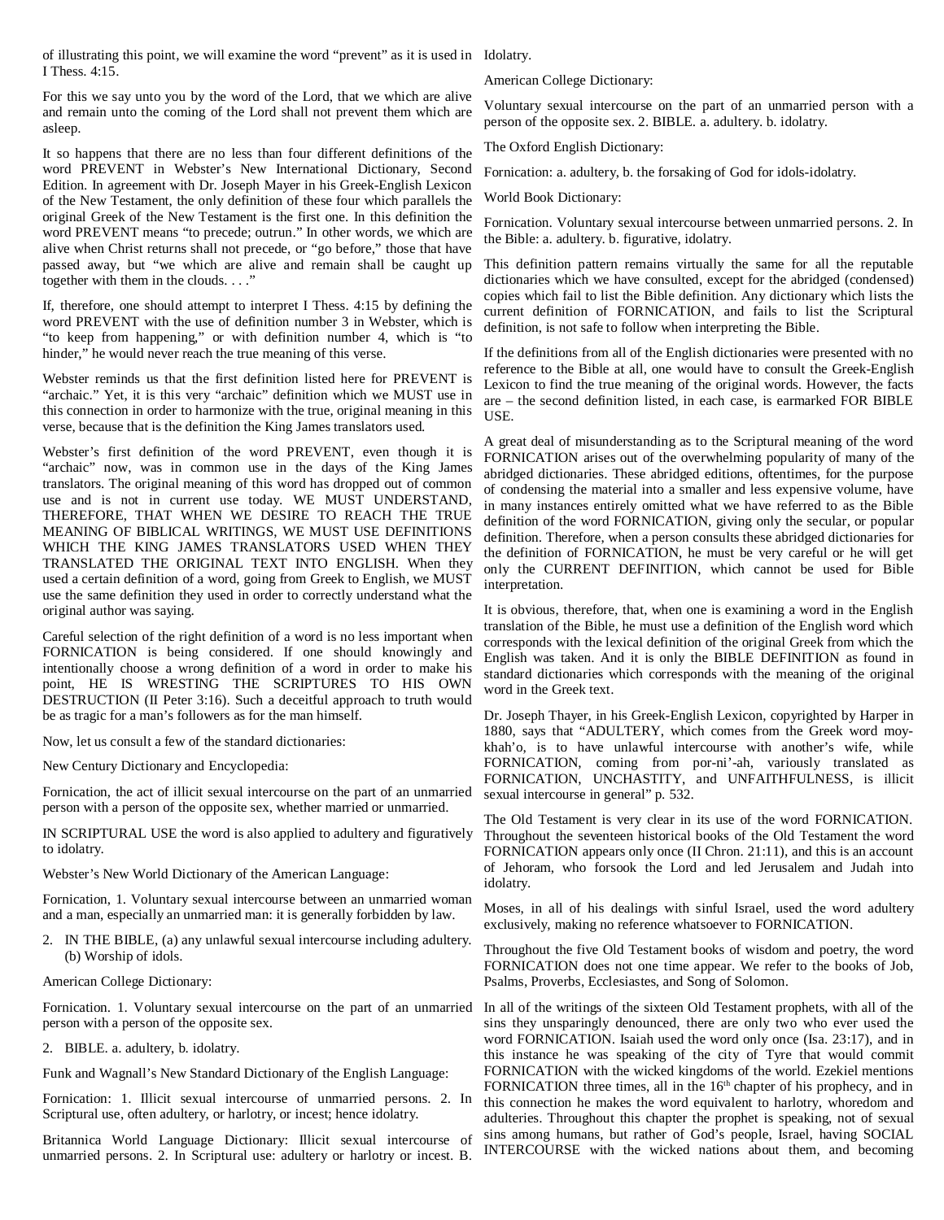of illustrating this point, we will examine the word "prevent" as it is used in I Thess. 4:15.

For this we say unto you by the word of the Lord, that we which are alive and remain unto the coming of the Lord shall not prevent them which are asleep.

It so happens that there are no less than four different definitions of the word PREVENT in Webster's New International Dictionary, Second Edition. In agreement with Dr. Joseph Mayer in his Greek-English Lexicon of the New Testament, the only definition of these four which parallels the original Greek of the New Testament is the first one. In this definition the word PREVENT means "to precede; outrun." In other words, we which are alive when Christ returns shall not precede, or "go before," those that have passed away, but "we which are alive and remain shall be caught up together with them in the clouds. . . ."

If, therefore, one should attempt to interpret I Thess. 4:15 by defining the word PREVENT with the use of definition number 3 in Webster, which is "to keep from happening," or with definition number 4, which is "to hinder," he would never reach the true meaning of this verse.

Webster reminds us that the first definition listed here for PREVENT is "archaic." Yet, it is this very "archaic" definition which we MUST use in this connection in order to harmonize with the true, original meaning in this verse, because that is the definition the King James translators used.

Webster's first definition of the word PREVENT, even though it is "archaic" now, was in common use in the days of the King James translators. The original meaning of this word has dropped out of common use and is not in current use today. WE MUST UNDERSTAND, THEREFORE, THAT WHEN WE DESIRE TO REACH THE TRUE MEANING OF BIBLICAL WRITINGS, WE MUST USE DEFINITIONS WHICH THE KING JAMES TRANSLATORS USED WHEN THEY TRANSLATED THE ORIGINAL TEXT INTO ENGLISH. When they used a certain definition of a word, going from Greek to English, we MUST use the same definition they used in order to correctly understand what the original author was saying.

Careful selection of the right definition of a word is no less important when FORNICATION is being considered. If one should knowingly and intentionally choose a wrong definition of a word in order to make his point, HE IS WRESTING THE SCRIPTURES TO HIS OWN DESTRUCTION (II Peter 3:16). Such a deceitful approach to truth would be as tragic for a man's followers as for the man himself.

Now, let us consult a few of the standard dictionaries:

New Century Dictionary and Encyclopedia:

Fornication, the act of illicit sexual intercourse on the part of an unmarried person with a person of the opposite sex, whether married or unmarried.

IN SCRIPTURAL USE the word is also applied to adultery and figuratively to idolatry.

Webster's New World Dictionary of the American Language:

Fornication, 1. Voluntary sexual intercourse between an unmarried woman and a man, especially an unmarried man: it is generally forbidden by law.

2. IN THE BIBLE, (a) any unlawful sexual intercourse including adultery. (b) Worship of idols.

American College Dictionary:

Fornication. 1. Voluntary sexual intercourse on the part of an unmarried person with a person of the opposite sex.

2. BIBLE. a. adultery, b. idolatry.

Funk and Wagnall's New Standard Dictionary of the English Language:

Fornication: 1. Illicit sexual intercourse of unmarried persons. 2. In Scriptural use, often adultery, or harlotry, or incest; hence idolatry.

Britannica World Language Dictionary: Illicit sexual intercourse of unmarried persons. 2. In Scriptural use: adultery or harlotry or incest. B. Idolatry.

American College Dictionary:

Voluntary sexual intercourse on the part of an unmarried person with a person of the opposite sex. 2. BIBLE. a. adultery. b. idolatry.

The Oxford English Dictionary:

Fornication: a. adultery, b. the forsaking of God for idols-idolatry.

World Book Dictionary:

Fornication. Voluntary sexual intercourse between unmarried persons. 2. In the Bible: a. adultery. b. figurative, idolatry.

This definition pattern remains virtually the same for all the reputable dictionaries which we have consulted, except for the abridged (condensed) copies which fail to list the Bible definition. Any dictionary which lists the current definition of FORNICATION, and fails to list the Scriptural definition, is not safe to follow when interpreting the Bible.

If the definitions from all of the English dictionaries were presented with no reference to the Bible at all, one would have to consult the Greek-English Lexicon to find the true meaning of the original words. However, the facts are – the second definition listed, in each case, is earmarked FOR BIBLE USE.

A great deal of misunderstanding as to the Scriptural meaning of the word FORNICATION arises out of the overwhelming popularity of many of the abridged dictionaries. These abridged editions, oftentimes, for the purpose of condensing the material into a smaller and less expensive volume, have in many instances entirely omitted what we have referred to as the Bible definition of the word FORNICATION, giving only the secular, or popular definition. Therefore, when a person consults these abridged dictionaries for the definition of FORNICATION, he must be very careful or he will get only the CURRENT DEFINITION, which cannot be used for Bible interpretation.

It is obvious, therefore, that, when one is examining a word in the English translation of the Bible, he must use a definition of the English word which corresponds with the lexical definition of the original Greek from which the English was taken. And it is only the BIBLE DEFINITION as found in standard dictionaries which corresponds with the meaning of the original word in the Greek text.

Dr. Joseph Thayer, in his Greek-English Lexicon, copyrighted by Harper in 1880, says that "ADULTERY, which comes from the Greek word moy-khah'o, is to have unlawful intercourse with another's wife, while FORNICATION, coming from por-ni'-ah, variously translated as FORNICATION, UNCHASTITY, and UNFAITHFULNESS, is illicit sexual intercourse in general" p. 532.

The Old Testament is very clear in its use of the word FORNICATION. Throughout the seventeen historical books of the Old Testament the word FORNICATION appears only once (II Chron. 21:11), and this is an account of Jehoram, who forsook the Lord and led Jerusalem and Judah into idolatry.

Moses, in all of his dealings with sinful Israel, used the word adultery exclusively, making no reference whatsoever to FORNICATION.

Throughout the five Old Testament books of wisdom and poetry, the word FORNICATION does not one time appear. We refer to the books of Job, Psalms, Proverbs, Ecclesiastes, and Song of Solomon.

In all of the writings of the sixteen Old Testament prophets, with all of the sins they unsparingly denounced, there are only two who ever used the word FORNICATION. Isaiah used the word only once (Isa. 23:17), and in this instance he was speaking of the city of Tyre that would commit FORNICATION with the wicked kingdoms of the world. Ezekiel mentions FORNICATION three times, all in the 16th chapter of his prophecy, and in this connection he makes the word equivalent to harlotry, whoredom and adulteries. Throughout this chapter the prophet is speaking, not of sexual sins among humans, but rather of God's people, Israel, having SOCIAL INTERCOURSE with the wicked nations about them, and becoming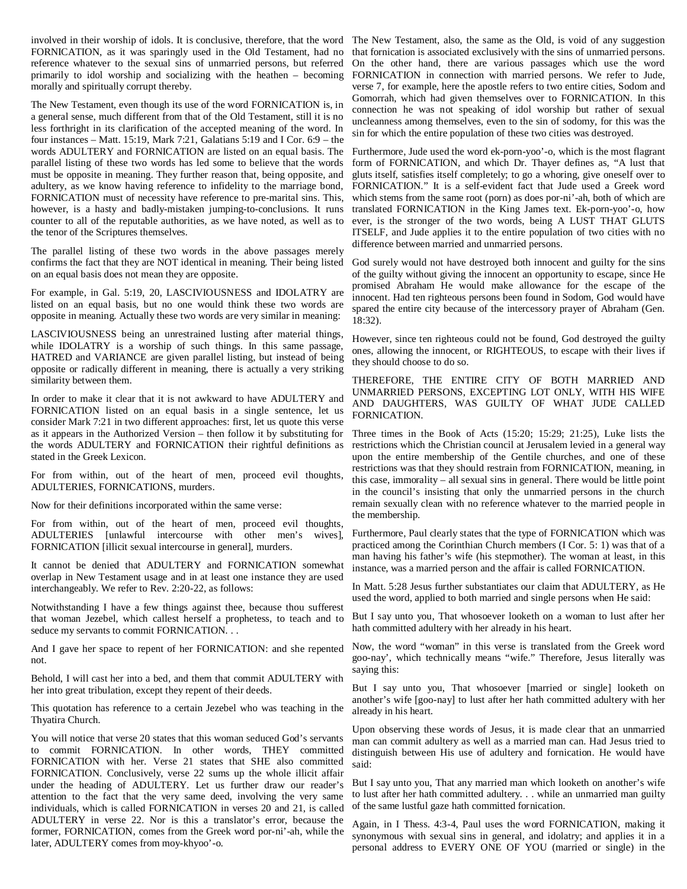involved in their worship of idols. It is conclusive, therefore, that the word FORNICATION, as it was sparingly used in the Old Testament, had no reference whatever to the sexual sins of unmarried persons, but referred primarily to idol worship and socializing with the heathen – becoming morally and spiritually corrupt thereby.

The New Testament, even though its use of the word FORNICATION is, in a general sense, much different from that of the Old Testament, still it is no less forthright in its clarification of the accepted meaning of the word. In four instances – Matt. 15:19, Mark 7:21, Galatians 5:19 and I Cor. 6:9 – the words ADULTERY and FORNICATION are listed on an equal basis. The parallel listing of these two words has led some to believe that the words must be opposite in meaning. They further reason that, being opposite, and adultery, as we know having reference to infidelity to the marriage bond, FORNICATION must of necessity have reference to pre-marital sins. This, however, is a hasty and badly-mistaken jumping-to-conclusions. It runs counter to all of the reputable authorities, as we have noted, as well as to the tenor of the Scriptures themselves.

The parallel listing of these two words in the above passages merely confirms the fact that they are NOT identical in meaning. Their being listed on an equal basis does not mean they are opposite.

For example, in Gal. 5:19, 20, LASCIVIOUSNESS and IDOLATRY are listed on an equal basis, but no one would think these two words are opposite in meaning. Actually these two words are very similar in meaning:

LASCIVIOUSNESS being an unrestrained lusting after material things, while IDOLATRY is a worship of such things. In this same passage, HATRED and VARIANCE are given parallel listing, but instead of being opposite or radically different in meaning, there is actually a very striking similarity between them.

In order to make it clear that it is not awkward to have ADULTERY and FORNICATION listed on an equal basis in a single sentence, let us consider Mark 7:21 in two different approaches: first, let us quote this verse as it appears in the Authorized Version – then follow it by substituting for the words ADULTERY and FORNICATION their rightful definitions as stated in the Greek Lexicon.

For from within, out of the heart of men, proceed evil thoughts, ADULTERIES, FORNICATIONS, murders.

Now for their definitions incorporated within the same verse:

For from within, out of the heart of men, proceed evil thoughts, ADULTERIES [unlawful intercourse with other men's wives], FORNICATION [illicit sexual intercourse in general], murders.

It cannot be denied that ADULTERY and FORNICATION somewhat overlap in New Testament usage and in at least one instance they are used interchangeably. We refer to Rev. 2:20-22, as follows:

Notwithstanding I have a few things against thee, because thou sufferest that woman Jezebel, which callest herself a prophetess, to teach and to seduce my servants to commit FORNICATION. . .

And I gave her space to repent of her FORNICATION: and she repented not.

Behold, I will cast her into a bed, and them that commit ADULTERY with her into great tribulation, except they repent of their deeds.

This quotation has reference to a certain Jezebel who was teaching in the Thyatira Church.

You will notice that verse 20 states that this woman seduced God's servants to commit FORNICATION. In other words, THEY committed FORNICATION with her. Verse 21 states that SHE also committed FORNICATION. Conclusively, verse 22 sums up the whole illicit affair under the heading of ADULTERY. Let us further draw our reader's attention to the fact that the very same deed, involving the very same individuals, which is called FORNICATION in verses 20 and 21, is called ADULTERY in verse 22. Nor is this a translator's error, because the former, FORNICATION, comes from the Greek word por-ni'-ah, while the later, ADULTERY comes from moy-khyoo'-o.

The New Testament, also, the same as the Old, is void of any suggestion that fornication is associated exclusively with the sins of unmarried persons. On the other hand, there are various passages which use the word FORNICATION in connection with married persons. We refer to Jude, verse 7, for example, here the apostle refers to two entire cities, Sodom and Gomorrah, which had given themselves over to FORNICATION. In this connection he was not speaking of idol worship but rather of sexual uncleanness among themselves, even to the sin of sodomy, for this was the sin for which the entire population of these two cities was destroyed.

Furthermore, Jude used the word ek-porn-yoo'-o, which is the most flagrant form of FORNICATION, and which Dr. Thayer defines as, "A lust that gluts itself, satisfies itself completely; to go a whoring, give oneself over to FORNICATION." It is a self-evident fact that Jude used a Greek word which stems from the same root (porn) as does por-ni'-ah, both of which are translated FORNICATION in the King James text. Ek-porn-yoo'-o, how ever, is the stronger of the two words, being A LUST THAT GLUTS ITSELF, and Jude applies it to the entire population of two cities with no difference between married and unmarried persons.

God surely would not have destroyed both innocent and guilty for the sins of the guilty without giving the innocent an opportunity to escape, since He promised Abraham He would make allowance for the escape of the innocent. Had ten righteous persons been found in Sodom, God would have spared the entire city because of the intercessory prayer of Abraham (Gen. 18:32).

However, since ten righteous could not be found, God destroyed the guilty ones, allowing the innocent, or RIGHTEOUS, to escape with their lives if they should choose to do so.

THEREFORE, THE ENTIRE CITY OF BOTH MARRIED AND UNMARRIED PERSONS, EXCEPTING LOT ONLY, WITH HIS WIFE AND DAUGHTERS, WAS GUILTY OF WHAT JUDE CALLED FORNICATION.

Three times in the Book of Acts (15:20; 15:29; 21:25), Luke lists the restrictions which the Christian council at Jerusalem levied in a general way upon the entire membership of the Gentile churches, and one of these restrictions was that they should restrain from FORNICATION, meaning, in this case, immorality – all sexual sins in general. There would be little point in the council's insisting that only the unmarried persons in the church remain sexually clean with no reference whatever to the married people in the membership.

Furthermore, Paul clearly states that the type of FORNICATION which was practiced among the Corinthian Church members (I Cor. 5: 1) was that of a man having his father's wife (his stepmother). The woman at least, in this instance, was a married person and the affair is called FORNICATION.

In Matt. 5:28 Jesus further substantiates our claim that ADULTERY, as He used the word, applied to both married and single persons when He said:

But I say unto you, That whosoever looketh on a woman to lust after her hath committed adultery with her already in his heart.

Now, the word "woman" in this verse is translated from the Greek word goo-nay', which technically means "wife." Therefore, Jesus literally was saying this:

But I say unto you, That whosoever [married or single] looketh on another's wife [goo-nay] to lust after her hath committed adultery with her already in his heart.

Upon observing these words of Jesus, it is made clear that an unmarried man can commit adultery as well as a married man can. Had Jesus tried to distinguish between His use of adultery and fornication. He would have said:

But I say unto you, That any married man which looketh on another's wife to lust after her hath committed adultery. . . while an unmarried man guilty of the same lustful gaze hath committed fornication.

Again, in I Thess. 4:3-4, Paul uses the word FORNICATION, making it synonymous with sexual sins in general, and idolatry; and applies it in a personal address to EVERY ONE OF YOU (married or single) in the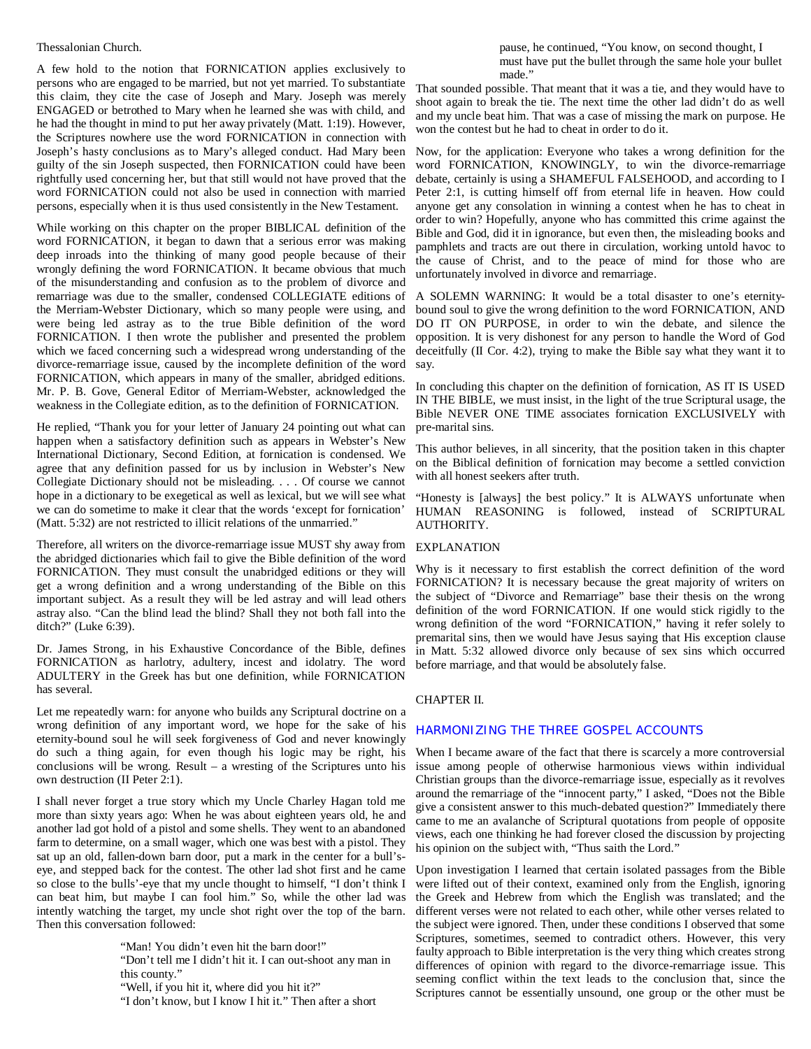Thessalonian Church.

A few hold to the notion that FORNICATION applies exclusively to persons who are engaged to be married, but not yet married. To substantiate this claim, they cite the case of Joseph and Mary. Joseph was merely ENGAGED or betrothed to Mary when he learned she was with child, and he had the thought in mind to put her away privately (Matt. 1:19). However, the Scriptures nowhere use the word FORNICATION in connection with Joseph's hasty conclusions as to Mary's alleged conduct. Had Mary been guilty of the sin Joseph suspected, then FORNICATION could have been rightfully used concerning her, but that still would not have proved that the word FORNICATION could not also be used in connection with married persons, especially when it is thus used consistently in the New Testament.

While working on this chapter on the proper BIBLICAL definition of the word FORNICATION, it began to dawn that a serious error was making deep inroads into the thinking of many good people because of their wrongly defining the word FORNICATION. It became obvious that much of the misunderstanding and confusion as to the problem of divorce and remarriage was due to the smaller, condensed COLLEGIATE editions of the Merriam-Webster Dictionary, which so many people were using, and were being led astray as to the true Bible definition of the word FORNICATION. I then wrote the publisher and presented the problem which we faced concerning such a widespread wrong understanding of the divorce-remarriage issue, caused by the incomplete definition of the word FORNICATION, which appears in many of the smaller, abridged editions. Mr. P. B. Gove, General Editor of Merriam-Webster, acknowledged the weakness in the Collegiate edition, as to the definition of FORNICATION.

He replied, "Thank you for your letter of January 24 pointing out what can happen when a satisfactory definition such as appears in Webster's New International Dictionary, Second Edition, at fornication is condensed. We agree that any definition passed for us by inclusion in Webster's New Collegiate Dictionary should not be misleading. . . . Of course we cannot hope in a dictionary to be exegetical as well as lexical, but we will see what we can do sometime to make it clear that the words 'except for fornication' (Matt. 5:32) are not restricted to illicit relations of the unmarried."

Therefore, all writers on the divorce-remarriage issue MUST shy away from the abridged dictionaries which fail to give the Bible definition of the word FORNICATION. They must consult the unabridged editions or they will get a wrong definition and a wrong understanding of the Bible on this important subject. As a result they will be led astray and will lead others astray also. "Can the blind lead the blind? Shall they not both fall into the ditch?" (Luke 6:39).

Dr. James Strong, in his Exhaustive Concordance of the Bible, defines FORNICATION as harlotry, adultery, incest and idolatry. The word ADULTERY in the Greek has but one definition, while FORNICATION has several.

Let me repeatedly warn: for anyone who builds any Scriptural doctrine on a wrong definition of any important word, we hope for the sake of his eternity-bound soul he will seek forgiveness of God and never knowingly do such a thing again, for even though his logic may be right, his conclusions will be wrong. Result – a wresting of the Scriptures unto his own destruction (II Peter 2:1).

I shall never forget a true story which my Uncle Charley Hagan told me more than sixty years ago: When he was about eighteen years old, he and another lad got hold of a pistol and some shells. They went to an abandoned farm to determine, on a small wager, which one was best with a pistol. They sat up an old, fallen-down barn door, put a mark in the center for a bull's-eye, and stepped back for the contest. The other lad shot first and he came so close to the bulls'-eye that my uncle thought to himself, "I don't think I can beat him, but maybe I can fool him." So, while the other lad was intently watching the target, my uncle shot right over the top of the barn. Then this conversation followed:

> "Man! You didn't even hit the barn door!"
> "Don't tell me I didn't hit it. I can out-shoot any man in this county."
> "Well, if you hit it, where did you hit it?"
> "I don't know, but I know I hit it." Then after a short pause, he continued, "You know, on second thought, I must have put the bullet through the same hole your bullet made."

That sounded possible. That meant that it was a tie, and they would have to shoot again to break the tie. The next time the other lad didn't do as well and my uncle beat him. That was a case of missing the mark on purpose. He won the contest but he had to cheat in order to do it.

Now, for the application: Everyone who takes a wrong definition for the word FORNICATION, KNOWINGLY, to win the divorce-remarriage debate, certainly is using a SHAMEFUL FALSEHOOD, and according to I Peter 2:1, is cutting himself off from eternal life in heaven. How could anyone get any consolation in winning a contest when he has to cheat in order to win? Hopefully, anyone who has committed this crime against the Bible and God, did it in ignorance, but even then, the misleading books and pamphlets and tracts are out there in circulation, working untold havoc to the cause of Christ, and to the peace of mind for those who are unfortunately involved in divorce and remarriage.

A SOLEMN WARNING: It would be a total disaster to one's eternity-bound soul to give the wrong definition to the word FORNICATION, AND DO IT ON PURPOSE, in order to win the debate, and silence the opposition. It is very dishonest for any person to handle the Word of God deceitfully (II Cor. 4:2), trying to make the Bible say what they want it to say.

In concluding this chapter on the definition of fornication, AS IT IS USED IN THE BIBLE, we must insist, in the light of the true Scriptural usage, the Bible NEVER ONE TIME associates fornication EXCLUSIVELY with pre-marital sins.

This author believes, in all sincerity, that the position taken in this chapter on the Biblical definition of fornication may become a settled conviction with all honest seekers after truth.

"Honesty is [always] the best policy." It is ALWAYS unfortunate when HUMAN REASONING is followed, instead of SCRIPTURAL AUTHORITY.

EXPLANATION

Why is it necessary to first establish the correct definition of the word FORNICATION? It is necessary because the great majority of writers on the subject of "Divorce and Remarriage" base their thesis on the wrong definition of the word FORNICATION. If one would stick rigidly to the wrong definition of the word "FORNICATION," having it refer solely to premarital sins, then we would have Jesus saying that His exception clause in Matt. 5:32 allowed divorce only because of sex sins which occurred before marriage, and that would be absolutely false.

CHAPTER II.

## HARMONIZING THE THREE GOSPEL ACCOUNTS

When I became aware of the fact that there is scarcely a more controversial issue among people of otherwise harmonious views within individual Christian groups than the divorce-remarriage issue, especially as it revolves around the remarriage of the "innocent party," I asked, "Does not the Bible give a consistent answer to this much-debated question?" Immediately there came to me an avalanche of Scriptural quotations from people of opposite views, each one thinking he had forever closed the discussion by projecting his opinion on the subject with, "Thus saith the Lord."

Upon investigation I learned that certain isolated passages from the Bible were lifted out of their context, examined only from the English, ignoring the Greek and Hebrew from which the English was translated; and the different verses were not related to each other, while other verses related to the subject were ignored. Then, under these conditions I observed that some Scriptures, sometimes, seemed to contradict others. However, this very faulty approach to Bible interpretation is the very thing which creates strong differences of opinion with regard to the divorce-remarriage issue. This seeming conflict within the text leads to the conclusion that, since the Scriptures cannot be essentially unsound, one group or the other must be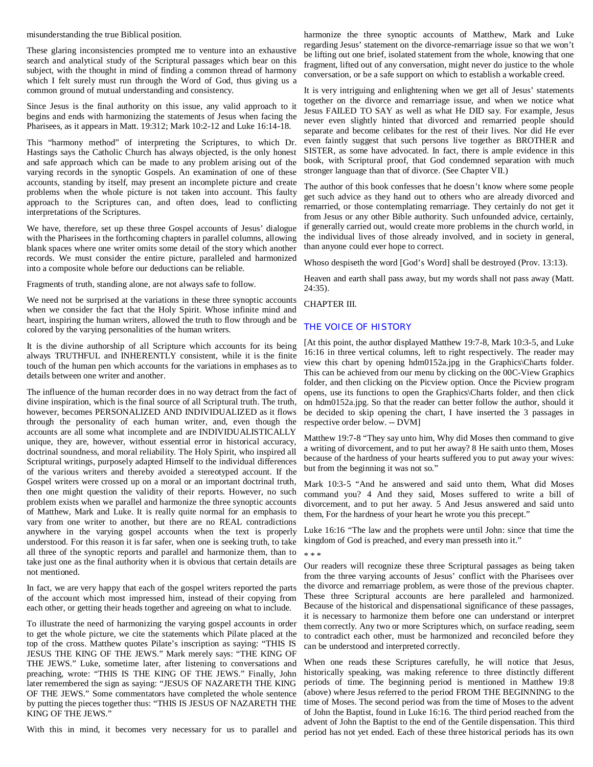misunderstanding the true Biblical position.

These glaring inconsistencies prompted me to venture into an exhaustive search and analytical study of the Scriptural passages which bear on this subject, with the thought in mind of finding a common thread of harmony which I felt surely must run through the Word of God, thus giving us a common ground of mutual understanding and consistency.

Since Jesus is the final authority on this issue, any valid approach to it begins and ends with harmonizing the statements of Jesus when facing the Pharisees, as it appears in Matt. 19:312; Mark 10:2-12 and Luke 16:14-18.

This "harmony method" of interpreting the Scriptures, to which Dr. Hastings says the Catholic Church has always objected, is the only honest and safe approach which can be made to any problem arising out of the varying records in the synoptic Gospels. An examination of one of these accounts, standing by itself, may present an incomplete picture and create problems when the whole picture is not taken into account. This faulty approach to the Scriptures can, and often does, lead to conflicting interpretations of the Scriptures.

We have, therefore, set up these three Gospel accounts of Jesus' dialogue with the Pharisees in the forthcoming chapters in parallel columns, allowing blank spaces where one writer omits some detail of the story which another records. We must consider the entire picture, paralleled and harmonized into a composite whole before our deductions can be reliable.

Fragments of truth, standing alone, are not always safe to follow.

We need not be surprised at the variations in these three synoptic accounts when we consider the fact that the Holy Spirit. Whose infinite mind and heart, inspiring the human writers, allowed the truth to flow through and be colored by the varying personalities of the human writers.

It is the divine authorship of all Scripture which accounts for its being always TRUTHFUL and INHERENTLY consistent, while it is the finite touch of the human pen which accounts for the variations in emphases as to details between one writer and another.

The influence of the human recorder does in no way detract from the fact of divine inspiration, which is the final source of all Scriptural truth. The truth, however, becomes PERSONALIZED AND INDIVIDUALIZED as it flows through the personality of each human writer, and, even though the accounts are all some what incomplete and are INDIVIDUALISTICALLY unique, they are, however, without essential error in historical accuracy, doctrinal soundness, and moral reliability. The Holy Spirit, who inspired all Scriptural writings, purposely adapted Himself to the individual differences of the various writers and thereby avoided a stereotyped account. If the Gospel writers were crossed up on a moral or an important doctrinal truth, then one might question the validity of their reports. However, no such problem exists when we parallel and harmonize the three synoptic accounts of Matthew, Mark and Luke. It is really quite normal for an emphasis to vary from one writer to another, but there are no REAL contradictions anywhere in the varying gospel accounts when the text is properly understood. For this reason it is far safer, when one is seeking truth, to take all three of the synoptic reports and parallel and harmonize them, than to take just one as the final authority when it is obvious that certain details are not mentioned.

In fact, we are very happy that each of the gospel writers reported the parts of the account which most impressed him, instead of their copying from each other, or getting their heads together and agreeing on what to include.

To illustrate the need of harmonizing the varying gospel accounts in order to get the whole picture, we cite the statements which Pilate placed at the top of the cross. Matthew quotes Pilate's inscription as saying: "THIS IS JESUS THE KING OF THE JEWS." Mark merely says: "THE KING OF THE JEWS." Luke, sometime later, after listening to conversations and preaching, wrote: "THIS IS THE KING OF THE JEWS." Finally, John later remembered the sign as saying: "JESUS OF NAZARETH THE KING OF THE JEWS." Some commentators have completed the whole sentence by putting the pieces together thus: "THIS IS JESUS OF NAZARETH THE KING OF THE JEWS."

With this in mind, it becomes very necessary for us to parallel and harmonize the three synoptic accounts of Matthew, Mark and Luke regarding Jesus' statement on the divorce-remarriage issue so that we won't be lifting out one brief, isolated statement from the whole, knowing that one fragment, lifted out of any conversation, might never do justice to the whole conversation, or be a safe support on which to establish a workable creed.

It is very intriguing and enlightening when we get all of Jesus' statements together on the divorce and remarriage issue, and when we notice what Jesus FAILED TO SAY as well as what He DID say. For example, Jesus never even slightly hinted that divorced and remarried people should separate and become celibates for the rest of their lives. Nor did He ever even faintly suggest that such persons live together as BROTHER and SISTER, as some have advocated. In fact, there is ample evidence in this book, with Scriptural proof, that God condemned separation with much stronger language than that of divorce. (See Chapter VII.)

The author of this book confesses that he doesn't know where some people get such advice as they hand out to others who are already divorced and remarried, or those contemplating remarriage. They certainly do not get it from Jesus or any other Bible authority. Such unfounded advice, certainly, if generally carried out, would create more problems in the church world, in the individual lives of those already involved, and in society in general, than anyone could ever hope to correct.

Whoso despiseth the word [God's Word] shall be destroyed (Prov. 13:13).

Heaven and earth shall pass away, but my words shall not pass away (Matt. 24:35).

CHAPTER III.

## THE VOICE OF HISTORY

[At this point, the author displayed Matthew 19:7-8, Mark 10:3-5, and Luke 16:16 in three vertical columns, left to right respectively. The reader may view this chart by opening hdm0152a.jpg in the Graphics\Charts folder. This can be achieved from our menu by clicking on the 00C-View Graphics folder, and then clicking on the Picview option. Once the Picview program opens, use its functions to open the Graphics\Charts folder, and then click on hdm0152a.jpg. So that the reader can better follow the author, should it be decided to skip opening the chart, I have inserted the 3 passages in respective order below. -- DVM]

Matthew 19:7-8 "They say unto him, Why did Moses then command to give a writing of divorcement, and to put her away? 8 He saith unto them, Moses because of the hardness of your hearts suffered you to put away your wives: but from the beginning it was not so."

Mark 10:3-5 "And he answered and said unto them, What did Moses command you? 4 And they said, Moses suffered to write a bill of divorcement, and to put her away. 5 And Jesus answered and said unto them, For the hardness of your heart he wrote you this precept."

Luke 16:16 "The law and the prophets were until John: since that time the kingdom of God is preached, and every man presseth into it."

* * *

Our readers will recognize these three Scriptural passages as being taken from the three varying accounts of Jesus' conflict with the Pharisees over the divorce and remarriage problem, as were those of the previous chapter. These three Scriptural accounts are here paralleled and harmonized. Because of the historical and dispensational significance of these passages, it is necessary to harmonize them before one can understand or interpret them correctly. Any two or more Scriptures which, on surface reading, seem to contradict each other, must be harmonized and reconciled before they can be understood and interpreted correctly.

When one reads these Scriptures carefully, he will notice that Jesus, historically speaking, was making reference to three distinctly different periods of time. The beginning period is mentioned in Matthew 19:8 (above) where Jesus referred to the period FROM THE BEGINNING to the time of Moses. The second period was from the time of Moses to the advent of John the Baptist, found in Luke 16:16. The third period reached from the advent of John the Baptist to the end of the Gentile dispensation. This third period has not yet ended. Each of these three historical periods has its own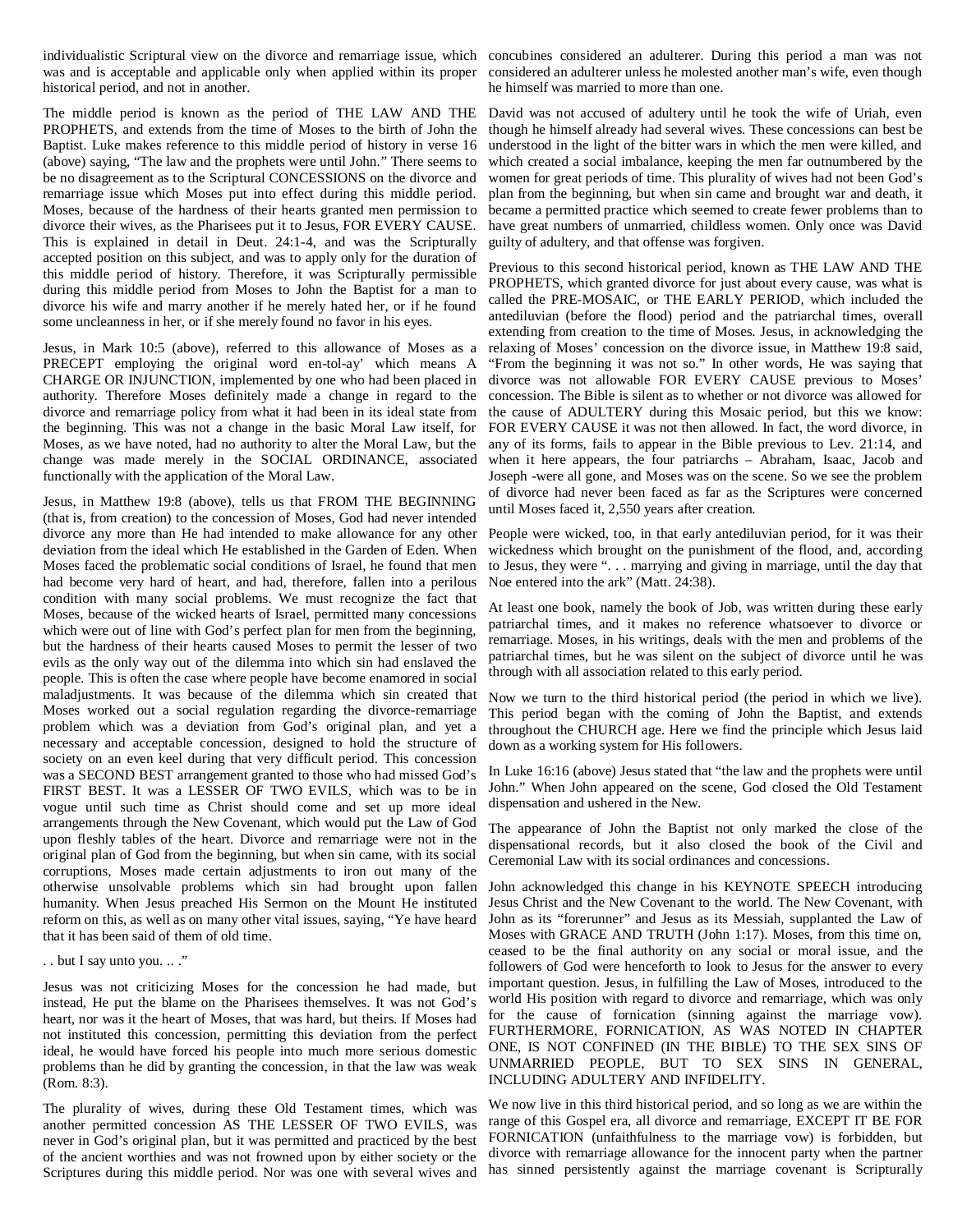individualistic Scriptural view on the divorce and remarriage issue, which was and is acceptable and applicable only when applied within its proper historical period, and not in another.

The middle period is known as the period of THE LAW AND THE PROPHETS, and extends from the time of Moses to the birth of John the Baptist. Luke makes reference to this middle period of history in verse 16 (above) saying, "The law and the prophets were until John." There seems to be no disagreement as to the Scriptural CONCESSIONS on the divorce and remarriage issue which Moses put into effect during this middle period. Moses, because of the hardness of their hearts granted men permission to divorce their wives, as the Pharisees put it to Jesus, FOR EVERY CAUSE. This is explained in detail in Deut. 24:1-4, and was the Scripturally accepted position on this subject, and was to apply only for the duration of this middle period of history. Therefore, it was Scripturally permissible during this middle period from Moses to John the Baptist for a man to divorce his wife and marry another if he merely hated her, or if he found some uncleanness in her, or if she merely found no favor in his eyes.

Jesus, in Mark 10:5 (above), referred to this allowance of Moses as a PRECEPT employing the original word en-tol-ay' which means A CHARGE OR INJUNCTION, implemented by one who had been placed in authority. Therefore Moses definitely made a change in regard to the divorce and remarriage policy from what it had been in its ideal state from the beginning. This was not a change in the basic Moral Law itself, for Moses, as we have noted, had no authority to alter the Moral Law, but the change was made merely in the SOCIAL ORDINANCE, associated functionally with the application of the Moral Law.

Jesus, in Matthew 19:8 (above), tells us that FROM THE BEGINNING (that is, from creation) to the concession of Moses, God had never intended divorce any more than He had intended to make allowance for any other deviation from the ideal which He established in the Garden of Eden. When Moses faced the problematic social conditions of Israel, he found that men had become very hard of heart, and had, therefore, fallen into a perilous condition with many social problems. We must recognize the fact that Moses, because of the wicked hearts of Israel, permitted many concessions which were out of line with God's perfect plan for men from the beginning, but the hardness of their hearts caused Moses to permit the lesser of two evils as the only way out of the dilemma into which sin had enslaved the people. This is often the case where people have become enamored in social maladjustments. It was because of the dilemma which sin created that Moses worked out a social regulation regarding the divorce-remarriage problem which was a deviation from God's original plan, and yet a necessary and acceptable concession, designed to hold the structure of society on an even keel during that very difficult period. This concession was a SECOND BEST arrangement granted to those who had missed God's FIRST BEST. It was a LESSER OF TWO EVILS, which was to be in vogue until such time as Christ should come and set up more ideal arrangements through the New Covenant, which would put the Law of God upon fleshly tables of the heart. Divorce and remarriage were not in the original plan of God from the beginning, but when sin came, with its social corruptions, Moses made certain adjustments to iron out many of the otherwise unsolvable problems which sin had brought upon fallen humanity. When Jesus preached His Sermon on the Mount He instituted reform on this, as well as on many other vital issues, saying, "Ye have heard that it has been said of them of old time.

. . but I say unto you. .. ."

Jesus was not criticizing Moses for the concession he had made, but instead, He put the blame on the Pharisees themselves. It was not God's heart, nor was it the heart of Moses, that was hard, but theirs. If Moses had not instituted this concession, permitting this deviation from the perfect ideal, he would have forced his people into much more serious domestic problems than he did by granting the concession, in that the law was weak (Rom. 8:3).

The plurality of wives, during these Old Testament times, which was another permitted concession AS THE LESSER OF TWO EVILS, was never in God's original plan, but it was permitted and practiced by the best of the ancient worthies and was not frowned upon by either society or the Scriptures during this middle period. Nor was one with several wives and concubines considered an adulterer. During this period a man was not considered an adulterer unless he molested another man's wife, even though he himself was married to more than one.

David was not accused of adultery until he took the wife of Uriah, even though he himself already had several wives. These concessions can best be understood in the light of the bitter wars in which the men were killed, and which created a social imbalance, keeping the men far outnumbered by the women for great periods of time. This plurality of wives had not been God's plan from the beginning, but when sin came and brought war and death, it became a permitted practice which seemed to create fewer problems than to have great numbers of unmarried, childless women. Only once was David guilty of adultery, and that offense was forgiven.

Previous to this second historical period, known as THE LAW AND THE PROPHETS, which granted divorce for just about every cause, was what is called the PRE-MOSAIC, or THE EARLY PERIOD, which included the antediluvian (before the flood) period and the patriarchal times, overall extending from creation to the time of Moses. Jesus, in acknowledging the relaxing of Moses' concession on the divorce issue, in Matthew 19:8 said, "From the beginning it was not so." In other words, He was saying that divorce was not allowable FOR EVERY CAUSE previous to Moses' concession. The Bible is silent as to whether or not divorce was allowed for the cause of ADULTERY during this Mosaic period, but this we know: FOR EVERY CAUSE it was not then allowed. In fact, the word divorce, in any of its forms, fails to appear in the Bible previous to Lev. 21:14, and when it here appears, the four patriarchs – Abraham, Isaac, Jacob and Joseph -were all gone, and Moses was on the scene. So we see the problem of divorce had never been faced as far as the Scriptures were concerned until Moses faced it, 2,550 years after creation.

People were wicked, too, in that early antediluvian period, for it was their wickedness which brought on the punishment of the flood, and, according to Jesus, they were ". . . marrying and giving in marriage, until the day that Noe entered into the ark" (Matt. 24:38).

At least one book, namely the book of Job, was written during these early patriarchal times, and it makes no reference whatsoever to divorce or remarriage. Moses, in his writings, deals with the men and problems of the patriarchal times, but he was silent on the subject of divorce until he was through with all association related to this early period.

Now we turn to the third historical period (the period in which we live). This period began with the coming of John the Baptist, and extends throughout the CHURCH age. Here we find the principle which Jesus laid down as a working system for His followers.

In Luke 16:16 (above) Jesus stated that "the law and the prophets were until John." When John appeared on the scene, God closed the Old Testament dispensation and ushered in the New.

The appearance of John the Baptist not only marked the close of the dispensational records, but it also closed the book of the Civil and Ceremonial Law with its social ordinances and concessions.

John acknowledged this change in his KEYNOTE SPEECH introducing Jesus Christ and the New Covenant to the world. The New Covenant, with John as its "forerunner" and Jesus as its Messiah, supplanted the Law of Moses with GRACE AND TRUTH (John 1:17). Moses, from this time on, ceased to be the final authority on any social or moral issue, and the followers of God were henceforth to look to Jesus for the answer to every important question. Jesus, in fulfilling the Law of Moses, introduced to the world His position with regard to divorce and remarriage, which was only for the cause of fornication (sinning against the marriage vow). FURTHERMORE, FORNICATION, AS WAS NOTED IN CHAPTER ONE, IS NOT CONFINED (IN THE BIBLE) TO THE SEX SINS OF UNMARRIED PEOPLE, BUT TO SEX SINS IN GENERAL, INCLUDING ADULTERY AND INFIDELITY.

We now live in this third historical period, and so long as we are within the range of this Gospel era, all divorce and remarriage, EXCEPT IT BE FOR FORNICATION (unfaithfulness to the marriage vow) is forbidden, but divorce with remarriage allowance for the innocent party when the partner has sinned persistently against the marriage covenant is Scripturally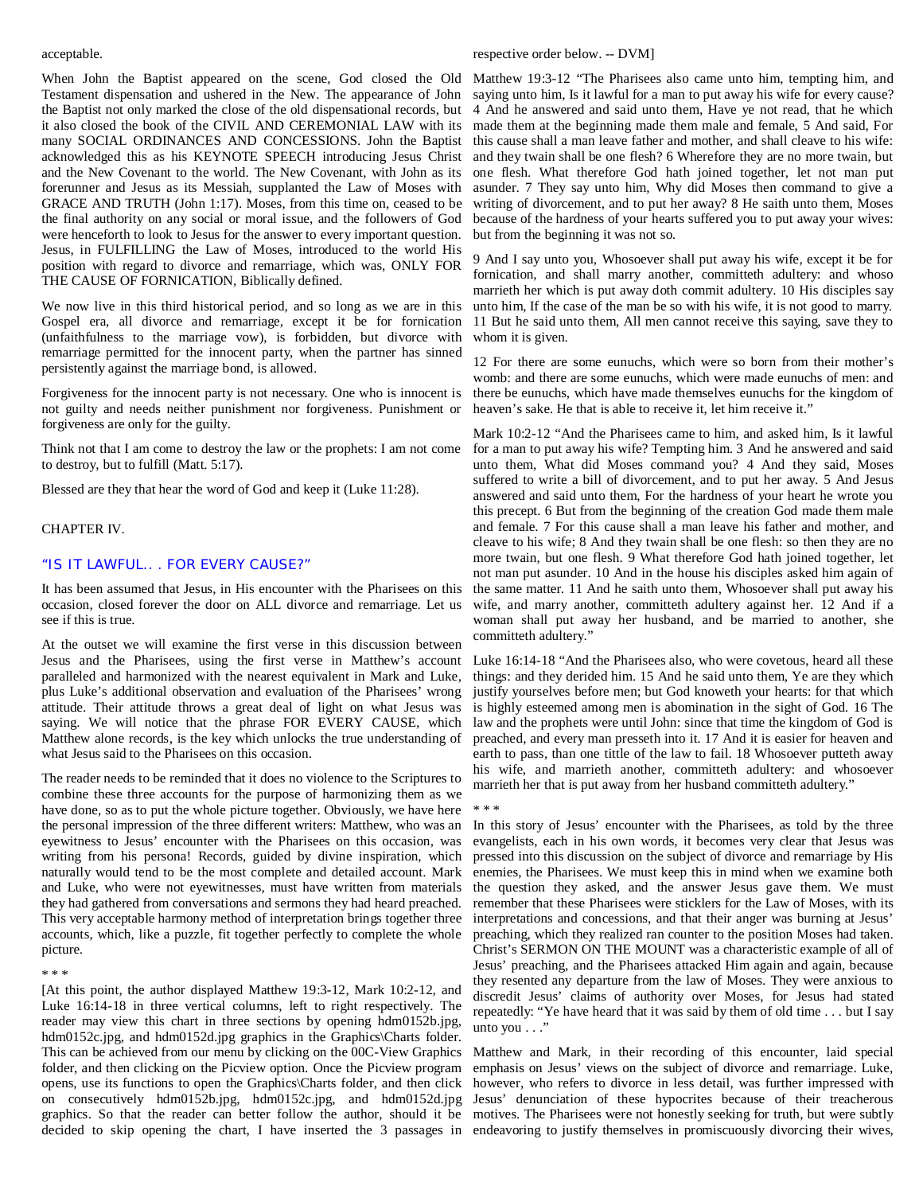acceptable.

When John the Baptist appeared on the scene, God closed the Old Testament dispensation and ushered in the New. The appearance of John the Baptist not only marked the close of the old dispensational records, but it also closed the book of the CIVIL AND CEREMONIAL LAW with its many SOCIAL ORDINANCES AND CONCESSIONS. John the Baptist acknowledged this as his KEYNOTE SPEECH introducing Jesus Christ and the New Covenant to the world. The New Covenant, with John as its forerunner and Jesus as its Messiah, supplanted the Law of Moses with GRACE AND TRUTH (John 1:17). Moses, from this time on, ceased to be the final authority on any social or moral issue, and the followers of God were henceforth to look to Jesus for the answer to every important question. Jesus, in FULFILLING the Law of Moses, introduced to the world His position with regard to divorce and remarriage, which was, ONLY FOR THE CAUSE OF FORNICATION, Biblically defined.

We now live in this third historical period, and so long as we are in this Gospel era, all divorce and remarriage, except it be for fornication (unfaithfulness to the marriage vow), is forbidden, but divorce with remarriage permitted for the innocent party, when the partner has sinned persistently against the marriage bond, is allowed.

Forgiveness for the innocent party is not necessary. One who is innocent is not guilty and needs neither punishment nor forgiveness. Punishment or forgiveness are only for the guilty.

Think not that I am come to destroy the law or the prophets: I am not come to destroy, but to fulfill (Matt. 5:17).

Blessed are they that hear the word of God and keep it (Luke 11:28).

CHAPTER IV.

## "IS IT LAWFUL. . . FOR EVERY CAUSE?"

It has been assumed that Jesus, in His encounter with the Pharisees on this occasion, closed forever the door on ALL divorce and remarriage. Let us see if this is true.

At the outset we will examine the first verse in this discussion between Jesus and the Pharisees, using the first verse in Matthew's account paralleled and harmonized with the nearest equivalent in Mark and Luke, plus Luke's additional observation and evaluation of the Pharisees' wrong attitude. Their attitude throws a great deal of light on what Jesus was saying. We will notice that the phrase FOR EVERY CAUSE, which Matthew alone records, is the key which unlocks the true understanding of what Jesus said to the Pharisees on this occasion.

The reader needs to be reminded that it does no violence to the Scriptures to combine these three accounts for the purpose of harmonizing them as we have done, so as to put the whole picture together. Obviously, we have here the personal impression of the three different writers: Matthew, who was an eyewitness to Jesus' encounter with the Pharisees on this occasion, was writing from his persona! Records, guided by divine inspiration, which naturally would tend to be the most complete and detailed account. Mark and Luke, who were not eyewitnesses, must have written from materials they had gathered from conversations and sermons they had heard preached. This very acceptable harmony method of interpretation brings together three accounts, which, like a puzzle, fit together perfectly to complete the whole picture.

* * *

[At this point, the author displayed Matthew 19:3-12, Mark 10:2-12, and Luke 16:14-18 in three vertical columns, left to right respectively. The reader may view this chart in three sections by opening hdm0152b.jpg, hdm0152c.jpg, and hdm0152d.jpg graphics in the Graphics\Charts folder. This can be achieved from our menu by clicking on the 00C-View Graphics folder, and then clicking on the Picview option. Once the Picview program opens, use its functions to open the Graphics\Charts folder, and then click on consecutively hdm0152b.jpg, hdm0152c.jpg, and hdm0152d.jpg graphics. So that the reader can better follow the author, should it be decided to skip opening the chart, I have inserted the 3 passages in respective order below. -- DVM]

Matthew 19:3-12 "The Pharisees also came unto him, tempting him, and saying unto him, Is it lawful for a man to put away his wife for every cause? 4 And he answered and said unto them, Have ye not read, that he which made them at the beginning made them male and female, 5 And said, For this cause shall a man leave father and mother, and shall cleave to his wife: and they twain shall be one flesh? 6 Wherefore they are no more twain, but one flesh. What therefore God hath joined together, let not man put asunder. 7 They say unto him, Why did Moses then command to give a writing of divorcement, and to put her away? 8 He saith unto them, Moses because of the hardness of your hearts suffered you to put away your wives: but from the beginning it was not so.

9 And I say unto you, Whosoever shall put away his wife, except it be for fornication, and shall marry another, committeth adultery: and whoso marrieth her which is put away doth commit adultery. 10 His disciples say unto him, If the case of the man be so with his wife, it is not good to marry. 11 But he said unto them, All men cannot receive this saying, save they to whom it is given.

12 For there are some eunuchs, which were so born from their mother's womb: and there are some eunuchs, which were made eunuchs of men: and there be eunuchs, which have made themselves eunuchs for the kingdom of heaven's sake. He that is able to receive it, let him receive it."

Mark 10:2-12 "And the Pharisees came to him, and asked him, Is it lawful for a man to put away his wife? Tempting him. 3 And he answered and said unto them, What did Moses command you? 4 And they said, Moses suffered to write a bill of divorcement, and to put her away. 5 And Jesus answered and said unto them, For the hardness of your heart he wrote you this precept. 6 But from the beginning of the creation God made them male and female. 7 For this cause shall a man leave his father and mother, and cleave to his wife; 8 And they twain shall be one flesh: so then they are no more twain, but one flesh. 9 What therefore God hath joined together, let not man put asunder. 10 And in the house his disciples asked him again of the same matter. 11 And he saith unto them, Whosoever shall put away his wife, and marry another, committeth adultery against her. 12 And if a woman shall put away her husband, and be married to another, she committeth adultery."

Luke 16:14-18 "And the Pharisees also, who were covetous, heard all these things: and they derided him. 15 And he said unto them, Ye are they which justify yourselves before men; but God knoweth your hearts: for that which is highly esteemed among men is abomination in the sight of God. 16 The law and the prophets were until John: since that time the kingdom of God is preached, and every man presseth into it. 17 And it is easier for heaven and earth to pass, than one tittle of the law to fail. 18 Whosoever putteth away his wife, and marrieth another, committeth adultery: and whosoever marrieth her that is put away from her husband committeth adultery."

* * *

In this story of Jesus' encounter with the Pharisees, as told by the three evangelists, each in his own words, it becomes very clear that Jesus was pressed into this discussion on the subject of divorce and remarriage by His enemies, the Pharisees. We must keep this in mind when we examine both the question they asked, and the answer Jesus gave them. We must remember that these Pharisees were sticklers for the Law of Moses, with its interpretations and concessions, and that their anger was burning at Jesus' preaching, which they realized ran counter to the position Moses had taken. Christ's SERMON ON THE MOUNT was a characteristic example of all of Jesus' preaching, and the Pharisees attacked Him again and again, because they resented any departure from the law of Moses. They were anxious to discredit Jesus' claims of authority over Moses, for Jesus had stated repeatedly: "Ye have heard that it was said by them of old time . . . but I say unto you . . ."

Matthew and Mark, in their recording of this encounter, laid special emphasis on Jesus' views on the subject of divorce and remarriage. Luke, however, who refers to divorce in less detail, was further impressed with Jesus' denunciation of these hypocrites because of their treacherous motives. The Pharisees were not honestly seeking for truth, but were subtly endeavoring to justify themselves in promiscuously divorcing their wives,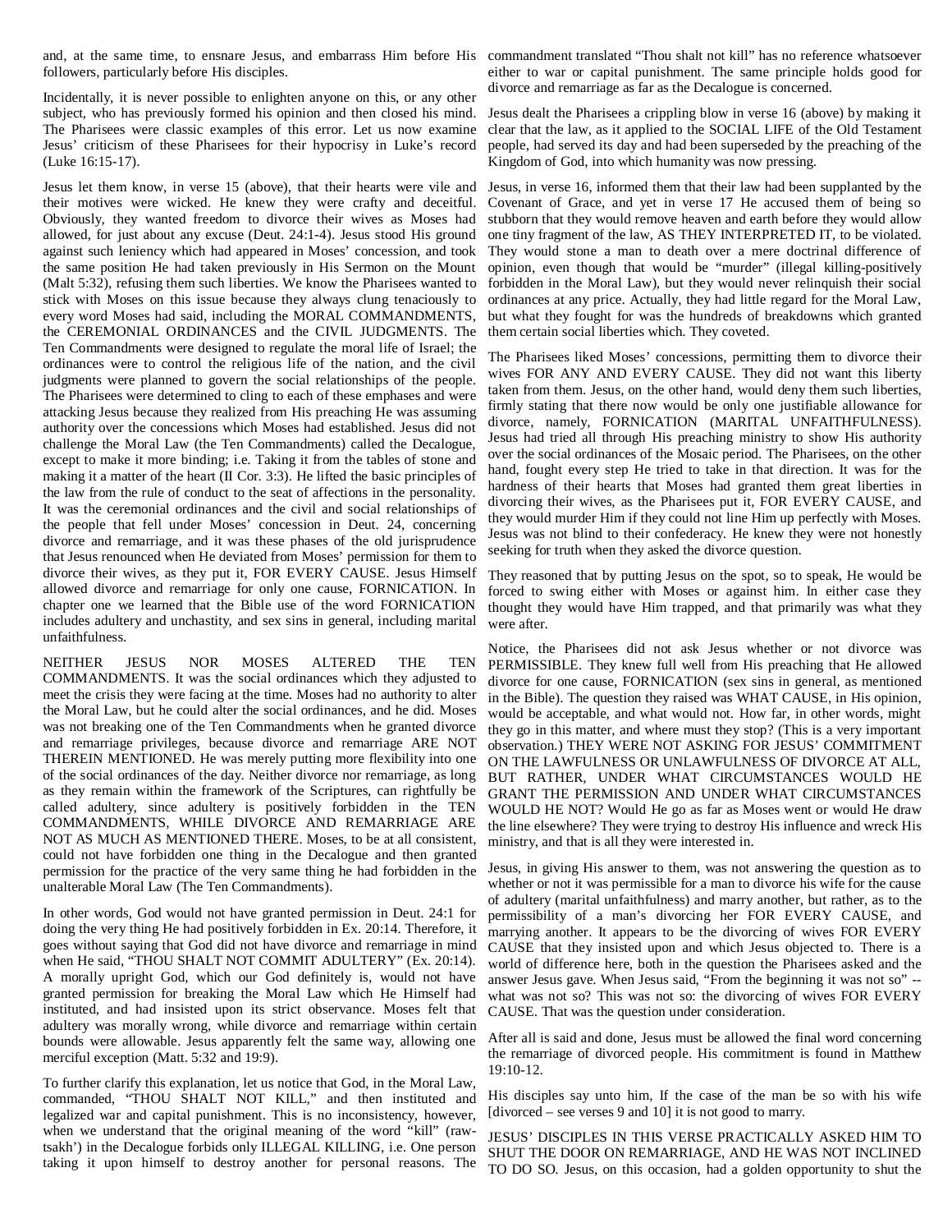and, at the same time, to ensnare Jesus, and embarrass Him before His followers, particularly before His disciples.

Incidentally, it is never possible to enlighten anyone on this, or any other subject, who has previously formed his opinion and then closed his mind. The Pharisees were classic examples of this error. Let us now examine Jesus' criticism of these Pharisees for their hypocrisy in Luke's record (Luke 16:15-17).

Jesus let them know, in verse 15 (above), that their hearts were vile and their motives were wicked. He knew they were crafty and deceitful. Obviously, they wanted freedom to divorce their wives as Moses had allowed, for just about any excuse (Deut. 24:1-4). Jesus stood His ground against such leniency which had appeared in Moses' concession, and took the same position He had taken previously in His Sermon on the Mount (Malt 5:32), refusing them such liberties. We know the Pharisees wanted to stick with Moses on this issue because they always clung tenaciously to every word Moses had said, including the MORAL COMMANDMENTS, the CEREMONIAL ORDINANCES and the CIVIL JUDGMENTS. The Ten Commandments were designed to regulate the moral life of Israel; the ordinances were to control the religious life of the nation, and the civil judgments were planned to govern the social relationships of the people. The Pharisees were determined to cling to each of these emphases and were attacking Jesus because they realized from His preaching He was assuming authority over the concessions which Moses had established. Jesus did not challenge the Moral Law (the Ten Commandments) called the Decalogue, except to make it more binding; i.e. Taking it from the tables of stone and making it a matter of the heart (II Cor. 3:3). He lifted the basic principles of the law from the rule of conduct to the seat of affections in the personality. It was the ceremonial ordinances and the civil and social relationships of the people that fell under Moses' concession in Deut. 24, concerning divorce and remarriage, and it was these phases of the old jurisprudence that Jesus renounced when He deviated from Moses' permission for them to divorce their wives, as they put it, FOR EVERY CAUSE. Jesus Himself allowed divorce and remarriage for only one cause, FORNICATION. In chapter one we learned that the Bible use of the word FORNICATION includes adultery and unchastity, and sex sins in general, including marital unfaithfulness.

NEITHER JESUS NOR MOSES ALTERED THE TEN COMMANDMENTS. It was the social ordinances which they adjusted to meet the crisis they were facing at the time. Moses had no authority to alter the Moral Law, but he could alter the social ordinances, and he did. Moses was not breaking one of the Ten Commandments when he granted divorce and remarriage privileges, because divorce and remarriage ARE NOT THEREIN MENTIONED. He was merely putting more flexibility into one of the social ordinances of the day. Neither divorce nor remarriage, as long as they remain within the framework of the Scriptures, can rightfully be called adultery, since adultery is positively forbidden in the TEN COMMANDMENTS, WHILE DIVORCE AND REMARRIAGE ARE NOT AS MUCH AS MENTIONED THERE. Moses, to be at all consistent, could not have forbidden one thing in the Decalogue and then granted permission for the practice of the very same thing he had forbidden in the unalterable Moral Law (The Ten Commandments).

In other words, God would not have granted permission in Deut. 24:1 for doing the very thing He had positively forbidden in Ex. 20:14. Therefore, it goes without saying that God did not have divorce and remarriage in mind when He said, "THOU SHALT NOT COMMIT ADULTERY" (Ex. 20:14). A morally upright God, which our God definitely is, would not have granted permission for breaking the Moral Law which He Himself had instituted, and had insisted upon its strict observance. Moses felt that adultery was morally wrong, while divorce and remarriage within certain bounds were allowable. Jesus apparently felt the same way, allowing one merciful exception (Matt. 5:32 and 19:9).

To further clarify this explanation, let us notice that God, in the Moral Law, commanded, "THOU SHALT NOT KILL," and then instituted and legalized war and capital punishment. This is no inconsistency, however, when we understand that the original meaning of the word "kill" (raw-tsakh') in the Decalogue forbids only ILLEGAL KILLING, i.e. One person taking it upon himself to destroy another for personal reasons. The commandment translated "Thou shalt not kill" has no reference whatsoever either to war or capital punishment. The same principle holds good for divorce and remarriage as far as the Decalogue is concerned.

Jesus dealt the Pharisees a crippling blow in verse 16 (above) by making it clear that the law, as it applied to the SOCIAL LIFE of the Old Testament people, had served its day and had been superseded by the preaching of the Kingdom of God, into which humanity was now pressing.

Jesus, in verse 16, informed them that their law had been supplanted by the Covenant of Grace, and yet in verse 17 He accused them of being so stubborn that they would remove heaven and earth before they would allow one tiny fragment of the law, AS THEY INTERPRETED IT, to be violated. They would stone a man to death over a mere doctrinal difference of opinion, even though that would be "murder" (illegal killing-positively forbidden in the Moral Law), but they would never relinquish their social ordinances at any price. Actually, they had little regard for the Moral Law, but what they fought for was the hundreds of breakdowns which granted them certain social liberties which. They coveted.

The Pharisees liked Moses' concessions, permitting them to divorce their wives FOR ANY AND EVERY CAUSE. They did not want this liberty taken from them. Jesus, on the other hand, would deny them such liberties, firmly stating that there now would be only one justifiable allowance for divorce, namely, FORNICATION (MARITAL UNFAITHFULNESS). Jesus had tried all through His preaching ministry to show His authority over the social ordinances of the Mosaic period. The Pharisees, on the other hand, fought every step He tried to take in that direction. It was for the hardness of their hearts that Moses had granted them great liberties in divorcing their wives, as the Pharisees put it, FOR EVERY CAUSE, and they would murder Him if they could not line Him up perfectly with Moses. Jesus was not blind to their confederacy. He knew they were not honestly seeking for truth when they asked the divorce question.

They reasoned that by putting Jesus on the spot, so to speak, He would be forced to swing either with Moses or against him. In either case they thought they would have Him trapped, and that primarily was what they were after.

Notice, the Pharisees did not ask Jesus whether or not divorce was PERMISSIBLE. They knew full well from His preaching that He allowed divorce for one cause, FORNICATION (sex sins in general, as mentioned in the Bible). The question they raised was WHAT CAUSE, in His opinion, would be acceptable, and what would not. How far, in other words, might they go in this matter, and where must they stop? (This is a very important observation.) THEY WERE NOT ASKING FOR JESUS' COMMITMENT ON THE LAWFULNESS OR UNLAWFULNESS OF DIVORCE AT ALL, BUT RATHER, UNDER WHAT CIRCUMSTANCES WOULD HE GRANT THE PERMISSION AND UNDER WHAT CIRCUMSTANCES WOULD HE NOT? Would He go as far as Moses went or would He draw the line elsewhere? They were trying to destroy His influence and wreck His ministry, and that is all they were interested in.

Jesus, in giving His answer to them, was not answering the question as to whether or not it was permissible for a man to divorce his wife for the cause of adultery (marital unfaithfulness) and marry another, but rather, as to the permissibility of a man's divorcing her FOR EVERY CAUSE, and marrying another. It appears to be the divorcing of wives FOR EVERY CAUSE that they insisted upon and which Jesus objected to. There is a world of difference here, both in the question the Pharisees asked and the answer Jesus gave. When Jesus said, "From the beginning it was not so" -- what was not so? This was not so: the divorcing of wives FOR EVERY CAUSE. That was the question under consideration.

After all is said and done, Jesus must be allowed the final word concerning the remarriage of divorced people. His commitment is found in Matthew 19:10-12.

His disciples say unto him, If the case of the man be so with his wife [divorced – see verses 9 and 10] it is not good to marry.

JESUS' DISCIPLES IN THIS VERSE PRACTICALLY ASKED HIM TO SHUT THE DOOR ON REMARRIAGE, AND HE WAS NOT INCLINED TO DO SO. Jesus, on this occasion, had a golden opportunity to shut the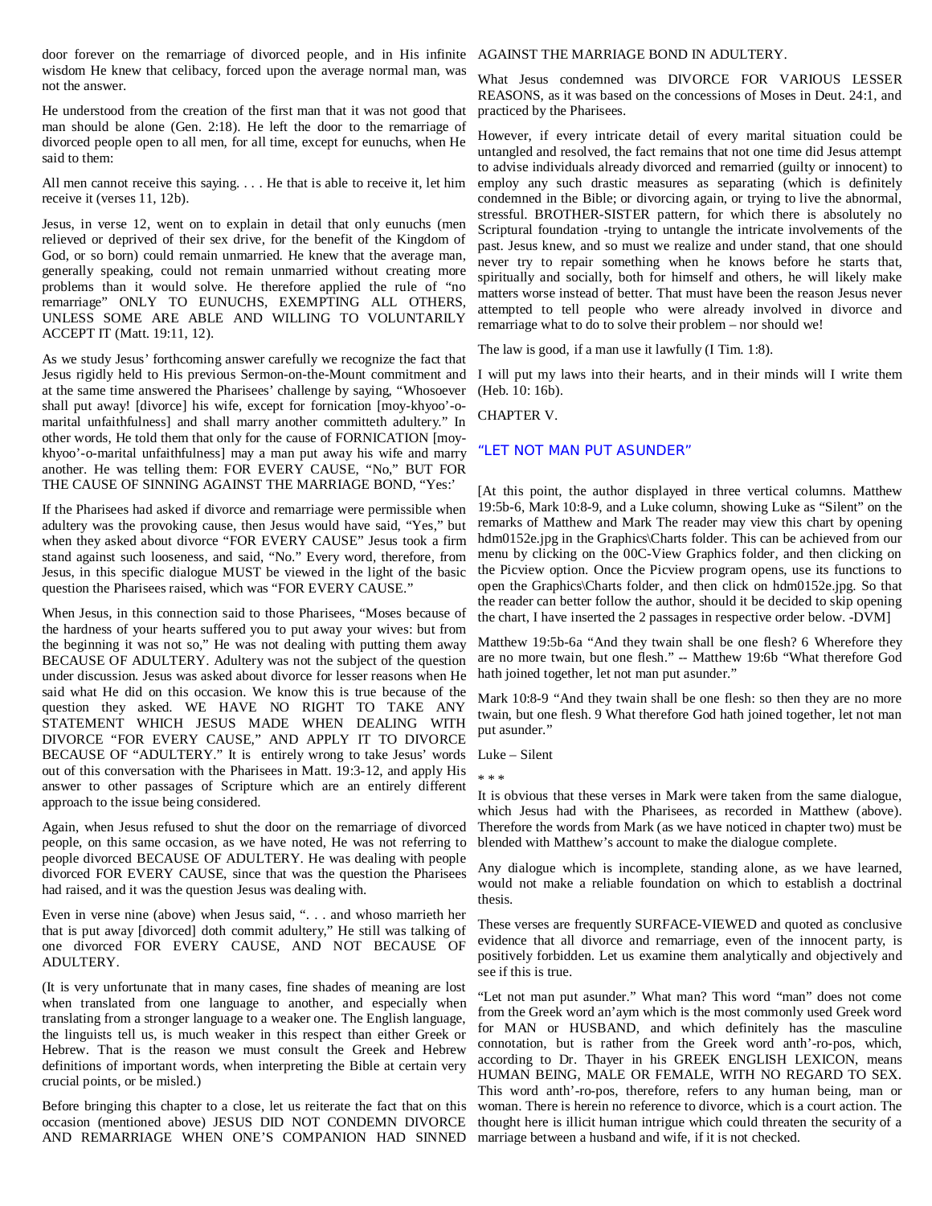door forever on the remarriage of divorced people, and in His infinite wisdom He knew that celibacy, forced upon the average normal man, was not the answer.

He understood from the creation of the first man that it was not good that man should be alone (Gen. 2:18). He left the door to the remarriage of divorced people open to all men, for all time, except for eunuchs, when He said to them:

All men cannot receive this saying. . . . He that is able to receive it, let him receive it (verses 11, 12b).

Jesus, in verse 12, went on to explain in detail that only eunuchs (men relieved or deprived of their sex drive, for the benefit of the Kingdom of God, or so born) could remain unmarried. He knew that the average man, generally speaking, could not remain unmarried without creating more problems than it would solve. He therefore applied the rule of “no remarriage” ONLY TO EUNUCHS, EXEMPTING ALL OTHERS, UNLESS SOME ARE ABLE AND WILLING TO VOLUNTARILY ACCEPT IT (Matt. 19:11, 12).

As we study Jesus’ forthcoming answer carefully we recognize the fact that Jesus rigidly held to His previous Sermon-on-the-Mount commitment and at the same time answered the Pharisees’ challenge by saying, “Whosoever shall put away! [divorce] his wife, except for fornication [moy-khyoo’-o-marital unfaithfulness] and shall marry another committeth adultery.” In other words, He told them that only for the cause of FORNICATION [moy-khyoo’-o-marital unfaithfulness] may a man put away his wife and marry another. He was telling them: FOR EVERY CAUSE, “No,” BUT FOR THE CAUSE OF SINNING AGAINST THE MARRIAGE BOND, “Yes:’

If the Pharisees had asked if divorce and remarriage were permissible when adultery was the provoking cause, then Jesus would have said, “Yes,” but when they asked about divorce “FOR EVERY CAUSE” Jesus took a firm stand against such looseness, and said, “No.” Every word, therefore, from Jesus, in this specific dialogue MUST be viewed in the light of the basic question the Pharisees raised, which was “FOR EVERY CAUSE.”

When Jesus, in this connection said to those Pharisees, “Moses because of the hardness of your hearts suffered you to put away your wives: but from the beginning it was not so,” He was not dealing with putting them away BECAUSE OF ADULTERY. Adultery was not the subject of the question under discussion. Jesus was asked about divorce for lesser reasons when He said what He did on this occasion. We know this is true because of the question they asked. WE HAVE NO RIGHT TO TAKE ANY STATEMENT WHICH JESUS MADE WHEN DEALING WITH DIVORCE “FOR EVERY CAUSE,” AND APPLY IT TO DIVORCE BECAUSE OF “ADULTERY.” It is entirely wrong to take Jesus’ words out of this conversation with the Pharisees in Matt. 19:3-12, and apply His answer to other passages of Scripture which are an entirely different approach to the issue being considered.

Again, when Jesus refused to shut the door on the remarriage of divorced people, on this same occasion, as we have noted, He was not referring to people divorced BECAUSE OF ADULTERY. He was dealing with people divorced FOR EVERY CAUSE, since that was the question the Pharisees had raised, and it was the question Jesus was dealing with.

Even in verse nine (above) when Jesus said, “. . . and whoso marrieth her that is put away [divorced] doth commit adultery,” He still was talking of one divorced FOR EVERY CAUSE, AND NOT BECAUSE OF ADULTERY.

(It is very unfortunate that in many cases, fine shades of meaning are lost when translated from one language to another, and especially when translating from a stronger language to a weaker one. The English language, the linguists tell us, is much weaker in this respect than either Greek or Hebrew. That is the reason we must consult the Greek and Hebrew definitions of important words, when interpreting the Bible at certain very crucial points, or be misled.)

Before bringing this chapter to a close, let us reiterate the fact that on this occasion (mentioned above) JESUS DID NOT CONDEMN DIVORCE AND REMARRIAGE WHEN ONE’S COMPANION HAD SINNED AGAINST THE MARRIAGE BOND IN ADULTERY.

What Jesus condemned was DIVORCE FOR VARIOUS LESSER REASONS, as it was based on the concessions of Moses in Deut. 24:1, and practiced by the Pharisees.

However, if every intricate detail of every marital situation could be untangled and resolved, the fact remains that not one time did Jesus attempt to advise individuals already divorced and remarried (guilty or innocent) to employ any such drastic measures as separating (which is definitely condemned in the Bible; or divorcing again, or trying to live the abnormal, stressful. BROTHER-SISTER pattern, for which there is absolutely no Scriptural foundation -trying to untangle the intricate involvements of the past. Jesus knew, and so must we realize and under stand, that one should never try to repair something when he knows before he starts that, spiritually and socially, both for himself and others, he will likely make matters worse instead of better. That must have been the reason Jesus never attempted to tell people who were already involved in divorce and remarriage what to do to solve their problem – nor should we!

The law is good, if a man use it lawfully (I Tim. 1:8).

I will put my laws into their hearts, and in their minds will I write them (Heb. 10: 16b).

CHAPTER V.

## “LET NOT MAN PUT ASUNDER”

[At this point, the author displayed in three vertical columns. Matthew 19:5b-6, Mark 10:8-9, and a Luke column, showing Luke as “Silent” on the remarks of Matthew and Mark The reader may view this chart by opening hdm0152e.jpg in the Graphics\Charts folder. This can be achieved from our menu by clicking on the 00C-View Graphics folder, and then clicking on the Picview option. Once the Picview program opens, use its functions to open the Graphics\Charts folder, and then click on hdm0152e.jpg. So that the reader can better follow the author, should it be decided to skip opening the chart, I have inserted the 2 passages in respective order below. -DVM]

Matthew 19:5b-6a “And they twain shall be one flesh? 6 Wherefore they are no more twain, but one flesh.” -- Matthew 19:6b “What therefore God hath joined together, let not man put asunder.”

Mark 10:8-9 “And they twain shall be one flesh: so then they are no more twain, but one flesh. 9 What therefore God hath joined together, let not man put asunder.”

Luke – Silent

* * *

It is obvious that these verses in Mark were taken from the same dialogue, which Jesus had with the Pharisees, as recorded in Matthew (above). Therefore the words from Mark (as we have noticed in chapter two) must be blended with Matthew’s account to make the dialogue complete.

Any dialogue which is incomplete, standing alone, as we have learned, would not make a reliable foundation on which to establish a doctrinal thesis.

These verses are frequently SURFACE-VIEWED and quoted as conclusive evidence that all divorce and remarriage, even of the innocent party, is positively forbidden. Let us examine them analytically and objectively and see if this is true.

“Let not man put asunder.” What man? This word “man” does not come from the Greek word an’aym which is the most commonly used Greek word for MAN or HUSBAND, and which definitely has the masculine connotation, but is rather from the Greek word anth’-ro-pos, which, according to Dr. Thayer in his GREEK ENGLISH LEXICON, means HUMAN BEING, MALE OR FEMALE, WITH NO REGARD TO SEX. This word anth’-ro-pos, therefore, refers to any human being, man or woman. There is herein no reference to divorce, which is a court action. The thought here is illicit human intrigue which could threaten the security of a marriage between a husband and wife, if it is not checked.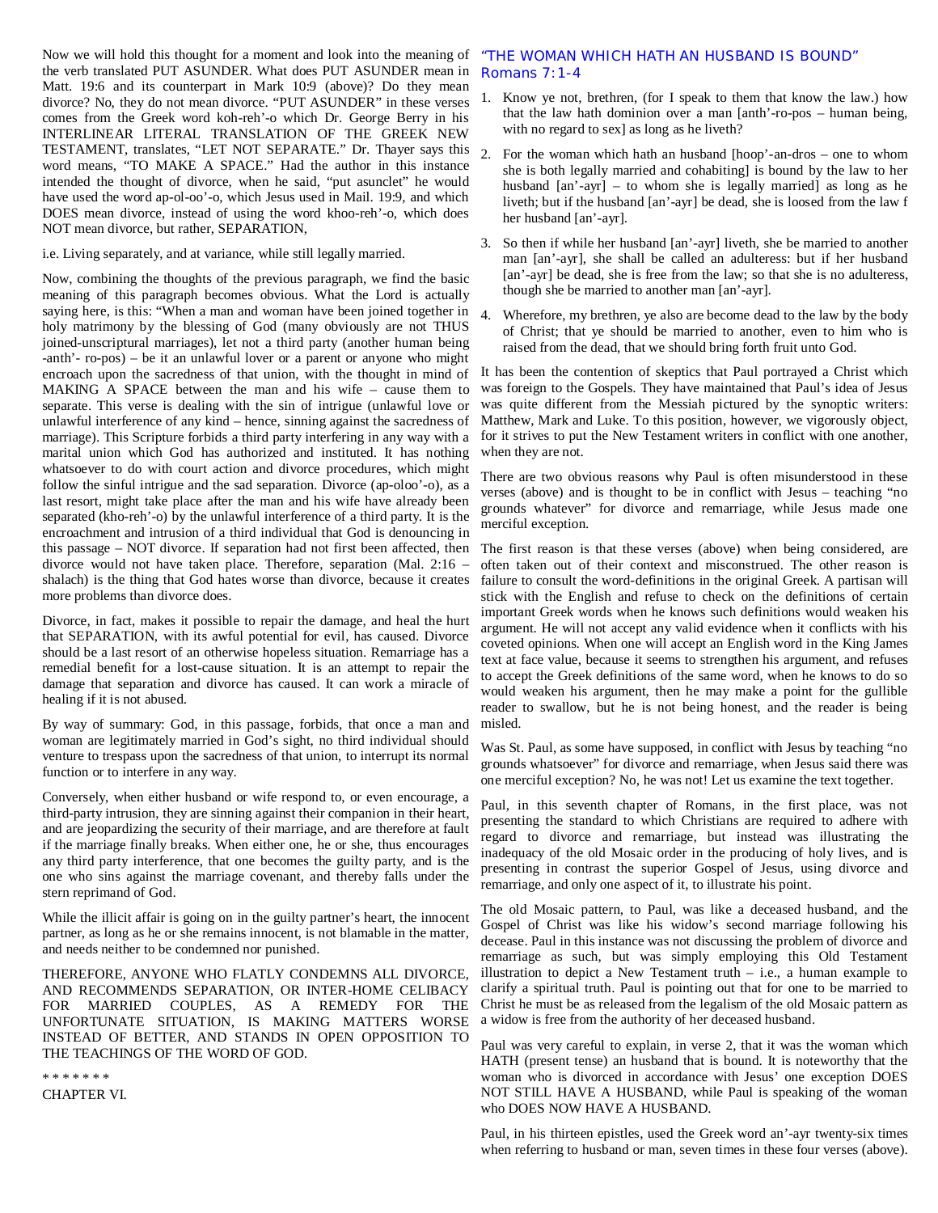Now we will hold this thought for a moment and look into the meaning of the verb translated PUT ASUNDER. What does PUT ASUNDER mean in Matt. 19:6 and its counterpart in Mark 10:9 (above)? Do they mean divorce? No, they do not mean divorce. "PUT ASUNDER" in these verses comes from the Greek word koh-reh'-o which Dr. George Berry in his INTERLINEAR LITERAL TRANSLATION OF THE GREEK NEW TESTAMENT, translates, "LET NOT SEPARATE." Dr. Thayer says this word means, "TO MAKE A SPACE." Had the author in this instance intended the thought of divorce, when he said, "put asunclet" he would have used the word ap-ol-oo'-o, which Jesus used in Mail. 19:9, and which DOES mean divorce, instead of using the word khoo-reh'-o, which does NOT mean divorce, but rather, SEPARATION,

i.e. Living separately, and at variance, while still legally married.

Now, combining the thoughts of the previous paragraph, we find the basic meaning of this paragraph becomes obvious. What the Lord is actually saying here, is this: "When a man and woman have been joined together in holy matrimony by the blessing of God (many obviously are not THUS joined-unscriptural marriages), let not a third party (another human being -anth'- ro-pos) – be it an unlawful lover or a parent or anyone who might encroach upon the sacredness of that union, with the thought in mind of MAKING A SPACE between the man and his wife – cause them to separate. This verse is dealing with the sin of intrigue (unlawful love or unlawful interference of any kind – hence, sinning against the sacredness of marriage). This Scripture forbids a third party interfering in any way with a marital union which God has authorized and instituted. It has nothing whatsoever to do with court action and divorce procedures, which might follow the sinful intrigue and the sad separation. Divorce (ap-oloo'-o), as a last resort, might take place after the man and his wife have already been separated (kho-reh'-o) by the unlawful interference of a third party. It is the encroachment and intrusion of a third individual that God is denouncing in this passage – NOT divorce. If separation had not first been affected, then divorce would not have taken place. Therefore, separation (Mal. 2:16 – shalach) is the thing that God hates worse than divorce, because it creates more problems than divorce does.

Divorce, in fact, makes it possible to repair the damage, and heal the hurt that SEPARATION, with its awful potential for evil, has caused. Divorce should be a last resort of an otherwise hopeless situation. Remarriage has a remedial benefit for a lost-cause situation. It is an attempt to repair the damage that separation and divorce has caused. It can work a miracle of healing if it is not abused.

By way of summary: God, in this passage, forbids, that once a man and woman are legitimately married in God's sight, no third individual should venture to trespass upon the sacredness of that union, to interrupt its normal function or to interfere in any way.

Conversely, when either husband or wife respond to, or even encourage, a third-party intrusion, they are sinning against their companion in their heart, and are jeopardizing the security of their marriage, and are therefore at fault if the marriage finally breaks. When either one, he or she, thus encourages any third party interference, that one becomes the guilty party, and is the one who sins against the marriage covenant, and thereby falls under the stern reprimand of God.

While the illicit affair is going on in the guilty partner's heart, the innocent partner, as long as he or she remains innocent, is not blamable in the matter, and needs neither to be condemned nor punished.

THEREFORE, ANYONE WHO FLATLY CONDEMNS ALL DIVORCE, AND RECOMMENDS SEPARATION, OR INTER-HOME CELIBACY FOR MARRIED COUPLES, AS A REMEDY FOR THE UNFORTUNATE SITUATION, IS MAKING MATTERS WORSE INSTEAD OF BETTER, AND STANDS IN OPEN OPPOSITION TO THE TEACHINGS OF THE WORD OF GOD.

* * * * * * *

CHAPTER VI.

## "THE WOMAN WHICH HATH AN HUSBAND IS BOUND" Romans 7:1-4

1. Know ye not, brethren, (for I speak to them that know the law.) how that the law hath dominion over a man [anth'-ro-pos – human being, with no regard to sex] as long as he liveth?
2. For the woman which hath an husband [hoop'-an-dros – one to whom she is both legally married and cohabiting] is bound by the law to her husband [an'-ayr] – to whom she is legally married] as long as he liveth; but if the husband [an'-ayr] be dead, she is loosed from the law f her husband [an'-ayr].
3. So then if while her husband [an'-ayr] liveth, she be married to another man [an'-ayr], she shall be called an adulteress: but if her husband [an'-ayr] be dead, she is free from the law; so that she is no adulteress, though she be married to another man [an'-ayr].
4. Wherefore, my brethren, ye also are become dead to the law by the body of Christ; that ye should be married to another, even to him who is raised from the dead, that we should bring forth fruit unto God.

It has been the contention of skeptics that Paul portrayed a Christ which was foreign to the Gospels. They have maintained that Paul's idea of Jesus was quite different from the Messiah pictured by the synoptic writers: Matthew, Mark and Luke. To this position, however, we vigorously object, for it strives to put the New Testament writers in conflict with one another, when they are not.

There are two obvious reasons why Paul is often misunderstood in these verses (above) and is thought to be in conflict with Jesus – teaching "no grounds whatever" for divorce and remarriage, while Jesus made one merciful exception.

The first reason is that these verses (above) when being considered, are often taken out of their context and misconstrued. The other reason is failure to consult the word-definitions in the original Greek. A partisan will stick with the English and refuse to check on the definitions of certain important Greek words when he knows such definitions would weaken his argument. He will not accept any valid evidence when it conflicts with his coveted opinions. When one will accept an English word in the King James text at face value, because it seems to strengthen his argument, and refuses to accept the Greek definitions of the same word, when he knows to do so would weaken his argument, then he may make a point for the gullible reader to swallow, but he is not being honest, and the reader is being misled.

Was St. Paul, as some have supposed, in conflict with Jesus by teaching "no grounds whatsoever" for divorce and remarriage, when Jesus said there was one merciful exception? No, he was not! Let us examine the text together.

Paul, in this seventh chapter of Romans, in the first place, was not presenting the standard to which Christians are required to adhere with regard to divorce and remarriage, but instead was illustrating the inadequacy of the old Mosaic order in the producing of holy lives, and is presenting in contrast the superior Gospel of Jesus, using divorce and remarriage, and only one aspect of it, to illustrate his point.

The old Mosaic pattern, to Paul, was like a deceased husband, and the Gospel of Christ was like his widow's second marriage following his decease. Paul in this instance was not discussing the problem of divorce and remarriage as such, but was simply employing this Old Testament illustration to depict a New Testament truth – i.e., a human example to clarify a spiritual truth. Paul is pointing out that for one to be married to Christ he must be as released from the legalism of the old Mosaic pattern as a widow is free from the authority of her deceased husband.

Paul was very careful to explain, in verse 2, that it was the woman which HATH (present tense) an husband that is bound. It is noteworthy that the woman who is divorced in accordance with Jesus' one exception DOES NOT STILL HAVE A HUSBAND, while Paul is speaking of the woman who DOES NOW HAVE A HUSBAND.

Paul, in his thirteen epistles, used the Greek word an'-ayr twenty-six times when referring to husband or man, seven times in these four verses (above).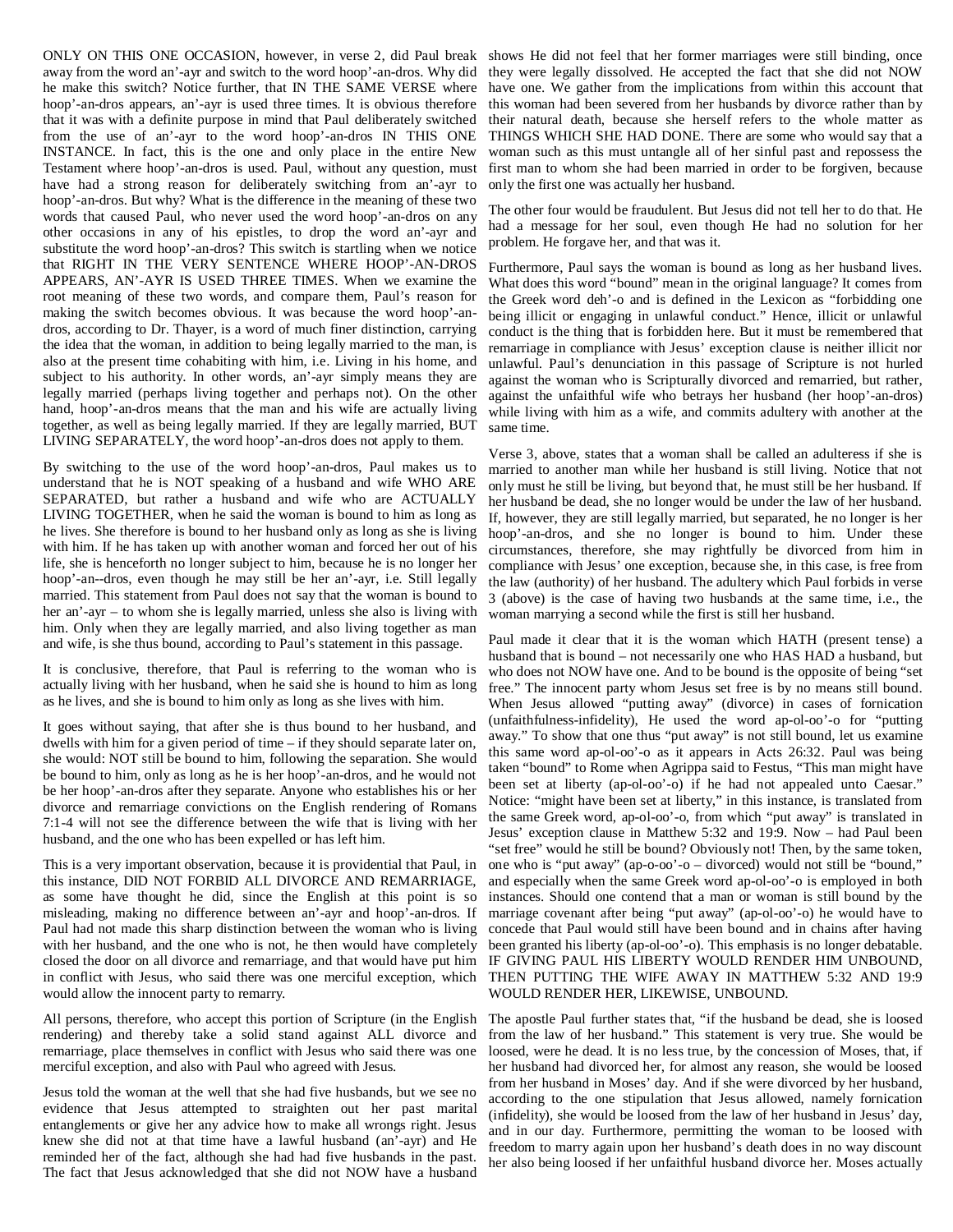ONLY ON THIS ONE OCCASION, however, in verse 2, did Paul break away from the word an'-ayr and switch to the word hoop'-an-dros. Why did he make this switch? Notice further, that IN THE SAME VERSE where hoop'-an-dros appears, an'-ayr is used three times. It is obvious therefore that it was with a definite purpose in mind that Paul deliberately switched from the use of an'-ayr to the word hoop'-an-dros IN THIS ONE INSTANCE. In fact, this is the one and only place in the entire New Testament where hoop'-an-dros is used. Paul, without any question, must have had a strong reason for deliberately switching from an'-ayr to hoop'-an-dros. But why? What is the difference in the meaning of these two words that caused Paul, who never used the word hoop'-an-dros on any other occasions in any of his epistles, to drop the word an'-ayr and substitute the word hoop'-an-dros? This switch is startling when we notice that RIGHT IN THE VERY SENTENCE WHERE HOOP'-AN-DROS APPEARS, AN'-AYR IS USED THREE TIMES. When we examine the root meaning of these two words, and compare them, Paul's reason for making the switch becomes obvious. It was because the word hoop'-an-dros, according to Dr. Thayer, is a word of much finer distinction, carrying the idea that the woman, in addition to being legally married to the man, is also at the present time cohabiting with him, i.e. Living in his home, and subject to his authority. In other words, an'-ayr simply means they are legally married (perhaps living together and perhaps not). On the other hand, hoop'-an-dros means that the man and his wife are actually living together, as well as being legally married. If they are legally married, BUT LIVING SEPARATELY, the word hoop'-an-dros does not apply to them.

By switching to the use of the word hoop'-an-dros, Paul makes us to understand that he is NOT speaking of a husband and wife WHO ARE SEPARATED, but rather a husband and wife who are ACTUALLY LIVING TOGETHER, when he said the woman is bound to him as long as he lives. She therefore is bound to her husband only as long as she is living with him. If he has taken up with another woman and forced her out of his life, she is henceforth no longer subject to him, because he is no longer her hoop'-an--dros, even though he may still be her an'-ayr, i.e. Still legally married. This statement from Paul does not say that the woman is bound to her an'-ayr – to whom she is legally married, unless she also is living with him. Only when they are legally married, and also living together as man and wife, is she thus bound, according to Paul's statement in this passage.

It is conclusive, therefore, that Paul is referring to the woman who is actually living with her husband, when he said she is hound to him as long as he lives, and she is bound to him only as long as she lives with him.

It goes without saying, that after she is thus bound to her husband, and dwells with him for a given period of time – if they should separate later on, she would: NOT still be bound to him, following the separation. She would be bound to him, only as long as he is her hoop'-an-dros, and he would not be her hoop'-an-dros after they separate. Anyone who establishes his or her divorce and remarriage convictions on the English rendering of Romans 7:1-4 will not see the difference between the wife that is living with her husband, and the one who has been expelled or has left him.

This is a very important observation, because it is providential that Paul, in this instance, DID NOT FORBID ALL DIVORCE AND REMARRIAGE, as some have thought he did, since the English at this point is so misleading, making no difference between an'-ayr and hoop'-an-dros. If Paul had not made this sharp distinction between the woman who is living with her husband, and the one who is not, he then would have completely closed the door on all divorce and remarriage, and that would have put him in conflict with Jesus, who said there was one merciful exception, which would allow the innocent party to remarry.

All persons, therefore, who accept this portion of Scripture (in the English rendering) and thereby take a solid stand against ALL divorce and remarriage, place themselves in conflict with Jesus who said there was one merciful exception, and also with Paul who agreed with Jesus.

Jesus told the woman at the well that she had five husbands, but we see no evidence that Jesus attempted to straighten out her past marital entanglements or give her any advice how to make all wrongs right. Jesus knew she did not at that time have a lawful husband (an'-ayr) and He reminded her of the fact, although she had had five husbands in the past. The fact that Jesus acknowledged that she did not NOW have a husband shows He did not feel that her former marriages were still binding, once they were legally dissolved. He accepted the fact that she did not NOW have one. We gather from the implications from within this account that this woman had been severed from her husbands by divorce rather than by their natural death, because she herself refers to the whole matter as THINGS WHICH SHE HAD DONE. There are some who would say that a woman such as this must untangle all of her sinful past and repossess the first man to whom she had been married in order to be forgiven, because only the first one was actually her husband.

The other four would be fraudulent. But Jesus did not tell her to do that. He had a message for her soul, even though He had no solution for her problem. He forgave her, and that was it.

Furthermore, Paul says the woman is bound as long as her husband lives. What does this word "bound" mean in the original language? It comes from the Greek word deh'-o and is defined in the Lexicon as "forbidding one being illicit or engaging in unlawful conduct." Hence, illicit or unlawful conduct is the thing that is forbidden here. But it must be remembered that remarriage in compliance with Jesus' exception clause is neither illicit nor unlawful. Paul's denunciation in this passage of Scripture is not hurled against the woman who is Scripturally divorced and remarried, but rather, against the unfaithful wife who betrays her husband (her hoop'-an-dros) while living with him as a wife, and commits adultery with another at the same time.

Verse 3, above, states that a woman shall be called an adulteress if she is married to another man while her husband is still living. Notice that not only must he still be living, but beyond that, he must still be her husband. If her husband be dead, she no longer would be under the law of her husband. If, however, they are still legally married, but separated, he no longer is her hoop'-an-dros, and she no longer is bound to him. Under these circumstances, therefore, she may rightfully be divorced from him in compliance with Jesus' one exception, because she, in this case, is free from the law (authority) of her husband. The adultery which Paul forbids in verse 3 (above) is the case of having two husbands at the same time, i.e., the woman marrying a second while the first is still her husband.

Paul made it clear that it is the woman which HATH (present tense) a husband that is bound – not necessarily one who HAS HAD a husband, but who does not NOW have one. And to be bound is the opposite of being "set free." The innocent party whom Jesus set free is by no means still bound. When Jesus allowed "putting away" (divorce) in cases of fornication (unfaithfulness-infidelity), He used the word ap-ol-oo'-o for "putting away." To show that one thus "put away" is not still bound, let us examine this same word ap-ol-oo'-o as it appears in Acts 26:32. Paul was being taken "bound" to Rome when Agrippa said to Festus, "This man might have been set at liberty (ap-ol-oo'-o) if he had not appealed unto Caesar." Notice: "might have been set at liberty," in this instance, is translated from the same Greek word, ap-ol-oo'-o, from which "put away" is translated in Jesus' exception clause in Matthew 5:32 and 19:9. Now – had Paul been "set free" would he still be bound? Obviously not! Then, by the same token, one who is "put away" (ap-o-oo'-o – divorced) would not still be "bound," and especially when the same Greek word ap-ol-oo'-o is employed in both instances. Should one contend that a man or woman is still bound by the marriage covenant after being "put away" (ap-ol-oo'-o) he would have to concede that Paul would still have been bound and in chains after having been granted his liberty (ap-ol-oo'-o). This emphasis is no longer debatable. IF GIVING PAUL HIS LIBERTY WOULD RENDER HIM UNBOUND, THEN PUTTING THE WIFE AWAY IN MATTHEW 5:32 AND 19:9 WOULD RENDER HER, LIKEWISE, UNBOUND.

The apostle Paul further states that, "if the husband be dead, she is loosed from the law of her husband." This statement is very true. She would be loosed, were he dead. It is no less true, by the concession of Moses, that, if her husband had divorced her, for almost any reason, she would be loosed from her husband in Moses' day. And if she were divorced by her husband, according to the one stipulation that Jesus allowed, namely fornication (infidelity), she would be loosed from the law of her husband in Jesus' day, and in our day. Furthermore, permitting the woman to be loosed with freedom to marry again upon her husband's death does in no way discount her also being loosed if her unfaithful husband divorce her. Moses actually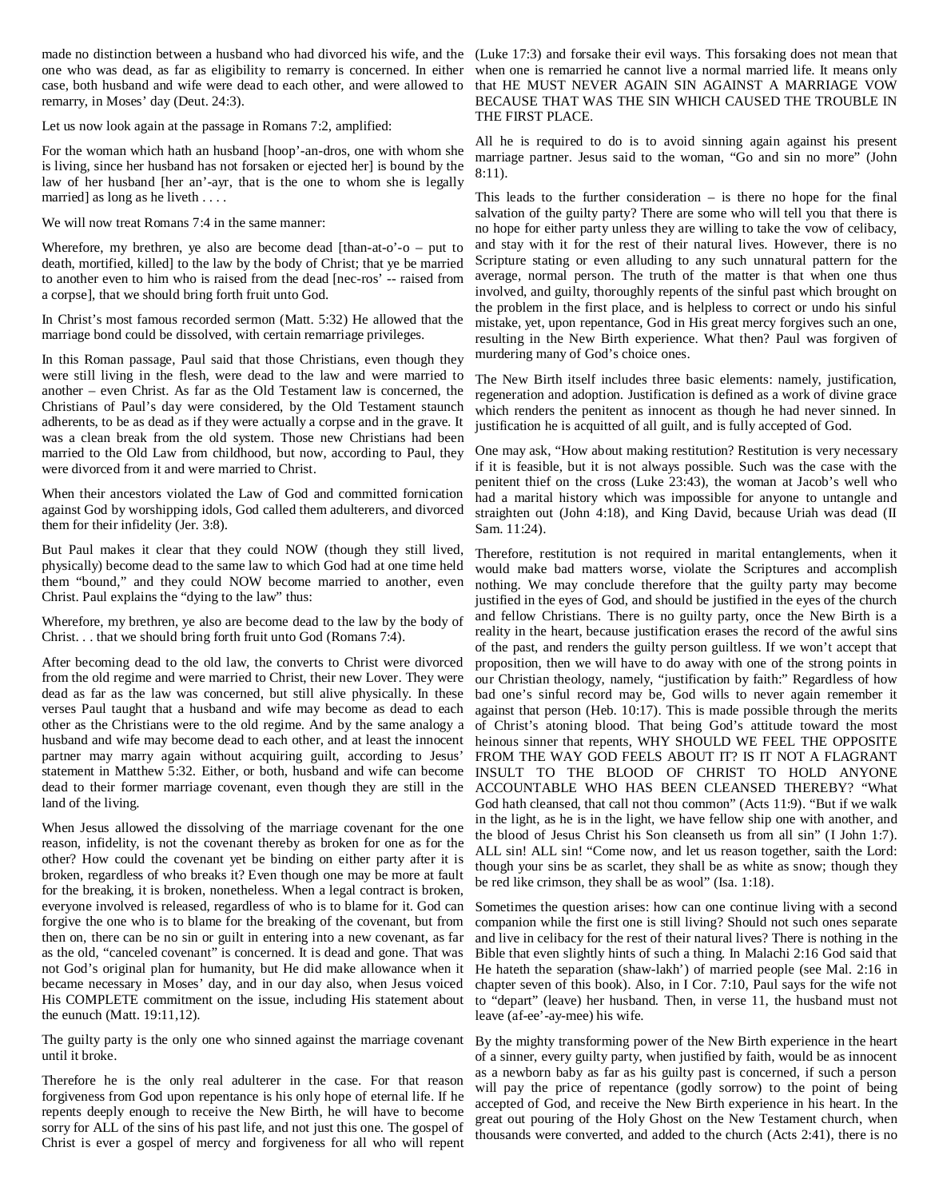made no distinction between a husband who had divorced his wife, and the one who was dead, as far as eligibility to remarry is concerned. In either case, both husband and wife were dead to each other, and were allowed to remarry, in Moses' day (Deut. 24:3).

Let us now look again at the passage in Romans 7:2, amplified:

For the woman which hath an husband [hoop'-an-dros, one with whom she is living, since her husband has not forsaken or ejected her] is bound by the law of her husband [her an'-ayr, that is the one to whom she is legally married] as long as he liveth . . . .

We will now treat Romans 7:4 in the same manner:

Wherefore, my brethren, ye also are become dead [than-at-o'-o – put to death, mortified, killed] to the law by the body of Christ; that ye be married to another even to him who is raised from the dead [nec-ros' -- raised from a corpse], that we should bring forth fruit unto God.

In Christ's most famous recorded sermon (Matt. 5:32) He allowed that the marriage bond could be dissolved, with certain remarriage privileges.

In this Roman passage, Paul said that those Christians, even though they were still living in the flesh, were dead to the law and were married to another – even Christ. As far as the Old Testament law is concerned, the Christians of Paul's day were considered, by the Old Testament staunch adherents, to be as dead as if they were actually a corpse and in the grave. It was a clean break from the old system. Those new Christians had been married to the Old Law from childhood, but now, according to Paul, they were divorced from it and were married to Christ.

When their ancestors violated the Law of God and committed fornication against God by worshipping idols, God called them adulterers, and divorced them for their infidelity (Jer. 3:8).

But Paul makes it clear that they could NOW (though they still lived, physically) become dead to the same law to which God had at one time held them "bound," and they could NOW become married to another, even Christ. Paul explains the "dying to the law" thus:

Wherefore, my brethren, ye also are become dead to the law by the body of Christ. . . that we should bring forth fruit unto God (Romans 7:4).

After becoming dead to the old law, the converts to Christ were divorced from the old regime and were married to Christ, their new Lover. They were dead as far as the law was concerned, but still alive physically. In these verses Paul taught that a husband and wife may become as dead to each other as the Christians were to the old regime. And by the same analogy a husband and wife may become dead to each other, and at least the innocent partner may marry again without acquiring guilt, according to Jesus' statement in Matthew 5:32. Either, or both, husband and wife can become dead to their former marriage covenant, even though they are still in the land of the living.

When Jesus allowed the dissolving of the marriage covenant for the one reason, infidelity, is not the covenant thereby as broken for one as for the other? How could the covenant yet be binding on either party after it is broken, regardless of who breaks it? Even though one may be more at fault for the breaking, it is broken, nonetheless. When a legal contract is broken, everyone involved is released, regardless of who is to blame for it. God can forgive the one who is to blame for the breaking of the covenant, but from then on, there can be no sin or guilt in entering into a new covenant, as far as the old, "canceled covenant" is concerned. It is dead and gone. That was not God's original plan for humanity, but He did make allowance when it became necessary in Moses' day, and in our day also, when Jesus voiced His COMPLETE commitment on the issue, including His statement about the eunuch (Matt. 19:11,12).

The guilty party is the only one who sinned against the marriage covenant until it broke.

Therefore he is the only real adulterer in the case. For that reason forgiveness from God upon repentance is his only hope of eternal life. If he repents deeply enough to receive the New Birth, he will have to become sorry for ALL of the sins of his past life, and not just this one. The gospel of Christ is ever a gospel of mercy and forgiveness for all who will repent (Luke 17:3) and forsake their evil ways. This forsaking does not mean that when one is remarried he cannot live a normal married life. It means only that HE MUST NEVER AGAIN SIN AGAINST A MARRIAGE VOW BECAUSE THAT WAS THE SIN WHICH CAUSED THE TROUBLE IN THE FIRST PLACE.

All he is required to do is to avoid sinning again against his present marriage partner. Jesus said to the woman, "Go and sin no more" (John 8:11).

This leads to the further consideration – is there no hope for the final salvation of the guilty party? There are some who will tell you that there is no hope for either party unless they are willing to take the vow of celibacy, and stay with it for the rest of their natural lives. However, there is no Scripture stating or even alluding to any such unnatural pattern for the average, normal person. The truth of the matter is that when one thus involved, and guilty, thoroughly repents of the sinful past which brought on the problem in the first place, and is helpless to correct or undo his sinful mistake, yet, upon repentance, God in His great mercy forgives such an one, resulting in the New Birth experience. What then? Paul was forgiven of murdering many of God's choice ones.

The New Birth itself includes three basic elements: namely, justification, regeneration and adoption. Justification is defined as a work of divine grace which renders the penitent as innocent as though he had never sinned. In justification he is acquitted of all guilt, and is fully accepted of God.

One may ask, "How about making restitution? Restitution is very necessary if it is feasible, but it is not always possible. Such was the case with the penitent thief on the cross (Luke 23:43), the woman at Jacob's well who had a marital history which was impossible for anyone to untangle and straighten out (John 4:18), and King David, because Uriah was dead (II Sam. 11:24).

Therefore, restitution is not required in marital entanglements, when it would make bad matters worse, violate the Scriptures and accomplish nothing. We may conclude therefore that the guilty party may become justified in the eyes of God, and should be justified in the eyes of the church and fellow Christians. There is no guilty party, once the New Birth is a reality in the heart, because justification erases the record of the awful sins of the past, and renders the guilty person guiltless. If we won't accept that proposition, then we will have to do away with one of the strong points in our Christian theology, namely, "justification by faith:" Regardless of how bad one's sinful record may be, God wills to never again remember it against that person (Heb. 10:17). This is made possible through the merits of Christ's atoning blood. That being God's attitude toward the most heinous sinner that repents, WHY SHOULD WE FEEL THE OPPOSITE FROM THE WAY GOD FEELS ABOUT IT? IS IT NOT A FLAGRANT INSULT TO THE BLOOD OF CHRIST TO HOLD ANYONE ACCOUNTABLE WHO HAS BEEN CLEANSED THEREBY? "What God hath cleansed, that call not thou common" (Acts 11:9). "But if we walk in the light, as he is in the light, we have fellow ship one with another, and the blood of Jesus Christ his Son cleanseth us from all sin" (I John 1:7). ALL sin! ALL sin! "Come now, and let us reason together, saith the Lord: though your sins be as scarlet, they shall be as white as snow; though they be red like crimson, they shall be as wool" (Isa. 1:18).

Sometimes the question arises: how can one continue living with a second companion while the first one is still living? Should not such ones separate and live in celibacy for the rest of their natural lives? There is nothing in the Bible that even slightly hints of such a thing. In Malachi 2:16 God said that He hateth the separation (shaw-lakh') of married people (see Mal. 2:16 in chapter seven of this book). Also, in I Cor. 7:10, Paul says for the wife not to "depart" (leave) her husband. Then, in verse 11, the husband must not leave (af-ee'-ay-mee) his wife.

By the mighty transforming power of the New Birth experience in the heart of a sinner, every guilty party, when justified by faith, would be as innocent as a newborn baby as far as his guilty past is concerned, if such a person will pay the price of repentance (godly sorrow) to the point of being accepted of God, and receive the New Birth experience in his heart. In the great out pouring of the Holy Ghost on the New Testament church, when thousands were converted, and added to the church (Acts 2:41), there is no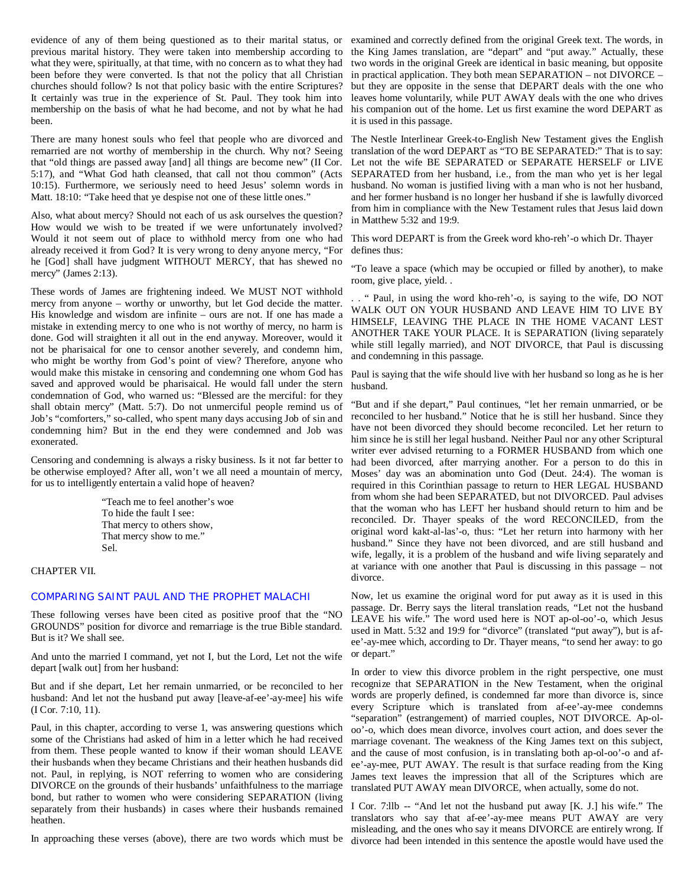evidence of any of them being questioned as to their marital status, or previous marital history. They were taken into membership according to what they were, spiritually, at that time, with no concern as to what they had been before they were converted. Is that not the policy that all Christian churches should follow? Is not that policy basic with the entire Scriptures? It certainly was true in the experience of St. Paul. They took him into membership on the basis of what he had become, and not by what he had been.

There are many honest souls who feel that people who are divorced and remarried are not worthy of membership in the church. Why not? Seeing that "old things are passed away [and] all things are become new" (II Cor. 5:17), and "What God hath cleansed, that call not thou common" (Acts 10:15). Furthermore, we seriously need to heed Jesus' solemn words in Matt. 18:10: "Take heed that ye despise not one of these little ones."

Also, what about mercy? Should not each of us ask ourselves the question? How would we wish to be treated if we were unfortunately involved? Would it not seem out of place to withhold mercy from one who had already received it from God? It is very wrong to deny anyone mercy, "For he [God] shall have judgment WITHOUT MERCY, that has shewed no mercy" (James 2:13).

These words of James are frightening indeed. We MUST NOT withhold mercy from anyone – worthy or unworthy, but let God decide the matter. His knowledge and wisdom are infinite – ours are not. If one has made a mistake in extending mercy to one who is not worthy of mercy, no harm is done. God will straighten it all out in the end anyway. Moreover, would it not be pharisaical for one to censor another severely, and condemn him, who might be worthy from God's point of view? Therefore, anyone who would make this mistake in censoring and condemning one whom God has saved and approved would be pharisaical. He would fall under the stern condemnation of God, who warned us: "Blessed are the merciful: for they shall obtain mercy" (Matt. 5:7). Do not unmerciful people remind us of Job's "comforters," so-called, who spent many days accusing Job of sin and condemning him? But in the end they were condemned and Job was exonerated.

Censoring and condemning is always a risky business. Is it not far better to be otherwise employed? After all, won't we all need a mountain of mercy, for us to intelligently entertain a valid hope of heaven?

> "Teach me to feel another's woe
> To hide the fault I see:
> That mercy to others show,
> That mercy show to me."
> Sel.

CHAPTER VII.

## COMPARING SAINT PAUL AND THE PROPHET MALACHI

These following verses have been cited as positive proof that the "NO GROUNDS" position for divorce and remarriage is the true Bible standard. But is it? We shall see.

And unto the married I command, yet not I, but the Lord, Let not the wife depart [walk out] from her husband:

But and if she depart, Let her remain unmarried, or be reconciled to her husband: And let not the husband put away [leave-af-ee'-ay-mee] his wife (I Cor. 7:10, 11).

Paul, in this chapter, according to verse 1, was answering questions which some of the Christians had asked of him in a letter which he had received from them. These people wanted to know if their woman should LEAVE their husbands when they became Christians and their heathen husbands did not. Paul, in replying, is NOT referring to women who are considering DIVORCE on the grounds of their husbands' unfaithfulness to the marriage bond, but rather to women who were considering SEPARATION (living separately from their husbands) in cases where their husbands remained heathen.

In approaching these verses (above), there are two words which must be examined and correctly defined from the original Greek text. The words, in the King James translation, are "depart" and "put away." Actually, these two words in the original Greek are identical in basic meaning, but opposite in practical application. They both mean SEPARATION – not DIVORCE – but they are opposite in the sense that DEPART deals with the one who leaves home voluntarily, while PUT AWAY deals with the one who drives his companion out of the home. Let us first examine the word DEPART as it is used in this passage.

The Nestle Interlinear Greek-to-English New Testament gives the English translation of the word DEPART as "TO BE SEPARATED:" That is to say: Let not the wife BE SEPARATED or SEPARATE HERSELF or LIVE SEPARATED from her husband, i.e., from the man who yet is her legal husband. No woman is justified living with a man who is not her husband, and her former husband is no longer her husband if she is lawfully divorced from him in compliance with the New Testament rules that Jesus laid down in Matthew 5:32 and 19:9.

This word DEPART is from the Greek word kho-reh'-o which Dr. Thayer defines thus:

"To leave a space (which may be occupied or filled by another), to make room, give place, yield. .

. . " Paul, in using the word kho-reh'-o, is saying to the wife, DO NOT WALK OUT ON YOUR HUSBAND AND LEAVE HIM TO LIVE BY HIMSELF, LEAVING THE PLACE IN THE HOME VACANT LEST ANOTHER TAKE YOUR PLACE. It is SEPARATION (living separately while still legally married), and NOT DIVORCE, that Paul is discussing and condemning in this passage.

Paul is saying that the wife should live with her husband so long as he is her husband.

"But and if she depart," Paul continues, "let her remain unmarried, or be reconciled to her husband." Notice that he is still her husband. Since they have not been divorced they should become reconciled. Let her return to him since he is still her legal husband. Neither Paul nor any other Scriptural writer ever advised returning to a FORMER HUSBAND from which one had been divorced, after marrying another. For a person to do this in Moses' day was an abomination unto God (Deut. 24:4). The woman is required in this Corinthian passage to return to HER LEGAL HUSBAND from whom she had been SEPARATED, but not DIVORCED. Paul advises that the woman who has LEFT her husband should return to him and be reconciled. Dr. Thayer speaks of the word RECONCILED, from the original word kakt-al-las'-o, thus: "Let her return into harmony with her husband." Since they have not been divorced, and are still husband and wife, legally, it is a problem of the husband and wife living separately and at variance with one another that Paul is discussing in this passage – not divorce.

Now, let us examine the original word for put away as it is used in this passage. Dr. Berry says the literal translation reads, "Let not the husband LEAVE his wife." The word used here is NOT ap-ol-oo'-o, which Jesus used in Matt. 5:32 and 19:9 for "divorce" (translated "put away"), but is af-ee'-ay-mee which, according to Dr. Thayer means, "to send her away: to go or depart."

In order to view this divorce problem in the right perspective, one must recognize that SEPARATION in the New Testament, when the original words are properly defined, is condemned far more than divorce is, since every Scripture which is translated from af-ee'-ay-mee condemns "separation" (estrangement) of married couples, NOT DIVORCE. Ap-ol-oo'-o, which does mean divorce, involves court action, and does sever the marriage covenant. The weakness of the King James text on this subject, and the cause of most confusion, is in translating both ap-ol-oo'-o and af-ee'-ay-mee, PUT AWAY. The result is that surface reading from the King James text leaves the impression that all of the Scriptures which are translated PUT AWAY mean DIVORCE, when actually, some do not.

I Cor. 7:llb -- "And let not the husband put away [K. J.] his wife." The translators who say that af-ee'-ay-mee means PUT AWAY are very misleading, and the ones who say it means DIVORCE are entirely wrong. If divorce had been intended in this sentence the apostle would have used the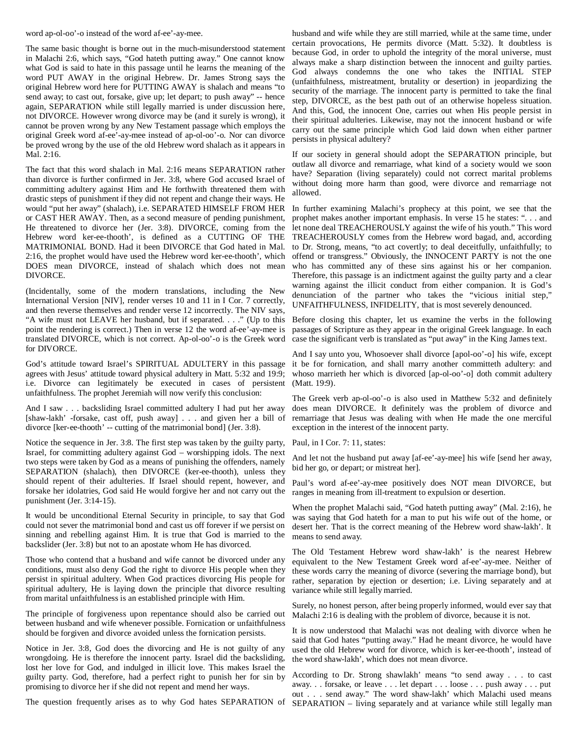word ap-ol-oo'-o instead of the word af-ee'-ay-mee.

The same basic thought is borne out in the much-misunderstood statement in Malachi 2:6, which says, "God hateth putting away." One cannot know what God is said to hate in this passage until he learns the meaning of the word PUT AWAY in the original Hebrew. Dr. James Strong says the original Hebrew word here for PUTTING AWAY is shalach and means "to send away; to cast out, forsake, give up; let depart; to push away" -- hence again, SEPARATION while still legally married is under discussion here, not DIVORCE. However wrong divorce may be (and it surely is wrong), it cannot be proven wrong by any New Testament passage which employs the original Greek word af-ee'-ay-mee instead of ap-ol-oo'-o. Nor can divorce be proved wrong by the use of the old Hebrew word shalach as it appears in Mal. 2:16.

The fact that this word shalach in Mal. 2:16 means SEPARATION rather than divorce is further confirmed in Jer. 3:8, where God accused Israel of committing adultery against Him and He forthwith threatened them with drastic steps of punishment if they did not repent and change their ways. He would "put her away" (shalach), i.e. SEPARATED HIMSELF FROM HER or CAST HER AWAY. Then, as a second measure of pending punishment, He threatened to divorce her (Jer. 3:8). DIVORCE, coming from the Hebrew word ker-ee-thooth', is defined as a CUTTING OF THE MATRIMONIAL BOND. Had it been DIVORCE that God hated in Mal. 2:16, the prophet would have used the Hebrew word ker-ee-thooth', which DOES mean DIVORCE, instead of shalach which does not mean DIVORCE.

(Incidentally, some of the modern translations, including the New International Version [NIV], render verses 10 and 11 in I Cor. 7 correctly, and then reverse themselves and render verse 12 incorrectly. The NIV says, "A wife must not LEAVE her husband, but if separated. . . ." (Up to this point the rendering is correct.) Then in verse 12 the word af-ee'-ay-mee is translated DIVORCE, which is not correct. Ap-ol-oo'-o is the Greek word for DIVORCE.

God's attitude toward Israel's SPIRITUAL ADULTERY in this passage agrees with Jesus' attitude toward physical adultery in Matt. 5:32 and 19:9; i.e. Divorce can legitimately be executed in cases of persistent unfaithfulness. The prophet Jeremiah will now verify this conclusion:

And I saw . . . backsliding Israel committed adultery I had put her away [shaw-lakh' -forsake, cast off, push away] . . . and given her a bill of divorce [ker-ee-thooth' -- cutting of the matrimonial bond] (Jer. 3:8).

Notice the sequence in Jer. 3:8. The first step was taken by the guilty party, Israel, for committing adultery against God – worshipping idols. The next two steps were taken by God as a means of punishing the offenders, namely SEPARATION (shalach), then DIVORCE (ker-ee-thooth), unless they should repent of their adulteries. If Israel should repent, however, and forsake her idolatries, God said He would forgive her and not carry out the punishment (Jer. 3:14-15).

It would be unconditional Eternal Security in principle, to say that God could not sever the matrimonial bond and cast us off forever if we persist on sinning and rebelling against Him. It is true that God is married to the backslider (Jer. 3:8) but not to an apostate whom He has divorced.

Those who contend that a husband and wife cannot be divorced under any conditions, must also deny God the right to divorce His people when they persist in spiritual adultery. When God practices divorcing His people for spiritual adultery, He is laying down the principle that divorce resulting from marital unfaithfulness is an established principle with Him.

The principle of forgiveness upon repentance should also be carried out between husband and wife whenever possible. Fornication or unfaithfulness should be forgiven and divorce avoided unless the fornication persists.

Notice in Jer. 3:8, God does the divorcing and He is not guilty of any wrongdoing. He is therefore the innocent party. Israel did the backsliding, lost her love for God, and indulged in illicit love. This makes Israel the guilty party. God, therefore, had a perfect right to punish her for sin by promising to divorce her if she did not repent and mend her ways.

The question frequently arises as to why God hates SEPARATION of husband and wife while they are still married, while at the same time, under certain provocations, He permits divorce (Matt. 5:32). It doubtless is because God, in order to uphold the integrity of the moral universe, must always make a sharp distinction between the innocent and guilty parties. God always condemns the one who takes the INITIAL STEP (unfaithfulness, mistreatment, brutality or desertion) in jeopardizing the security of the marriage. The innocent party is permitted to take the final step, DIVORCE, as the best path out of an otherwise hopeless situation. And this, God, the innocent One, carries out when His people persist in their spiritual adulteries. Likewise, may not the innocent husband or wife carry out the same principle which God laid down when either partner persists in physical adultery?

If our society in general should adopt the SEPARATION principle, but outlaw all divorce and remarriage, what kind of a society would we soon have? Separation (living separately) could not correct marital problems without doing more harm than good, were divorce and remarriage not allowed.

In further examining Malachi's prophecy at this point, we see that the prophet makes another important emphasis. In verse 15 he states: ". . . and let none deal TREACHEROUSLY against the wife of his youth." This word TREACHEROUSLY comes from the Hebrew word bagad, and, according to Dr. Strong, means, "to act covertly; to deal deceitfully, unfaithfully; to offend or transgress." Obviously, the INNOCENT PARTY is not the one who has committed any of these sins against his or her companion. Therefore, this passage is an indictment against the guilty party and a clear warning against the illicit conduct from either companion. It is God's denunciation of the partner who takes the "vicious initial step," UNFAITHFULNESS, INFIDELITY, that is most severely denounced.

Before closing this chapter, let us examine the verbs in the following passages of Scripture as they appear in the original Greek language. In each case the significant verb is translated as "put away" in the King James text.

And I say unto you, Whosoever shall divorce [apol-oo'-o] his wife, except it be for fornication, and shall marry another committeth adultery: and whoso marrieth her which is divorced [ap-ol-oo'-o] doth commit adultery (Matt. 19:9).

The Greek verb ap-ol-oo'-o is also used in Matthew 5:32 and definitely does mean DIVORCE. It definitely was the problem of divorce and remarriage that Jesus was dealing with when He made the one merciful exception in the interest of the innocent party.

Paul, in I Cor. 7: 11, states:

And let not the husband put away [af-ee'-ay-mee] his wife [send her away, bid her go, or depart; or mistreat her].

Paul's word af-ee'-ay-mee positively does NOT mean DIVORCE, but ranges in meaning from ill-treatment to expulsion or desertion.

When the prophet Malachi said, "God hateth putting away" (Mal. 2:16), he was saying that God hateth for a man to put his wife out of the home, or desert her. That is the correct meaning of the Hebrew word shaw-lakh'. It means to send away.

The Old Testament Hebrew word shaw-lakh' is the nearest Hebrew equivalent to the New Testament Greek word af-ee'-ay-mee. Neither of these words carry the meaning of divorce (severing the marriage bond), but rather, separation by ejection or desertion; i.e. Living separately and at variance while still legally married.

Surely, no honest person, after being properly informed, would ever say that Malachi 2:16 is dealing with the problem of divorce, because it is not.

It is now understood that Malachi was not dealing with divorce when he said that God hates "putting away." Had he meant divorce, he would have used the old Hebrew word for divorce, which is ker-ee-thooth', instead of the word shaw-lakh', which does not mean divorce.

According to Dr. Strong shawlakh' means "to send away . . . to cast away. . . forsake, or leave . . . let depart . . . loose . . . push away . . . put out . . . send away." The word shaw-lakh' which Malachi used means SEPARATION – living separately and at variance while still legally man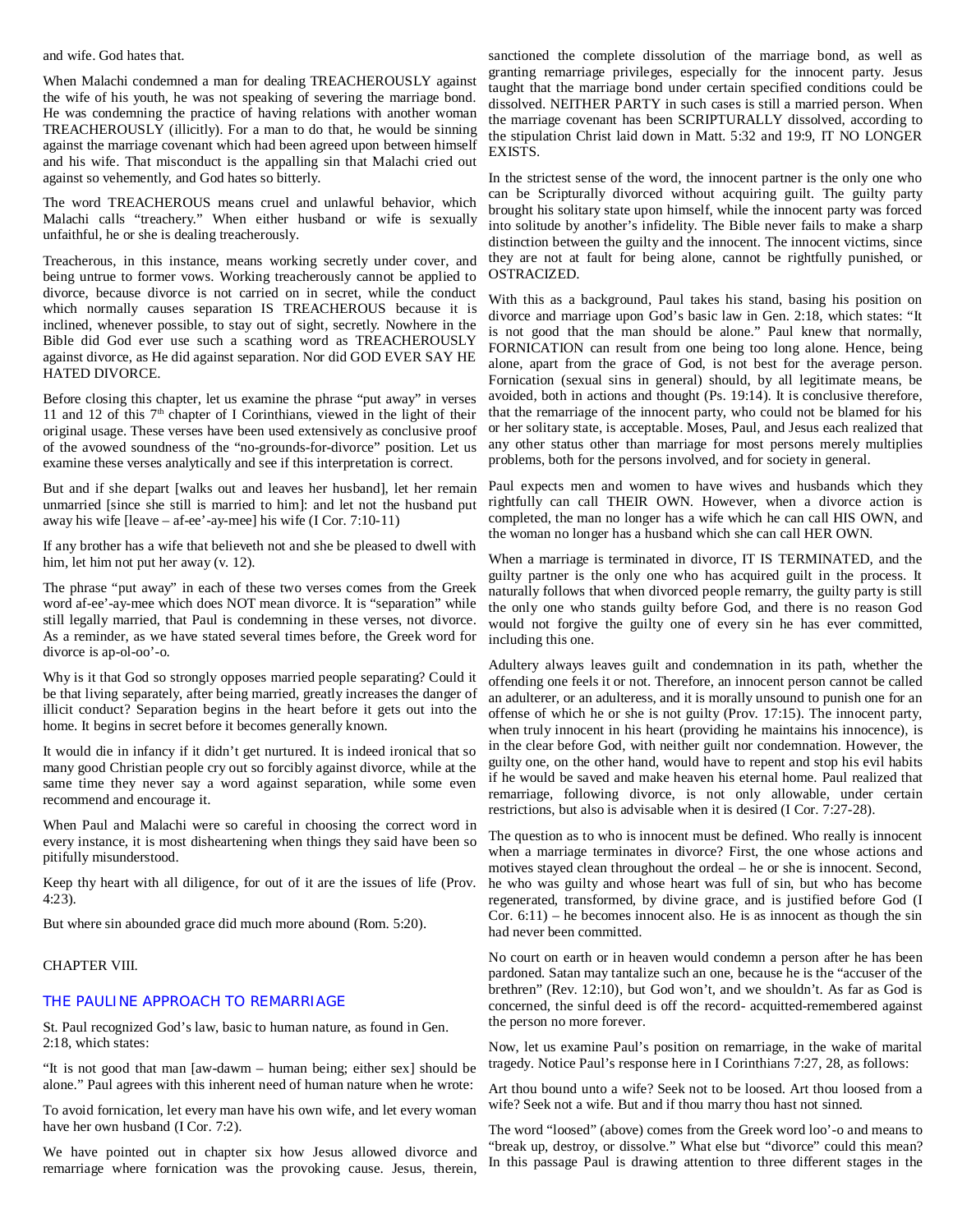and wife. God hates that.

When Malachi condemned a man for dealing TREACHEROUSLY against the wife of his youth, he was not speaking of severing the marriage bond. He was condemning the practice of having relations with another woman TREACHEROUSLY (illicitly). For a man to do that, he would be sinning against the marriage covenant which had been agreed upon between himself and his wife. That misconduct is the appalling sin that Malachi cried out against so vehemently, and God hates so bitterly.

The word TREACHEROUS means cruel and unlawful behavior, which Malachi calls "treachery." When either husband or wife is sexually unfaithful, he or she is dealing treacherously.

Treacherous, in this instance, means working secretly under cover, and being untrue to former vows. Working treacherously cannot be applied to divorce, because divorce is not carried on in secret, while the conduct which normally causes separation IS TREACHEROUS because it is inclined, whenever possible, to stay out of sight, secretly. Nowhere in the Bible did God ever use such a scathing word as TREACHEROUSLY against divorce, as He did against separation. Nor did GOD EVER SAY HE HATED DIVORCE.

Before closing this chapter, let us examine the phrase "put away" in verses 11 and 12 of this 7th chapter of I Corinthians, viewed in the light of their original usage. These verses have been used extensively as conclusive proof of the avowed soundness of the "no-grounds-for-divorce" position. Let us examine these verses analytically and see if this interpretation is correct.

But and if she depart [walks out and leaves her husband], let her remain unmarried [since she still is married to him]: and let not the husband put away his wife [leave – af-ee'-ay-mee] his wife (I Cor. 7:10-11)

If any brother has a wife that believeth not and she be pleased to dwell with him, let him not put her away (v. 12).

The phrase "put away" in each of these two verses comes from the Greek word af-ee'-ay-mee which does NOT mean divorce. It is "separation" while still legally married, that Paul is condemning in these verses, not divorce. As a reminder, as we have stated several times before, the Greek word for divorce is ap-ol-oo'-o.

Why is it that God so strongly opposes married people separating? Could it be that living separately, after being married, greatly increases the danger of illicit conduct? Separation begins in the heart before it gets out into the home. It begins in secret before it becomes generally known.

It would die in infancy if it didn't get nurtured. It is indeed ironical that so many good Christian people cry out so forcibly against divorce, while at the same time they never say a word against separation, while some even recommend and encourage it.

When Paul and Malachi were so careful in choosing the correct word in every instance, it is most disheartening when things they said have been so pitifully misunderstood.

Keep thy heart with all diligence, for out of it are the issues of life (Prov. 4:23).

But where sin abounded grace did much more abound (Rom. 5:20).

## CHAPTER VIII.

## THE PAULINE APPROACH TO REMARRIAGE

St. Paul recognized God's law, basic to human nature, as found in Gen. 2:18, which states:

"It is not good that man [aw-dawm – human being; either sex] should be alone." Paul agrees with this inherent need of human nature when he wrote:

To avoid fornication, let every man have his own wife, and let every woman have her own husband (I Cor. 7:2).

We have pointed out in chapter six how Jesus allowed divorce and remarriage where fornication was the provoking cause. Jesus, therein, sanctioned the complete dissolution of the marriage bond, as well as granting remarriage privileges, especially for the innocent party. Jesus taught that the marriage bond under certain specified conditions could be dissolved. NEITHER PARTY in such cases is still a married person. When the marriage covenant has been SCRIPTURALLY dissolved, according to the stipulation Christ laid down in Matt. 5:32 and 19:9, IT NO LONGER EXISTS.

In the strictest sense of the word, the innocent partner is the only one who can be Scripturally divorced without acquiring guilt. The guilty party brought his solitary state upon himself, while the innocent party was forced into solitude by another's infidelity. The Bible never fails to make a sharp distinction between the guilty and the innocent. The innocent victims, since they are not at fault for being alone, cannot be rightfully punished, or OSTRACIZED.

With this as a background, Paul takes his stand, basing his position on divorce and marriage upon God's basic law in Gen. 2:18, which states: "It is not good that the man should be alone." Paul knew that normally, FORNICATION can result from one being too long alone. Hence, being alone, apart from the grace of God, is not best for the average person. Fornication (sexual sins in general) should, by all legitimate means, be avoided, both in actions and thought (Ps. 19:14). It is conclusive therefore, that the remarriage of the innocent party, who could not be blamed for his or her solitary state, is acceptable. Moses, Paul, and Jesus each realized that any other status other than marriage for most persons merely multiplies problems, both for the persons involved, and for society in general.

Paul expects men and women to have wives and husbands which they rightfully can call THEIR OWN. However, when a divorce action is completed, the man no longer has a wife which he can call HIS OWN, and the woman no longer has a husband which she can call HER OWN.

When a marriage is terminated in divorce, IT IS TERMINATED, and the guilty partner is the only one who has acquired guilt in the process. It naturally follows that when divorced people remarry, the guilty party is still the only one who stands guilty before God, and there is no reason God would not forgive the guilty one of every sin he has ever committed, including this one.

Adultery always leaves guilt and condemnation in its path, whether the offending one feels it or not. Therefore, an innocent person cannot be called an adulterer, or an adulteress, and it is morally unsound to punish one for an offense of which he or she is not guilty (Prov. 17:15). The innocent party, when truly innocent in his heart (providing he maintains his innocence), is in the clear before God, with neither guilt nor condemnation. However, the guilty one, on the other hand, would have to repent and stop his evil habits if he would be saved and make heaven his eternal home. Paul realized that remarriage, following divorce, is not only allowable, under certain restrictions, but also is advisable when it is desired (I Cor. 7:27-28).

The question as to who is innocent must be defined. Who really is innocent when a marriage terminates in divorce? First, the one whose actions and motives stayed clean throughout the ordeal – he or she is innocent. Second, he who was guilty and whose heart was full of sin, but who has become regenerated, transformed, by divine grace, and is justified before God (I Cor. 6:11) – he becomes innocent also. He is as innocent as though the sin had never been committed.

No court on earth or in heaven would condemn a person after he has been pardoned. Satan may tantalize such an one, because he is the "accuser of the brethren" (Rev. 12:10), but God won't, and we shouldn't. As far as God is concerned, the sinful deed is off the record- acquitted-remembered against the person no more forever.

Now, let us examine Paul's position on remarriage, in the wake of marital tragedy. Notice Paul's response here in I Corinthians 7:27, 28, as follows:

Art thou bound unto a wife? Seek not to be loosed. Art thou loosed from a wife? Seek not a wife. But and if thou marry thou hast not sinned.

The word "loosed" (above) comes from the Greek word loo'-o and means to "break up, destroy, or dissolve." What else but "divorce" could this mean? In this passage Paul is drawing attention to three different stages in the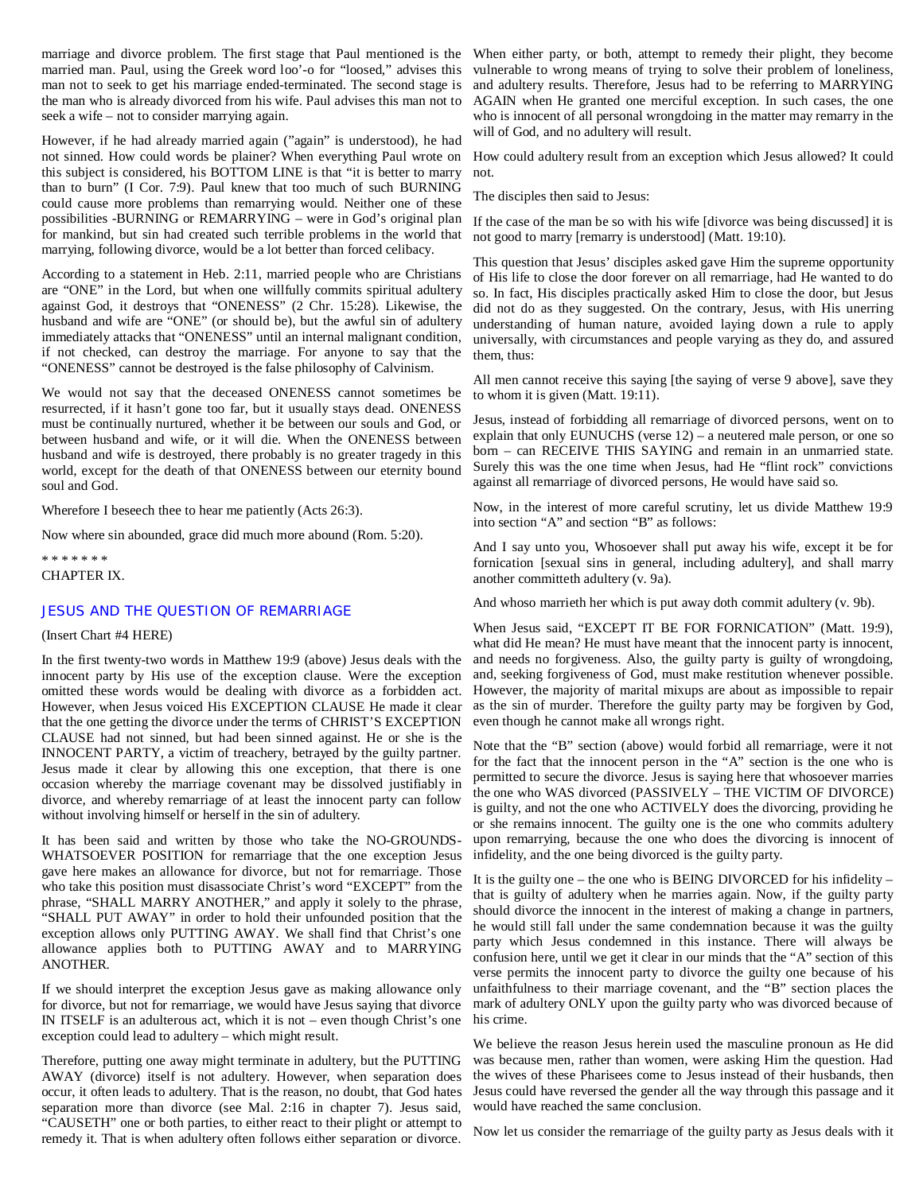marriage and divorce problem. The first stage that Paul mentioned is the married man. Paul, using the Greek word loo'-o for "loosed," advises this man not to seek to get his marriage ended-terminated. The second stage is the man who is already divorced from his wife. Paul advises this man not to seek a wife – not to consider marrying again.

However, if he had already married again ("again" is understood), he had not sinned. How could words be plainer? When everything Paul wrote on this subject is considered, his BOTTOM LINE is that "it is better to marry than to burn" (I Cor. 7:9). Paul knew that too much of such BURNING could cause more problems than remarrying would. Neither one of these possibilities -BURNING or REMARRYING – were in God's original plan for mankind, but sin had created such terrible problems in the world that marrying, following divorce, would be a lot better than forced celibacy.

According to a statement in Heb. 2:11, married people who are Christians are "ONE" in the Lord, but when one willfully commits spiritual adultery against God, it destroys that "ONENESS" (2 Chr. 15:28). Likewise, the husband and wife are "ONE" (or should be), but the awful sin of adultery immediately attacks that "ONENESS" until an internal malignant condition, if not checked, can destroy the marriage. For anyone to say that the "ONENESS" cannot be destroyed is the false philosophy of Calvinism.

We would not say that the deceased ONENESS cannot sometimes be resurrected, if it hasn't gone too far, but it usually stays dead. ONENESS must be continually nurtured, whether it be between our souls and God, or between husband and wife, or it will die. When the ONENESS between husband and wife is destroyed, there probably is no greater tragedy in this world, except for the death of that ONENESS between our eternity bound soul and God.

Wherefore I beseech thee to hear me patiently (Acts 26:3).

Now where sin abounded, grace did much more abound (Rom. 5:20).

* * * * * * *

CHAPTER IX.

## JESUS AND THE QUESTION OF REMARRIAGE

(Insert Chart #4 HERE)

In the first twenty-two words in Matthew 19:9 (above) Jesus deals with the innocent party by His use of the exception clause. Were the exception omitted these words would be dealing with divorce as a forbidden act. However, when Jesus voiced His EXCEPTION CLAUSE He made it clear that the one getting the divorce under the terms of CHRIST'S EXCEPTION CLAUSE had not sinned, but had been sinned against. He or she is the INNOCENT PARTY, a victim of treachery, betrayed by the guilty partner. Jesus made it clear by allowing this one exception, that there is one occasion whereby the marriage covenant may be dissolved justifiably in divorce, and whereby remarriage of at least the innocent party can follow without involving himself or herself in the sin of adultery.

It has been said and written by those who take the NO-GROUNDS-WHATSOEVER POSITION for remarriage that the one exception Jesus gave here makes an allowance for divorce, but not for remarriage. Those who take this position must disassociate Christ's word "EXCEPT" from the phrase, "SHALL MARRY ANOTHER," and apply it solely to the phrase, "SHALL PUT AWAY" in order to hold their unfounded position that the exception allows only PUTTING AWAY. We shall find that Christ's one allowance applies both to PUTTING AWAY and to MARRYING ANOTHER.

If we should interpret the exception Jesus gave as making allowance only for divorce, but not for remarriage, we would have Jesus saying that divorce IN ITSELF is an adulterous act, which it is not – even though Christ's one exception could lead to adultery – which might result.

Therefore, putting one away might terminate in adultery, but the PUTTING AWAY (divorce) itself is not adultery. However, when separation does occur, it often leads to adultery. That is the reason, no doubt, that God hates separation more than divorce (see Mal. 2:16 in chapter 7). Jesus said, "CAUSETH" one or both parties, to either react to their plight or attempt to remedy it. That is when adultery often follows either separation or divorce. When either party, or both, attempt to remedy their plight, they become vulnerable to wrong means of trying to solve their problem of loneliness, and adultery results. Therefore, Jesus had to be referring to MARRYING AGAIN when He granted one merciful exception. In such cases, the one who is innocent of all personal wrongdoing in the matter may remarry in the will of God, and no adultery will result.

How could adultery result from an exception which Jesus allowed? It could not.

The disciples then said to Jesus:

If the case of the man be so with his wife [divorce was being discussed] it is not good to marry [remarry is understood] (Matt. 19:10).

This question that Jesus' disciples asked gave Him the supreme opportunity of His life to close the door forever on all remarriage, had He wanted to do so. In fact, His disciples practically asked Him to close the door, but Jesus did not do as they suggested. On the contrary, Jesus, with His unerring understanding of human nature, avoided laying down a rule to apply universally, with circumstances and people varying as they do, and assured them, thus:

All men cannot receive this saying [the saying of verse 9 above], save they to whom it is given (Matt. 19:11).

Jesus, instead of forbidding all remarriage of divorced persons, went on to explain that only EUNUCHS (verse 12) – a neutered male person, or one so born – can RECEIVE THIS SAYING and remain in an unmarried state. Surely this was the one time when Jesus, had He "flint rock" convictions against all remarriage of divorced persons, He would have said so.

Now, in the interest of more careful scrutiny, let us divide Matthew 19:9 into section "A" and section "B" as follows:

And I say unto you, Whosoever shall put away his wife, except it be for fornication [sexual sins in general, including adultery], and shall marry another committeth adultery (v. 9a).

And whoso marrieth her which is put away doth commit adultery (v. 9b).

When Jesus said, "EXCEPT IT BE FOR FORNICATION" (Matt. 19:9), what did He mean? He must have meant that the innocent party is innocent, and needs no forgiveness. Also, the guilty party is guilty of wrongdoing, and, seeking forgiveness of God, must make restitution whenever possible. However, the majority of marital mixups are about as impossible to repair as the sin of murder. Therefore the guilty party may be forgiven by God, even though he cannot make all wrongs right.

Note that the "B" section (above) would forbid all remarriage, were it not for the fact that the innocent person in the "A" section is the one who is permitted to secure the divorce. Jesus is saying here that whosoever marries the one who WAS divorced (PASSIVELY – THE VICTIM OF DIVORCE) is guilty, and not the one who ACTIVELY does the divorcing, providing he or she remains innocent. The guilty one is the one who commits adultery upon remarrying, because the one who does the divorcing is innocent of infidelity, and the one being divorced is the guilty party.

It is the guilty one – the one who is BEING DIVORCED for his infidelity – that is guilty of adultery when he marries again. Now, if the guilty party should divorce the innocent in the interest of making a change in partners, he would still fall under the same condemnation because it was the guilty party which Jesus condemned in this instance. There will always be confusion here, until we get it clear in our minds that the "A" section of this verse permits the innocent party to divorce the guilty one because of his unfaithfulness to their marriage covenant, and the "B" section places the mark of adultery ONLY upon the guilty party who was divorced because of his crime.

We believe the reason Jesus herein used the masculine pronoun as He did was because men, rather than women, were asking Him the question. Had the wives of these Pharisees come to Jesus instead of their husbands, then Jesus could have reversed the gender all the way through this passage and it would have reached the same conclusion.

Now let us consider the remarriage of the guilty party as Jesus deals with it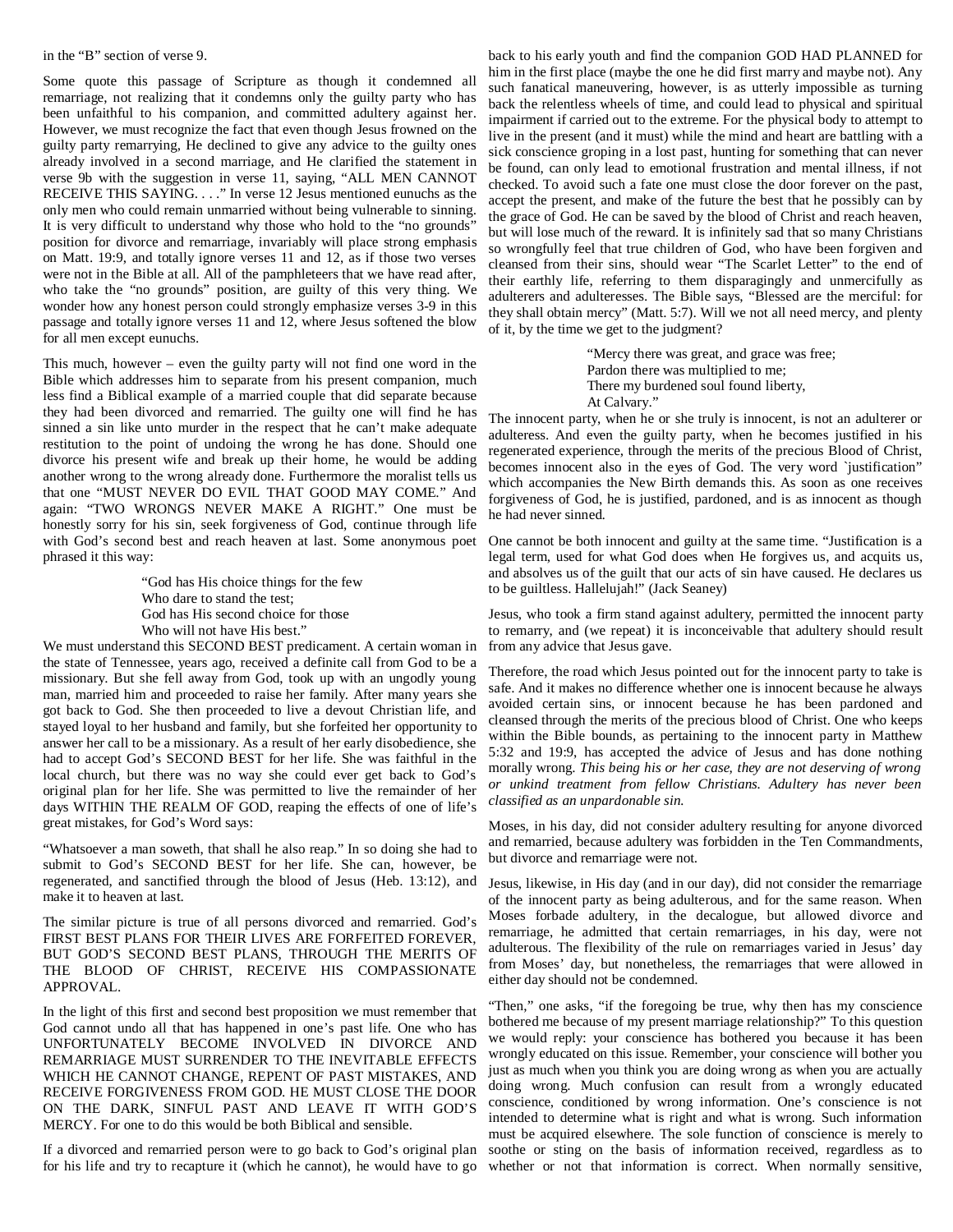in the "B" section of verse 9.

Some quote this passage of Scripture as though it condemned all remarriage, not realizing that it condemns only the guilty party who has been unfaithful to his companion, and committed adultery against her. However, we must recognize the fact that even though Jesus frowned on the guilty party remarrying, He declined to give any advice to the guilty ones already involved in a second marriage, and He clarified the statement in verse 9b with the suggestion in verse 11, saying, "ALL MEN CANNOT RECEIVE THIS SAYING. . . ." In verse 12 Jesus mentioned eunuchs as the only men who could remain unmarried without being vulnerable to sinning. It is very difficult to understand why those who hold to the "no grounds" position for divorce and remarriage, invariably will place strong emphasis on Matt. 19:9, and totally ignore verses 11 and 12, as if those two verses were not in the Bible at all. All of the pamphleteers that we have read after, who take the "no grounds" position, are guilty of this very thing. We wonder how any honest person could strongly emphasize verses 3-9 in this passage and totally ignore verses 11 and 12, where Jesus softened the blow for all men except eunuchs.

This much, however – even the guilty party will not find one word in the Bible which addresses him to separate from his present companion, much less find a Biblical example of a married couple that did separate because they had been divorced and remarried. The guilty one will find he has sinned a sin like unto murder in the respect that he can't make adequate restitution to the point of undoing the wrong he has done. Should one divorce his present wife and break up their home, he would be adding another wrong to the wrong already done. Furthermore the moralist tells us that one "MUST NEVER DO EVIL THAT GOOD MAY COME." And again: "TWO WRONGS NEVER MAKE A RIGHT." One must be honestly sorry for his sin, seek forgiveness of God, continue through life with God's second best and reach heaven at last. Some anonymous poet phrased it this way:

> "God has His choice things for the few
> Who dare to stand the test;
> God has His second choice for those
> Who will not have His best."

We must understand this SECOND BEST predicament. A certain woman in the state of Tennessee, years ago, received a definite call from God to be a missionary. But she fell away from God, took up with an ungodly young man, married him and proceeded to raise her family. After many years she got back to God. She then proceeded to live a devout Christian life, and stayed loyal to her husband and family, but she forfeited her opportunity to answer her call to be a missionary. As a result of her early disobedience, she had to accept God's SECOND BEST for her life. She was faithful in the local church, but there was no way she could ever get back to God's original plan for her life. She was permitted to live the remainder of her days WITHIN THE REALM OF GOD, reaping the effects of one of life's great mistakes, for God's Word says:

"Whatsoever a man soweth, that shall he also reap." In so doing she had to submit to God's SECOND BEST for her life. She can, however, be regenerated, and sanctified through the blood of Jesus (Heb. 13:12), and make it to heaven at last.

The similar picture is true of all persons divorced and remarried. God's FIRST BEST PLANS FOR THEIR LIVES ARE FORFEITED FOREVER, BUT GOD'S SECOND BEST PLANS, THROUGH THE MERITS OF THE BLOOD OF CHRIST, RECEIVE HIS COMPASSIONATE APPROVAL.

In the light of this first and second best proposition we must remember that God cannot undo all that has happened in one's past life. One who has UNFORTUNATELY BECOME INVOLVED IN DIVORCE AND REMARRIAGE MUST SURRENDER TO THE INEVITABLE EFFECTS WHICH HE CANNOT CHANGE, REPENT OF PAST MISTAKES, AND RECEIVE FORGIVENESS FROM GOD. HE MUST CLOSE THE DOOR ON THE DARK, SINFUL PAST AND LEAVE IT WITH GOD'S MERCY. For one to do this would be both Biblical and sensible.

If a divorced and remarried person were to go back to God's original plan for his life and try to recapture it (which he cannot), he would have to go back to his early youth and find the companion GOD HAD PLANNED for him in the first place (maybe the one he did first marry and maybe not). Any such fanatical maneuvering, however, is as utterly impossible as turning back the relentless wheels of time, and could lead to physical and spiritual impairment if carried out to the extreme. For the physical body to attempt to live in the present (and it must) while the mind and heart are battling with a sick conscience groping in a lost past, hunting for something that can never be found, can only lead to emotional frustration and mental illness, if not checked. To avoid such a fate one must close the door forever on the past, accept the present, and make of the future the best that he possibly can by the grace of God. He can be saved by the blood of Christ and reach heaven, but will lose much of the reward. It is infinitely sad that so many Christians so wrongfully feel that true children of God, who have been forgiven and cleansed from their sins, should wear "The Scarlet Letter" to the end of their earthly life, referring to them disparagingly and unmercifully as adulterers and adulteresses. The Bible says, "Blessed are the merciful: for they shall obtain mercy" (Matt. 5:7). Will we not all need mercy, and plenty of it, by the time we get to the judgment?

> "Mercy there was great, and grace was free;
> Pardon there was multiplied to me;
> There my burdened soul found liberty,
> At Calvary."

The innocent party, when he or she truly is innocent, is not an adulterer or adulteress. And even the guilty party, when he becomes justified in his regenerated experience, through the merits of the precious Blood of Christ, becomes innocent also in the eyes of God. The very word `justification" which accompanies the New Birth demands this. As soon as one receives forgiveness of God, he is justified, pardoned, and is as innocent as though he had never sinned.

One cannot be both innocent and guilty at the same time. "Justification is a legal term, used for what God does when He forgives us, and acquits us, and absolves us of the guilt that our acts of sin have caused. He declares us to be guiltless. Hallelujah!" (Jack Seaney)

Jesus, who took a firm stand against adultery, permitted the innocent party to remarry, and (we repeat) it is inconceivable that adultery should result from any advice that Jesus gave.

Therefore, the road which Jesus pointed out for the innocent party to take is safe. And it makes no difference whether one is innocent because he always avoided certain sins, or innocent because he has been pardoned and cleansed through the merits of the precious blood of Christ. One who keeps within the Bible bounds, as pertaining to the innocent party in Matthew 5:32 and 19:9, has accepted the advice of Jesus and has done nothing morally wrong. *This being his or her case, they are not deserving of wrong or unkind treatment from fellow Christians. Adultery has never been classified as an unpardonable sin.*

Moses, in his day, did not consider adultery resulting for anyone divorced and remarried, because adultery was forbidden in the Ten Commandments, but divorce and remarriage were not.

Jesus, likewise, in His day (and in our day), did not consider the remarriage of the innocent party as being adulterous, and for the same reason. When Moses forbade adultery, in the decalogue, but allowed divorce and remarriage, he admitted that certain remarriages, in his day, were not adulterous. The flexibility of the rule on remarriages varied in Jesus' day from Moses' day, but nonetheless, the remarriages that were allowed in either day should not be condemned.

"Then," one asks, "if the foregoing be true, why then has my conscience bothered me because of my present marriage relationship?" To this question we would reply: your conscience has bothered you because it has been wrongly educated on this issue. Remember, your conscience will bother you just as much when you think you are doing wrong as when you are actually doing wrong. Much confusion can result from a wrongly educated conscience, conditioned by wrong information. One's conscience is not intended to determine what is right and what is wrong. Such information must be acquired elsewhere. The sole function of conscience is merely to soothe or sting on the basis of information received, regardless as to whether or not that information is correct. When normally sensitive,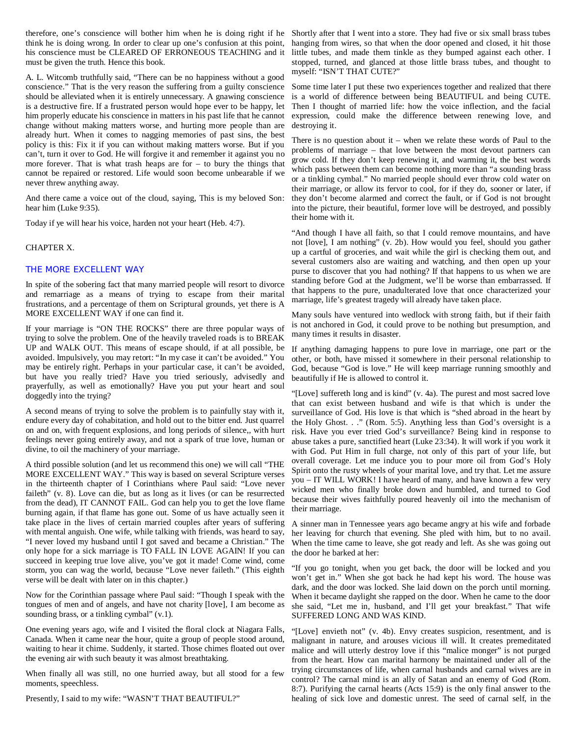therefore, one's conscience will bother him when he is doing right if he think he is doing wrong. In order to clear up one's confusion at this point, his conscience must be CLEARED OF ERRONEOUS TEACHING and it must be given the truth. Hence this book.

A. L. Witcomb truthfully said, "There can be no happiness without a good conscience." That is the very reason the suffering from a guilty conscience should be alleviated when it is entirely unnecessary. A gnawing conscience is a destructive fire. If a frustrated person would hope ever to be happy, let him properly educate his conscience in matters in his past life that he cannot change without making matters worse, and hurting more people than are already hurt. When it comes to nagging memories of past sins, the best policy is this: Fix it if you can without making matters worse. But if you can't, turn it over to God. He will forgive it and remember it against you no more forever. That is what trash heaps are for – to bury the things that cannot be repaired or restored. Life would soon become unbearable if we never threw anything away.

And there came a voice out of the cloud, saying, This is my beloved Son: hear him (Luke 9:35).

Today if ye will hear his voice, harden not your heart (Heb. 4:7).

CHAPTER X.

## THE MORE EXCELLENT WAY

In spite of the sobering fact that many married people will resort to divorce and remarriage as a means of trying to escape from their marital frustrations, and a percentage of them on Scriptural grounds, yet there is A MORE EXCELLENT WAY if one can find it.

If your marriage is "ON THE ROCKS" there are three popular ways of trying to solve the problem. One of the heavily traveled roads is to BREAK UP and WALK OUT. This means of escape should, if at all possible, be avoided. Impulsively, you may retort: "In my case it can't be avoided." You may be entirely right. Perhaps in your particular case, it can't be avoided, but have you really tried? Have you tried seriously, advisedly and prayerfully, as well as emotionally? Have you put your heart and soul doggedly into the trying?

A second means of trying to solve the problem is to painfully stay with it, endure every day of cohabitation, and hold out to the bitter end. Just quarrel on and on, with frequent explosions, and long periods of silence,, with hurt feelings never going entirely away, and not a spark of true love, human or divine, to oil the machinery of your marriage.

A third possible solution (and let us recommend this one) we will call "THE MORE EXCELLENT WAY." This way is based on several Scripture verses in the thirteenth chapter of I Corinthians where Paul said: "Love never faileth" (v. 8). Love can die, but as long as it lives (or can be resurrected from the dead), IT CANNOT FAIL. God can help you to get the love flame burning again, if that flame has gone out. Some of us have actually seen it take place in the lives of certain married couples after years of suffering with mental anguish. One wife, while talking with friends, was heard to say, "I never loved my husband until I got saved and became a Christian." The only hope for a sick marriage is TO FALL IN LOVE AGAIN! If you can succeed in keeping true love alive, you've got it made! Come wind, come storm, you can wag the world, because "Love never faileth." (This eighth verse will be dealt with later on in this chapter.)

Now for the Corinthian passage where Paul said: "Though I speak with the tongues of men and of angels, and have not charity [love], I am become as sounding brass, or a tinkling cymbal" (v.1).

One evening years ago, wife and I visited the floral clock at Niagara Falls, Canada. When it came near the hour, quite a group of people stood around, waiting to hear it chime. Suddenly, it started. Those chimes floated out over the evening air with such beauty it was almost breathtaking.

When finally all was still, no one hurried away, but all stood for a few moments, speechless.

Presently, I said to my wife: "WASN'T THAT BEAUTIFUL?"

Shortly after that I went into a store. They had five or six small brass tubes hanging from wires, so that when the door opened and closed, it hit those little tubes, and made them tinkle as they bumped against each other. I stopped, turned, and glanced at those little brass tubes, and thought to myself: "ISN'T THAT CUTE?"

Some time later I put these two experiences together and realized that there is a world of difference between being BEAUTIFUL and being CUTE. Then I thought of married life: how the voice inflection, and the facial expression, could make the difference between renewing love, and destroying it.

There is no question about it – when we relate these words of Paul to the problems of marriage – that love between the most devout partners can grow cold. If they don't keep renewing it, and warming it, the best words which pass between them can become nothing more than "a sounding brass or a tinkling cymbal." No married people should ever throw cold water on their marriage, or allow its fervor to cool, for if they do, sooner or later, if they don't become alarmed and correct the fault, or if God is not brought into the picture, their beautiful, former love will be destroyed, and possibly their home with it.

"And though I have all faith, so that I could remove mountains, and have not [love], I am nothing" (v. 2b). How would you feel, should you gather up a cartful of groceries, and wait while the girl is checking them out, and several customers also are waiting and watching, and then open up your purse to discover that you had nothing? If that happens to us when we are standing before God at the Judgment, we'll be worse than embarrassed. If that happens to the pure, unadulterated love that once characterized your marriage, life's greatest tragedy will already have taken place.

Many souls have ventured into wedlock with strong faith, but if their faith is not anchored in God, it could prove to be nothing but presumption, and many times it results in disaster.

If anything damaging happens to pure love in marriage, one part or the other, or both, have missed it somewhere in their personal relationship to God, because "God is love." He will keep marriage running smoothly and beautifully if He is allowed to control it.

"[Love] suffereth long and is kind" (v. 4a). The purest and most sacred love that can exist between husband and wife is that which is under the surveillance of God. His love is that which is "shed abroad in the heart by the Holy Ghost. . ." (Rom. 5:5). Anything less than God's oversight is a risk. Have you ever tried God's surveillance? Being kind in response to abuse takes a pure, sanctified heart (Luke 23:34). It will work if you work it with God. Put Him in full charge, not only of this part of your life, but overall coverage. Let me induce you to pour more oil from God's Holy Spirit onto the rusty wheels of your marital love, and try that. Let me assure you – IT WILL WORK! I have heard of many, and have known a few very wicked men who finally broke down and humbled, and turned to God because their wives faithfully poured heavenly oil into the mechanism of their marriage.

A sinner man in Tennessee years ago became angry at his wife and forbade her leaving for church that evening. She pled with him, but to no avail. When the time came to leave, she got ready and left. As she was going out the door he barked at her:

"If you go tonight, when you get back, the door will be locked and you won't get in." When she got back he had kept his word. The house was dark, and the door was locked. She laid down on the porch until morning. When it became daylight she rapped on the door. When he came to the door she said, "Let me in, husband, and I'll get your breakfast." That wife SUFFERED LONG AND WAS KIND.

"[Love] envieth not" (v. 4b). Envy creates suspicion, resentment, and is malignant in nature, and arouses vicious ill will. It creates premeditated malice and will utterly destroy love if this "malice monger" is not purged from the heart. How can marital harmony be maintained under all of the trying circumstances of life, when carnal husbands and carnal wives are in control? The carnal mind is an ally of Satan and an enemy of God (Rom. 8:7). Purifying the carnal hearts (Acts 15:9) is the only final answer to the healing of sick love and domestic unrest. The seed of carnal self, in the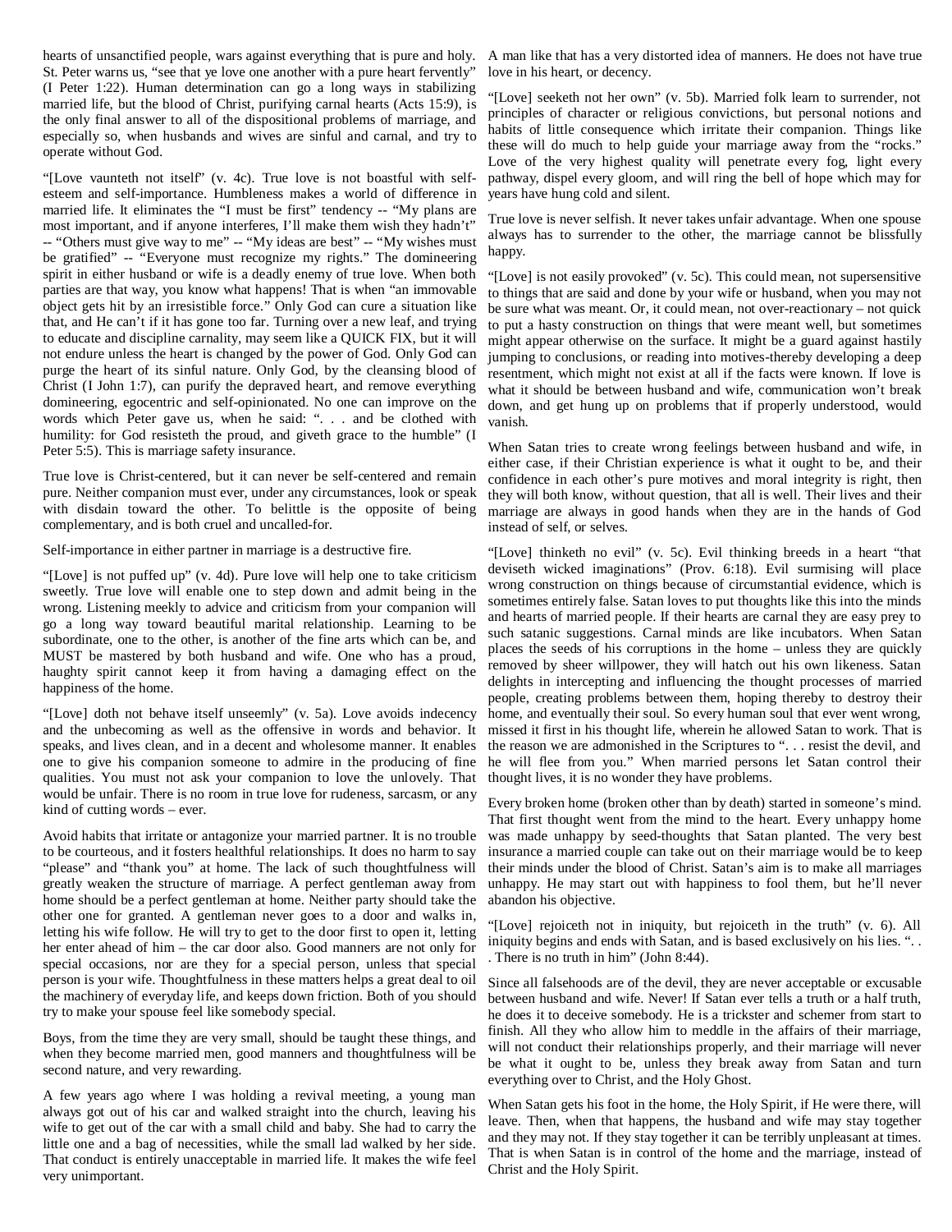hearts of unsanctified people, wars against everything that is pure and holy. St. Peter warns us, "see that ye love one another with a pure heart fervently" (I Peter 1:22). Human determination can go a long ways in stabilizing married life, but the blood of Christ, purifying carnal hearts (Acts 15:9), is the only final answer to all of the dispositional problems of marriage, and especially so, when husbands and wives are sinful and carnal, and try to operate without God.

"[Love vaunteth not itself" (v. 4c). True love is not boastful with self-esteem and self-importance. Humbleness makes a world of difference in married life. It eliminates the "I must be first" tendency -- "My plans are most important, and if anyone interferes, I'll make them wish they hadn't" -- "Others must give way to me" -- "My ideas are best" -- "My wishes must be gratified" -- "Everyone must recognize my rights." The domineering spirit in either husband or wife is a deadly enemy of true love. When both parties are that way, you know what happens! That is when "an immovable object gets hit by an irresistible force." Only God can cure a situation like that, and He can't if it has gone too far. Turning over a new leaf, and trying to educate and discipline carnality, may seem like a QUICK FIX, but it will not endure unless the heart is changed by the power of God. Only God can purge the heart of its sinful nature. Only God, by the cleansing blood of Christ (I John 1:7), can purify the depraved heart, and remove everything domineering, egocentric and self-opinionated. No one can improve on the words which Peter gave us, when he said: ". . . and be clothed with humility: for God resisteth the proud, and giveth grace to the humble" (I Peter 5:5). This is marriage safety insurance.

True love is Christ-centered, but it can never be self-centered and remain pure. Neither companion must ever, under any circumstances, look or speak with disdain toward the other. To belittle is the opposite of being complementary, and is both cruel and uncalled-for.

Self-importance in either partner in marriage is a destructive fire.

"[Love] is not puffed up" (v. 4d). Pure love will help one to take criticism sweetly. True love will enable one to step down and admit being in the wrong. Listening meekly to advice and criticism from your companion will go a long way toward beautiful marital relationship. Learning to be subordinate, one to the other, is another of the fine arts which can be, and MUST be mastered by both husband and wife. One who has a proud, haughty spirit cannot keep it from having a damaging effect on the happiness of the home.

"[Love] doth not behave itself unseemly" (v. 5a). Love avoids indecency and the unbecoming as well as the offensive in words and behavior. It speaks, and lives clean, and in a decent and wholesome manner. It enables one to give his companion someone to admire in the producing of fine qualities. You must not ask your companion to love the unlovely. That would be unfair. There is no room in true love for rudeness, sarcasm, or any kind of cutting words – ever.

Avoid habits that irritate or antagonize your married partner. It is no trouble to be courteous, and it fosters healthful relationships. It does no harm to say "please" and "thank you" at home. The lack of such thoughtfulness will greatly weaken the structure of marriage. A perfect gentleman away from home should be a perfect gentleman at home. Neither party should take the other one for granted. A gentleman never goes to a door and walks in, letting his wife follow. He will try to get to the door first to open it, letting her enter ahead of him – the car door also. Good manners are not only for special occasions, nor are they for a special person, unless that special person is your wife. Thoughtfulness in these matters helps a great deal to oil the machinery of everyday life, and keeps down friction. Both of you should try to make your spouse feel like somebody special.

Boys, from the time they are very small, should be taught these things, and when they become married men, good manners and thoughtfulness will be second nature, and very rewarding.

A few years ago where I was holding a revival meeting, a young man always got out of his car and walked straight into the church, leaving his wife to get out of the car with a small child and baby. She had to carry the little one and a bag of necessities, while the small lad walked by her side. That conduct is entirely unacceptable in married life. It makes the wife feel very unimportant.

A man like that has a very distorted idea of manners. He does not have true love in his heart, or decency.

"[Love] seeketh not her own" (v. 5b). Married folk learn to surrender, not principles of character or religious convictions, but personal notions and habits of little consequence which irritate their companion. Things like these will do much to help guide your marriage away from the "rocks." Love of the very highest quality will penetrate every fog, light every pathway, dispel every gloom, and will ring the bell of hope which may for years have hung cold and silent.

True love is never selfish. It never takes unfair advantage. When one spouse always has to surrender to the other, the marriage cannot be blissfully happy.

"[Love] is not easily provoked" (v. 5c). This could mean, not supersensitive to things that are said and done by your wife or husband, when you may not be sure what was meant. Or, it could mean, not over-reactionary – not quick to put a hasty construction on things that were meant well, but sometimes might appear otherwise on the surface. It might be a guard against hastily jumping to conclusions, or reading into motives-thereby developing a deep resentment, which might not exist at all if the facts were known. If love is what it should be between husband and wife, communication won't break down, and get hung up on problems that if properly understood, would vanish.

When Satan tries to create wrong feelings between husband and wife, in either case, if their Christian experience is what it ought to be, and their confidence in each other's pure motives and moral integrity is right, then they will both know, without question, that all is well. Their lives and their marriage are always in good hands when they are in the hands of God instead of self, or selves.

"[Love] thinketh no evil" (v. 5c). Evil thinking breeds in a heart "that deviseth wicked imaginations" (Prov. 6:18). Evil surmising will place wrong construction on things because of circumstantial evidence, which is sometimes entirely false. Satan loves to put thoughts like this into the minds and hearts of married people. If their hearts are carnal they are easy prey to such satanic suggestions. Carnal minds are like incubators. When Satan places the seeds of his corruptions in the home – unless they are quickly removed by sheer willpower, they will hatch out his own likeness. Satan delights in intercepting and influencing the thought processes of married people, creating problems between them, hoping thereby to destroy their home, and eventually their soul. So every human soul that ever went wrong, missed it first in his thought life, wherein he allowed Satan to work. That is the reason we are admonished in the Scriptures to ". . . resist the devil, and he will flee from you." When married persons let Satan control their thought lives, it is no wonder they have problems.

Every broken home (broken other than by death) started in someone's mind. That first thought went from the mind to the heart. Every unhappy home was made unhappy by seed-thoughts that Satan planted. The very best insurance a married couple can take out on their marriage would be to keep their minds under the blood of Christ. Satan's aim is to make all marriages unhappy. He may start out with happiness to fool them, but he'll never abandon his objective.

"[Love] rejoiceth not in iniquity, but rejoiceth in the truth" (v. 6). All iniquity begins and ends with Satan, and is based exclusively on his lies. ". . . There is no truth in him" (John 8:44).

Since all falsehoods are of the devil, they are never acceptable or excusable between husband and wife. Never! If Satan ever tells a truth or a half truth, he does it to deceive somebody. He is a trickster and schemer from start to finish. All they who allow him to meddle in the affairs of their marriage, will not conduct their relationships properly, and their marriage will never be what it ought to be, unless they break away from Satan and turn everything over to Christ, and the Holy Ghost.

When Satan gets his foot in the home, the Holy Spirit, if He were there, will leave. Then, when that happens, the husband and wife may stay together and they may not. If they stay together it can be terribly unpleasant at times. That is when Satan is in control of the home and the marriage, instead of Christ and the Holy Spirit.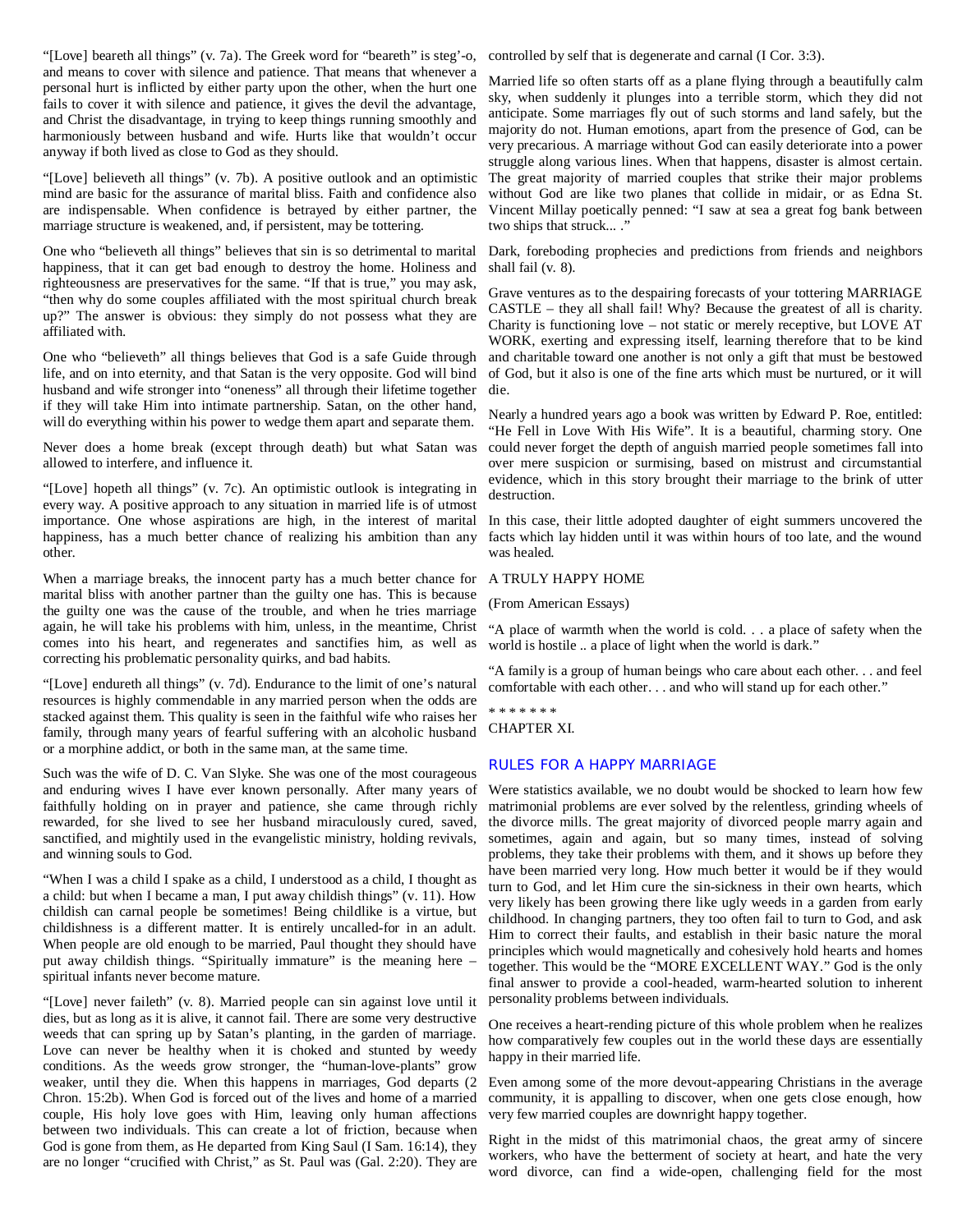"[Love] beareth all things" (v. 7a). The Greek word for "beareth" is steg'-o, and means to cover with silence and patience. That means that whenever a personal hurt is inflicted by either party upon the other, when the hurt one fails to cover it with silence and patience, it gives the devil the advantage, and Christ the disadvantage, in trying to keep things running smoothly and harmoniously between husband and wife. Hurts like that wouldn't occur anyway if both lived as close to God as they should.

"[Love] believeth all things" (v. 7b). A positive outlook and an optimistic mind are basic for the assurance of marital bliss. Faith and confidence also are indispensable. When confidence is betrayed by either partner, the marriage structure is weakened, and, if persistent, may be tottering.

One who "believeth all things" believes that sin is so detrimental to marital happiness, that it can get bad enough to destroy the home. Holiness and righteousness are preservatives for the same. "If that is true," you may ask, "then why do some couples affiliated with the most spiritual church break up?" The answer is obvious: they simply do not possess what they are affiliated with.

One who "believeth" all things believes that God is a safe Guide through life, and on into eternity, and that Satan is the very opposite. God will bind husband and wife stronger into "oneness" all through their lifetime together if they will take Him into intimate partnership. Satan, on the other hand, will do everything within his power to wedge them apart and separate them.

Never does a home break (except through death) but what Satan was allowed to interfere, and influence it.

"[Love] hopeth all things" (v. 7c). An optimistic outlook is integrating in every way. A positive approach to any situation in married life is of utmost importance. One whose aspirations are high, in the interest of marital happiness, has a much better chance of realizing his ambition than any other.

When a marriage breaks, the innocent party has a much better chance for marital bliss with another partner than the guilty one has. This is because the guilty one was the cause of the trouble, and when he tries marriage again, he will take his problems with him, unless, in the meantime, Christ comes into his heart, and regenerates and sanctifies him, as well as correcting his problematic personality quirks, and bad habits.

"[Love] endureth all things" (v. 7d). Endurance to the limit of one's natural resources is highly commendable in any married person when the odds are stacked against them. This quality is seen in the faithful wife who raises her family, through many years of fearful suffering with an alcoholic husband or a morphine addict, or both in the same man, at the same time.

Such was the wife of D. C. Van Slyke. She was one of the most courageous and enduring wives I have ever known personally. After many years of faithfully holding on in prayer and patience, she came through richly rewarded, for she lived to see her husband miraculously cured, saved, sanctified, and mightily used in the evangelistic ministry, holding revivals, and winning souls to God.

"When I was a child I spake as a child, I understood as a child, I thought as a child: but when I became a man, I put away childish things" (v. 11). How childish can carnal people be sometimes! Being childlike is a virtue, but childishness is a different matter. It is entirely uncalled-for in an adult. When people are old enough to be married, Paul thought they should have put away childish things. "Spiritually immature" is the meaning here – spiritual infants never become mature.

"[Love] never faileth" (v. 8). Married people can sin against love until it dies, but as long as it is alive, it cannot fail. There are some very destructive weeds that can spring up by Satan's planting, in the garden of marriage. Love can never be healthy when it is choked and stunted by weedy conditions. As the weeds grow stronger, the "human-love-plants" grow weaker, until they die. When this happens in marriages, God departs (2 Chron. 15:2b). When God is forced out of the lives and home of a married couple, His holy love goes with Him, leaving only human affections between two individuals. This can create a lot of friction, because when God is gone from them, as He departed from King Saul (I Sam. 16:14), they are no longer "crucified with Christ," as St. Paul was (Gal. 2:20). They are controlled by self that is degenerate and carnal (I Cor. 3:3).

Married life so often starts off as a plane flying through a beautifully calm sky, when suddenly it plunges into a terrible storm, which they did not anticipate. Some marriages fly out of such storms and land safely, but the majority do not. Human emotions, apart from the presence of God, can be very precarious. A marriage without God can easily deteriorate into a power struggle along various lines. When that happens, disaster is almost certain. The great majority of married couples that strike their major problems without God are like two planes that collide in midair, or as Edna St. Vincent Millay poetically penned: "I saw at sea a great fog bank between two ships that struck... ."

Dark, foreboding prophecies and predictions from friends and neighbors shall fail (v. 8).

Grave ventures as to the despairing forecasts of your tottering MARRIAGE CASTLE – they all shall fail! Why? Because the greatest of all is charity. Charity is functioning love – not static or merely receptive, but LOVE AT WORK, exerting and expressing itself, learning therefore that to be kind and charitable toward one another is not only a gift that must be bestowed of God, but it also is one of the fine arts which must be nurtured, or it will die.

Nearly a hundred years ago a book was written by Edward P. Roe, entitled: "He Fell in Love With His Wife". It is a beautiful, charming story. One could never forget the depth of anguish married people sometimes fall into over mere suspicion or surmising, based on mistrust and circumstantial evidence, which in this story brought their marriage to the brink of utter destruction.

In this case, their little adopted daughter of eight summers uncovered the facts which lay hidden until it was within hours of too late, and the wound was healed.

A TRULY HAPPY HOME

(From American Essays)

"A place of warmth when the world is cold. . . a place of safety when the world is hostile .. a place of light when the world is dark."

"A family is a group of human beings who care about each other. . . and feel comfortable with each other. . . and who will stand up for each other."

* * * * * * *

CHAPTER XI.

## RULES FOR A HAPPY MARRIAGE

Were statistics available, we no doubt would be shocked to learn how few matrimonial problems are ever solved by the relentless, grinding wheels of the divorce mills. The great majority of divorced people marry again and sometimes, again and again, but so many times, instead of solving problems, they take their problems with them, and it shows up before they have been married very long. How much better it would be if they would turn to God, and let Him cure the sin-sickness in their own hearts, which very likely has been growing there like ugly weeds in a garden from early childhood. In changing partners, they too often fail to turn to God, and ask Him to correct their faults, and establish in their basic nature the moral principles which would magnetically and cohesively hold hearts and homes together. This would be the "MORE EXCELLENT WAY." God is the only final answer to provide a cool-headed, warm-hearted solution to inherent personality problems between individuals.

One receives a heart-rending picture of this whole problem when he realizes how comparatively few couples out in the world these days are essentially happy in their married life.

Even among some of the more devout-appearing Christians in the average community, it is appalling to discover, when one gets close enough, how very few married couples are downright happy together.

Right in the midst of this matrimonial chaos, the great army of sincere workers, who have the betterment of society at heart, and hate the very word divorce, can find a wide-open, challenging field for the most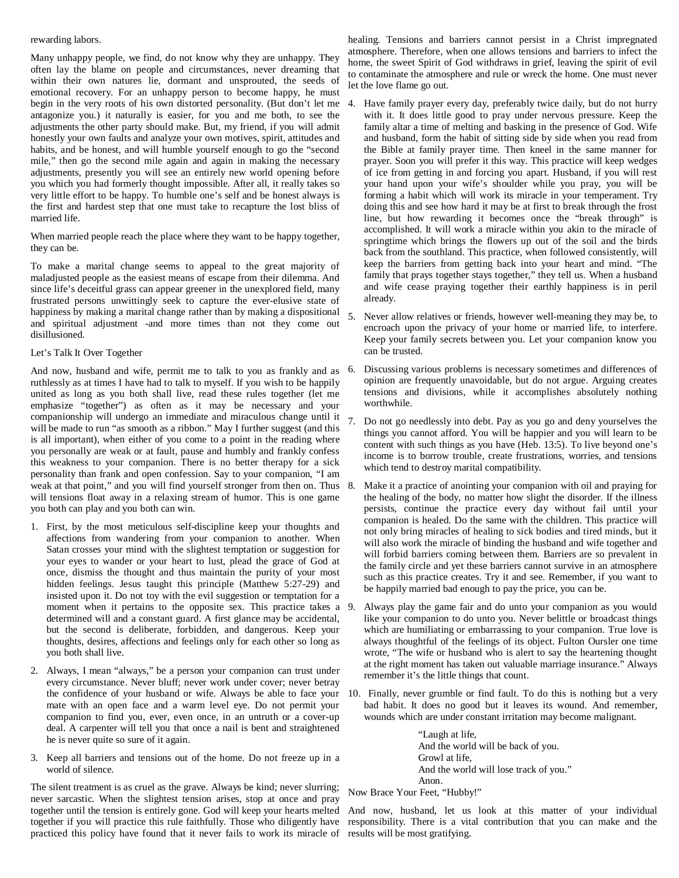rewarding labors.

Many unhappy people, we find, do not know why they are unhappy. They often lay the blame on people and circumstances, never dreaming that within their own natures lie, dormant and unsprouted, the seeds of emotional recovery. For an unhappy person to become happy, he must begin in the very roots of his own distorted personality. (But don't let me antagonize you.) it naturally is easier, for you and me both, to see the adjustments the other party should make. But, my friend, if you will admit honestly your own faults and analyze your own motives, spirit, attitudes and habits, and be honest, and will humble yourself enough to go the "second mile," then go the second mile again and again in making the necessary adjustments, presently you will see an entirely new world opening before you which you had formerly thought impossible. After all, it really takes so very little effort to be happy. To humble one's self and be honest always is the first and hardest step that one must take to recapture the lost bliss of married life.

When married people reach the place where they want to be happy together, they can be.

To make a marital change seems to appeal to the great majority of maladjusted people as the easiest means of escape from their dilemma. And since life's deceitful grass can appear greener in the unexplored field, many frustrated persons unwittingly seek to capture the ever-elusive state of happiness by making a marital change rather than by making a dispositional and spiritual adjustment -and more times than not they come out disillusioned.

Let's Talk It Over Together

And now, husband and wife, permit me to talk to you as frankly and as ruthlessly as at times I have had to talk to myself. If you wish to be happily united as long as you both shall live, read these rules together (let me emphasize "together") as often as it may be necessary and your companionship will undergo an immediate and miraculous change until it will be made to run "as smooth as a ribbon." May I further suggest (and this is all important), when either of you come to a point in the reading where you personally are weak or at fault, pause and humbly and frankly confess this weakness to your companion. There is no better therapy for a sick personality than frank and open confession. Say to your companion, "I am weak at that point," and you will find yourself stronger from then on. Thus will tensions float away in a relaxing stream of humor. This is one game you both can play and you both can win.

1. First, by the most meticulous self-discipline keep your thoughts and affections from wandering from your companion to another. When Satan crosses your mind with the slightest temptation or suggestion for your eyes to wander or your heart to lust, plead the grace of God at once, dismiss the thought and thus maintain the purity of your most hidden feelings. Jesus taught this principle (Matthew 5:27-29) and insisted upon it. Do not toy with the evil suggestion or temptation for a moment when it pertains to the opposite sex. This practice takes a determined will and a constant guard. A first glance may be accidental, but the second is deliberate, forbidden, and dangerous. Keep your thoughts, desires, affections and feelings only for each other so long as you both shall live.

2. Always, I mean "always," be a person your companion can trust under every circumstance. Never bluff; never work under cover; never betray the confidence of your husband or wife. Always be able to face your mate with an open face and a warm level eye. Do not permit your companion to find you, ever, even once, in an untruth or a cover-up deal. A carpenter will tell you that once a nail is bent and straightened he is never quite so sure of it again.

3. Keep all barriers and tensions out of the home. Do not freeze up in a world of silence.

The silent treatment is as cruel as the grave. Always be kind; never slurring; never sarcastic. When the slightest tension arises, stop at once and pray together until the tension is entirely gone. God will keep your hearts melted together if you will practice this rule faithfully. Those who diligently have practiced this policy have found that it never fails to work its miracle of healing. Tensions and barriers cannot persist in a Christ impregnated atmosphere. Therefore, when one allows tensions and barriers to infect the home, the sweet Spirit of God withdraws in grief, leaving the spirit of evil to contaminate the atmosphere and rule or wreck the home. One must never let the love flame go out.

4. Have family prayer every day, preferably twice daily, but do not hurry with it. It does little good to pray under nervous pressure. Keep the family altar a time of melting and basking in the presence of God. Wife and husband, form the habit of sitting side by side when you read from the Bible at family prayer time. Then kneel in the same manner for prayer. Soon you will prefer it this way. This practice will keep wedges of ice from getting in and forcing you apart. Husband, if you will rest your hand upon your wife's shoulder while you pray, you will be forming a habit which will work its miracle in your temperament. Try doing this and see how hard it may be at first to break through the frost line, but how rewarding it becomes once the "break through" is accomplished. It will work a miracle within you akin to the miracle of springtime which brings the flowers up out of the soil and the birds back from the southland. This practice, when followed consistently, will keep the barriers from getting back into your heart and mind. "The family that prays together stays together," they tell us. When a husband and wife cease praying together their earthly happiness is in peril already.

5. Never allow relatives or friends, however well-meaning they may be, to encroach upon the privacy of your home or married life, to interfere. Keep your family secrets between you. Let your companion know you can be trusted.

6. Discussing various problems is necessary sometimes and differences of opinion are frequently unavoidable, but do not argue. Arguing creates tensions and divisions, while it accomplishes absolutely nothing worthwhile.

7. Do not go needlessly into debt. Pay as you go and deny yourselves the things you cannot afford. You will be happier and you will learn to be content with such things as you have (Heb. 13:5). To live beyond one's income is to borrow trouble, create frustrations, worries, and tensions which tend to destroy marital compatibility.

8. Make it a practice of anointing your companion with oil and praying for the healing of the body, no matter how slight the disorder. If the illness persists, continue the practice every day without fail until your companion is healed. Do the same with the children. This practice will not only bring miracles of healing to sick bodies and tired minds, but it will also work the miracle of binding the husband and wife together and will forbid barriers coming between them. Barriers are so prevalent in the family circle and yet these barriers cannot survive in an atmosphere such as this practice creates. Try it and see. Remember, if you want to be happily married bad enough to pay the price, you can be.

9. Always play the game fair and do unto your companion as you would like your companion to do unto you. Never belittle or broadcast things which are humiliating or embarrassing to your companion. True love is always thoughtful of the feelings of its object. Fulton Oursler one time wrote, "The wife or husband who is alert to say the heartening thought at the right moment has taken out valuable marriage insurance." Always remember it's the little things that count.

10. Finally, never grumble or find fault. To do this is nothing but a very bad habit. It does no good but it leaves its wound. And remember, wounds which are under constant irritation may become malignant.

> "Laugh at life,
> And the world will be back of you.
> Growl at life,
> And the world will lose track of you."
> Anon.

Now Brace Your Feet, "Hubby!"

And now, husband, let us look at this matter of your individual responsibility. There is a vital contribution that you can make and the results will be most gratifying.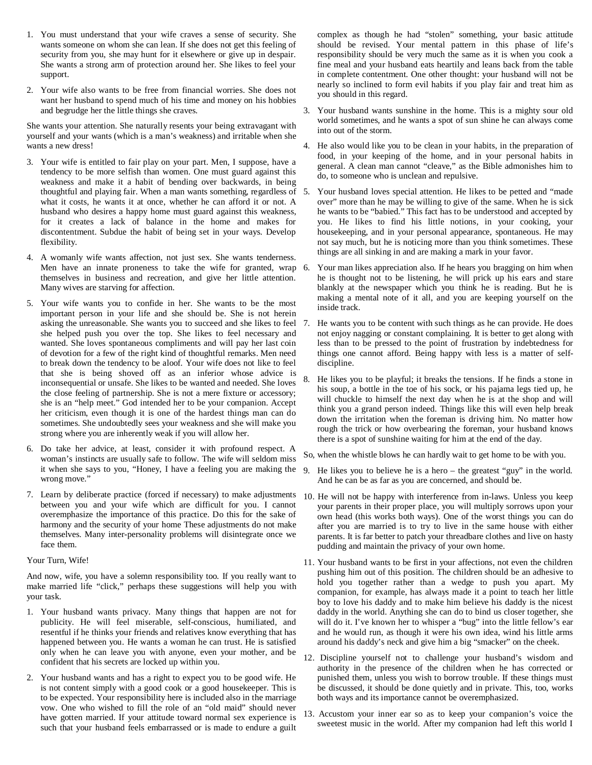1. You must understand that your wife craves a sense of security. She wants someone on whom she can lean. If she does not get this feeling of security from you, she may hunt for it elsewhere or give up in despair. She wants a strong arm of protection around her. She likes to feel your support.

2. Your wife also wants to be free from financial worries. She does not want her husband to spend much of his time and money on his hobbies and begrudge her the little things she craves.

She wants your attention. She naturally resents your being extravagant with yourself and your wants (which is a man's weakness) and irritable when she wants a new dress!

3. Your wife is entitled to fair play on your part. Men, I suppose, have a tendency to be more selfish than women. One must guard against this weakness and make it a habit of bending over backwards, in being thoughtful and playing fair. When a man wants something, regardless of what it costs, he wants it at once, whether he can afford it or not. A husband who desires a happy home must guard against this weakness, for it creates a lack of balance in the home and makes for discontentment. Subdue the habit of being set in your ways. Develop flexibility.

4. A womanly wife wants affection, not just sex. She wants tenderness. Men have an innate proneness to take the wife for granted, wrap themselves in business and recreation, and give her little attention. Many wives are starving for affection.

5. Your wife wants you to confide in her. She wants to be the most important person in your life and she should be. She is not herein asking the unreasonable. She wants you to succeed and she likes to feel she helped push you over the top. She likes to feel necessary and wanted. She loves spontaneous compliments and will pay her last coin of devotion for a few of the right kind of thoughtful remarks. Men need to break down the tendency to be aloof. Your wife does not like to feel that she is being shoved off as an inferior whose advice is inconsequential or unsafe. She likes to be wanted and needed. She loves the close feeling of partnership. She is not a mere fixture or accessory; she is an "help meet." God intended her to be your companion. Accept her criticism, even though it is one of the hardest things man can do sometimes. She undoubtedly sees your weakness and she will make you strong where you are inherently weak if you will allow her.

6. Do take her advice, at least, consider it with profound respect. A woman's instincts are usually safe to follow. The wife will seldom miss it when she says to you, "Honey, I have a feeling you are making the wrong move."

7. Learn by deliberate practice (forced if necessary) to make adjustments between you and your wife which are difficult for you. I cannot overemphasize the importance of this practice. Do this for the sake of harmony and the security of your home These adjustments do not make themselves. Many inter-personality problems will disintegrate once we face them.

Your Turn, Wife!

And now, wife, you have a solemn responsibility too. If you really want to make married life "click," perhaps these suggestions will help you with your task.

1. Your husband wants privacy. Many things that happen are not for publicity. He will feel miserable, self-conscious, humiliated, and resentful if he thinks your friends and relatives know everything that has happened between you. He wants a woman he can trust. He is satisfied only when he can leave you with anyone, even your mother, and be confident that his secrets are locked up within you.

2. Your husband wants and has a right to expect you to be good wife. He is not content simply with a good cook or a good housekeeper. This is to be expected. Your responsibility here is included also in the marriage vow. One who wished to fill the role of an "old maid" should never have gotten married. If your attitude toward normal sex experience is such that your husband feels embarrassed or is made to endure a guilt complex as though he had "stolen" something, your basic attitude should be revised. Your mental pattern in this phase of life's responsibility should be very much the same as it is when you cook a fine meal and your husband eats heartily and leans back from the table in complete contentment. One other thought: your husband will not be nearly so inclined to form evil habits if you play fair and treat him as you should in this regard.

3. Your husband wants sunshine in the home. This is a mighty sour old world sometimes, and he wants a spot of sun shine he can always come into out of the storm.

4. He also would like you to be clean in your habits, in the preparation of food, in your keeping of the home, and in your personal habits in general. A clean man cannot "cleave," as the Bible admonishes him to do, to someone who is unclean and repulsive.

5. Your husband loves special attention. He likes to be petted and "made over" more than he may be willing to give of the same. When he is sick he wants to be "babied." This fact has to be understood and accepted by you. He likes to find his little notions, in your cooking, your housekeeping, and in your personal appearance, spontaneous. He may not say much, but he is noticing more than you think sometimes. These things are all sinking in and are making a mark in your favor.

6. Your man likes appreciation also. If he hears you bragging on him when he is thought not to be listening, he will prick up his ears and stare blankly at the newspaper which you think he is reading. But he is making a mental note of it all, and you are keeping yourself on the inside track.

7. He wants you to be content with such things as he can provide. He does not enjoy nagging or constant complaining. It is better to get along with less than to be pressed to the point of frustration by indebtedness for things one cannot afford. Being happy with less is a matter of self-discipline.

8. He likes you to be playful; it breaks the tensions. If he finds a stone in his soup, a bottle in the toe of his sock, or his pajama legs tied up, he will chuckle to himself the next day when he is at the shop and will think you a grand person indeed. Things like this will even help break down the irritation when the foreman is driving him. No matter how rough the trick or how overbearing the foreman, your husband knows there is a spot of sunshine waiting for him at the end of the day.

So, when the whistle blows he can hardly wait to get home to be with you.

9. He likes you to believe he is a hero – the greatest "guy" in the world. And he can be as far as you are concerned, and should be.

10. He will not be happy with interference from in-laws. Unless you keep your parents in their proper place, you will multiply sorrows upon your own head (this works both ways). One of the worst things you can do after you are married is to try to live in the same house with either parents. It is far better to patch your threadbare clothes and live on hasty pudding and maintain the privacy of your own home.

11. Your husband wants to be first in your affections, not even the children pushing him out of this position. The children should be an adhesive to hold you together rather than a wedge to push you apart. My companion, for example, has always made it a point to teach her little boy to love his daddy and to make him believe his daddy is the nicest daddy in the world. Anything she can do to bind us closer together, she will do it. I've known her to whisper a "bug" into the little fellow's ear and he would run, as though it were his own idea, wind his little arms around his daddy's neck and give him a big "smacker" on the cheek.

12. Discipline yourself not to challenge your husband's wisdom and authority in the presence of the children when he has corrected or punished them, unless you wish to borrow trouble. If these things must be discussed, it should be done quietly and in private. This, too, works both ways and its importance cannot be overemphasized.

13. Accustom your inner ear so as to keep your companion's voice the sweetest music in the world. After my companion had left this world I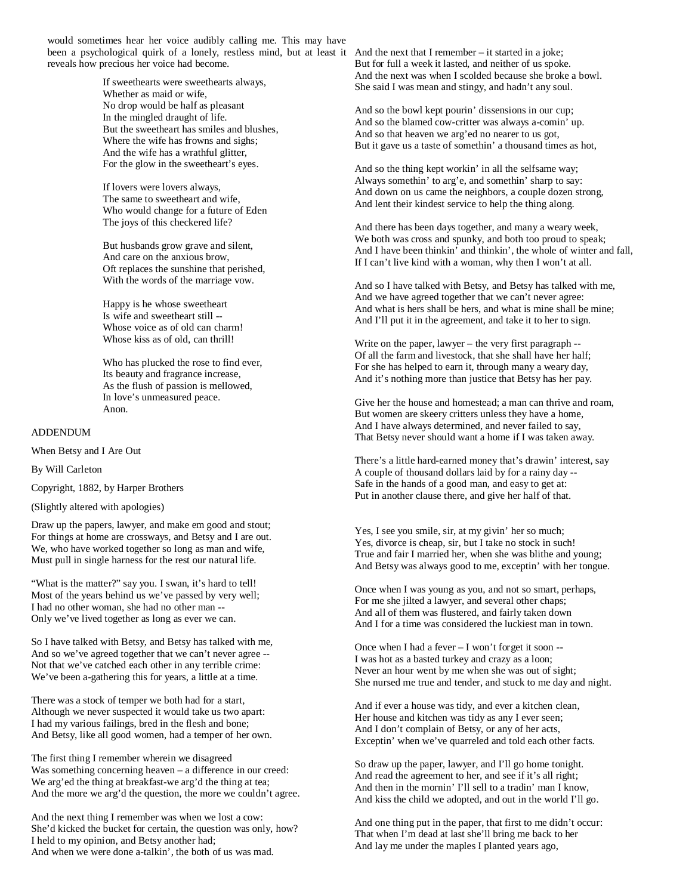would sometimes hear her voice audibly calling me. This may have been a psychological quirk of a lonely, restless mind, but at least it reveals how precious her voice had become.

If sweethearts were sweethearts always,
Whether as maid or wife,
No drop would be half as pleasant
In the mingled draught of life.
But the sweetheart has smiles and blushes,
Where the wife has frowns and sighs;
And the wife has a wrathful glitter,
For the glow in the sweetheart's eyes.

If lovers were lovers always,
The same to sweetheart and wife,
Who would change for a future of Eden
The joys of this checkered life?

But husbands grow grave and silent,
And care on the anxious brow,
Oft replaces the sunshine that perished,
With the words of the marriage vow.

Happy is he whose sweetheart
Is wife and sweetheart still --
Whose voice as of old can charm!
Whose kiss as of old, can thrill!

Who has plucked the rose to find ever,
Its beauty and fragrance increase,
As the flush of passion is mellowed,
In love's unmeasured peace.
Anon.

ADDENDUM

When Betsy and I Are Out

By Will Carleton

Copyright, 1882, by Harper Brothers

(Slightly altered with apologies)

Draw up the papers, lawyer, and make em good and stout;
For things at home are crossways, and Betsy and I are out.
We, who have worked together so long as man and wife,
Must pull in single harness for the rest our natural life.

"What is the matter?" say you. I swan, it's hard to tell!
Most of the years behind us we've passed by very well;
I had no other woman, she had no other man --
Only we've lived together as long as ever we can.

So I have talked with Betsy, and Betsy has talked with me,
And so we've agreed together that we can't never agree --
Not that we've catched each other in any terrible crime:
We've been a-gathering this for years, a little at a time.

There was a stock of temper we both had for a start,
Although we never suspected it would take us two apart:
I had my various failings, bred in the flesh and bone;
And Betsy, like all good women, had a temper of her own.

The first thing I remember wherein we disagreed
Was something concerning heaven – a difference in our creed:
We arg'ed the thing at breakfast-we arg'd the thing at tea;
And the more we arg'd the question, the more we couldn't agree.

And the next thing I remember was when we lost a cow:
She'd kicked the bucket for certain, the question was only, how?
I held to my opinion, and Betsy another had;
And when we were done a-talkin', the both of us was mad.

And the next that I remember – it started in a joke;
But for full a week it lasted, and neither of us spoke.
And the next was when I scolded because she broke a bowl.
She said I was mean and stingy, and hadn't any soul.

And so the bowl kept pourin' dissensions in our cup;
And so the blamed cow-critter was always a-comin' up.
And so that heaven we arg'ed no nearer to us got,
But it gave us a taste of somethin' a thousand times as hot,

And so the thing kept workin' in all the selfsame way;
Always somethin' to arg'e, and somethin' sharp to say:
And down on us came the neighbors, a couple dozen strong,
And lent their kindest service to help the thing along.

And there has been days together, and many a weary week,
We both was cross and spunky, and both too proud to speak;
And I have been thinkin' and thinkin', the whole of winter and fall,
If I can't live kind with a woman, why then I won't at all.

And so I have talked with Betsy, and Betsy has talked with me,
And we have agreed together that we can't never agree:
And what is hers shall be hers, and what is mine shall be mine;
And I'll put it in the agreement, and take it to her to sign.

Write on the paper, lawyer – the very first paragraph --
Of all the farm and livestock, that she shall have her half;
For she has helped to earn it, through many a weary day,
And it's nothing more than justice that Betsy has her pay.

Give her the house and homestead; a man can thrive and roam,
But women are skeery critters unless they have a home,
And I have always determined, and never failed to say,
That Betsy never should want a home if I was taken away.

There's a little hard-earned money that's drawin' interest, say
A couple of thousand dollars laid by for a rainy day --
Safe in the hands of a good man, and easy to get at:
Put in another clause there, and give her half of that.

Yes, I see you smile, sir, at my givin' her so much;
Yes, divorce is cheap, sir, but I take no stock in such!
True and fair I married her, when she was blithe and young;
And Betsy was always good to me, exceptin' with her tongue.

Once when I was young as you, and not so smart, perhaps,
For me she jilted a lawyer, and several other chaps;
And all of them was flustered, and fairly taken down
And I for a time was considered the luckiest man in town.

Once when I had a fever – I won't forget it soon --
I was hot as a basted turkey and crazy as a loon;
Never an hour went by me when she was out of sight;
She nursed me true and tender, and stuck to me day and night.

And if ever a house was tidy, and ever a kitchen clean,
Her house and kitchen was tidy as any I ever seen;
And I don't complain of Betsy, or any of her acts,
Exceptin' when we've quarreled and told each other facts.

So draw up the paper, lawyer, and I'll go home tonight.
And read the agreement to her, and see if it's all right;
And then in the mornin' I'll sell to a tradin' man I know,
And kiss the child we adopted, and out in the world I'll go.

And one thing put in the paper, that first to me didn't occur:
That when I'm dead at last she'll bring me back to her
And lay me under the maples I planted years ago,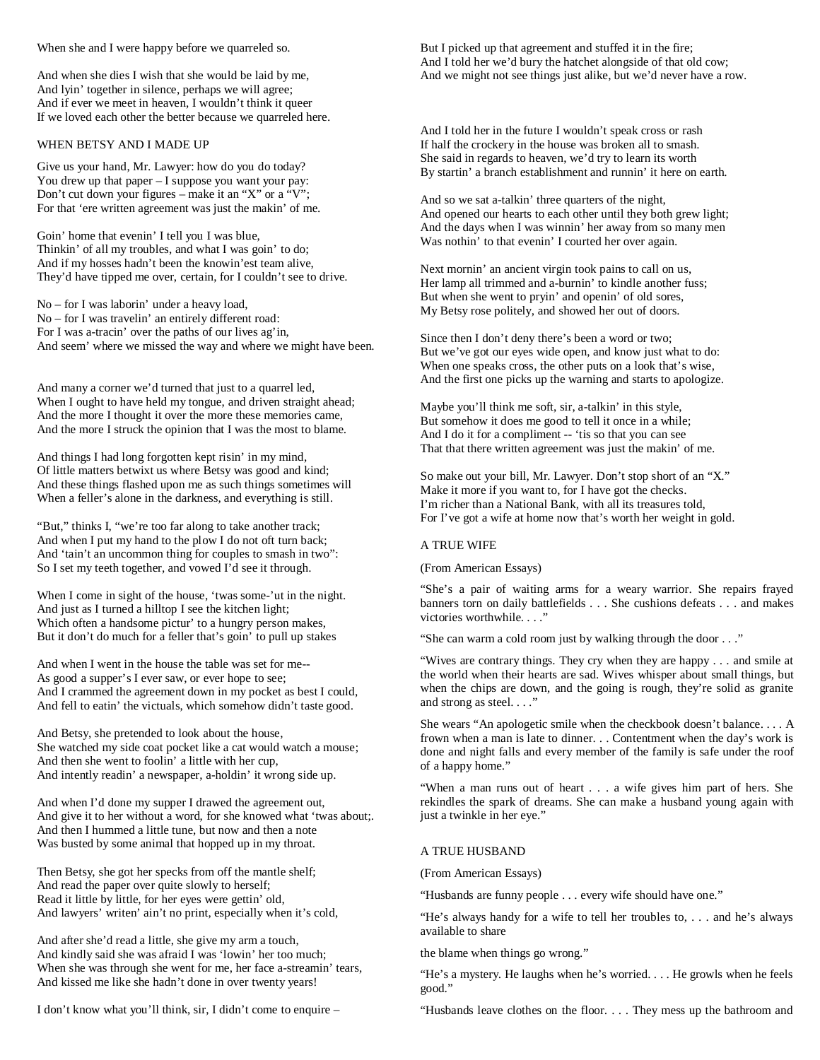When she and I were happy before we quarreled so.

And when she dies I wish that she would be laid by me,
And lyin' together in silence, perhaps we will agree;
And if ever we meet in heaven, I wouldn't think it queer
If we loved each other the better because we quarreled here.

## WHEN BETSY AND I MADE UP

Give us your hand, Mr. Lawyer: how do you do today?
You drew up that paper – I suppose you want your pay:
Don't cut down your figures – make it an "X" or a "V";
For that 'ere written agreement was just the makin' of me.

Goin' home that evenin' I tell you I was blue,
Thinkin' of all my troubles, and what I was goin' to do;
And if my hosses hadn't been the knowin'est team alive,
They'd have tipped me over, certain, for I couldn't see to drive.

No – for I was laborin' under a heavy load,
No – for I was travelin' an entirely different road:
For I was a-tracin' over the paths of our lives ag'in,
And seem' where we missed the way and where we might have been.

And many a corner we'd turned that just to a quarrel led,
When I ought to have held my tongue, and driven straight ahead;
And the more I thought it over the more these memories came,
And the more I struck the opinion that I was the most to blame.

And things I had long forgotten kept risin' in my mind,
Of little matters betwixt us where Betsy was good and kind;
And these things flashed upon me as such things sometimes will
When a feller's alone in the darkness, and everything is still.

"But," thinks I, "we're too far along to take another track;
And when I put my hand to the plow I do not oft turn back;
And 'tain't an uncommon thing for couples to smash in two":
So I set my teeth together, and vowed I'd see it through.

When I come in sight of the house, 'twas some-'ut in the night.
And just as I turned a hilltop I see the kitchen light;
Which often a handsome pictur' to a hungry person makes,
But it don't do much for a feller that's goin' to pull up stakes

And when I went in the house the table was set for me--
As good a supper's I ever saw, or ever hope to see;
And I crammed the agreement down in my pocket as best I could,
And fell to eatin' the victuals, which somehow didn't taste good.

And Betsy, she pretended to look about the house,
She watched my side coat pocket like a cat would watch a mouse;
And then she went to foolin' a little with her cup,
And intently readin' a newspaper, a-holdin' it wrong side up.

And when I'd done my supper I drawed the agreement out,
And give it to her without a word, for she knowed what 'twas about;.
And then I hummed a little tune, but now and then a note
Was busted by some animal that hopped up in my throat.

Then Betsy, she got her specks from off the mantle shelf;
And read the paper over quite slowly to herself;
Read it little by little, for her eyes were gettin' old,
And lawyers' writen' ain't no print, especially when it's cold,

And after she'd read a little, she give my arm a touch,
And kindly said she was afraid I was 'lowin' her too much;
When she was through she went for me, her face a-streamin' tears,
And kissed me like she hadn't done in over twenty years!

I don't know what you'll think, sir, I didn't come to enquire –
But I picked up that agreement and stuffed it in the fire;
And I told her we'd bury the hatchet alongside of that old cow;
And we might not see things just alike, but we'd never have a row.

And I told her in the future I wouldn't speak cross or rash
If half the crockery in the house was broken all to smash.
She said in regards to heaven, we'd try to learn its worth
By startin' a branch establishment and runnin' it here on earth.

And so we sat a-talkin' three quarters of the night,
And opened our hearts to each other until they both grew light;
And the days when I was winnin' her away from so many men
Was nothin' to that evenin' I courted her over again.

Next mornin' an ancient virgin took pains to call on us,
Her lamp all trimmed and a-burnin' to kindle another fuss;
But when she went to pryin' and openin' of old sores,
My Betsy rose politely, and showed her out of doors.

Since then I don't deny there's been a word or two;
But we've got our eyes wide open, and know just what to do:
When one speaks cross, the other puts on a look that's wise,
And the first one picks up the warning and starts to apologize.

Maybe you'll think me soft, sir, a-talkin' in this style,
But somehow it does me good to tell it once in a while;
And I do it for a compliment -- 'tis so that you can see
That that there written agreement was just the makin' of me.

So make out your bill, Mr. Lawyer. Don't stop short of an "X."
Make it more if you want to, for I have got the checks.
I'm richer than a National Bank, with all its treasures told,
For I've got a wife at home now that's worth her weight in gold.

## A TRUE WIFE

(From American Essays)

"She's a pair of waiting arms for a weary warrior. She repairs frayed banners torn on daily battlefields . . . She cushions defeats . . . and makes victories worthwhile. . . ."

"She can warm a cold room just by walking through the door . . ."

"Wives are contrary things. They cry when they are happy . . . and smile at the world when their hearts are sad. Wives whisper about small things, but when the chips are down, and the going is rough, they're solid as granite and strong as steel. . . ."

She wears "An apologetic smile when the checkbook doesn't balance. . . . A frown when a man is late to dinner. . . Contentment when the day's work is done and night falls and every member of the family is safe under the roof of a happy home."

"When a man runs out of heart . . . a wife gives him part of hers. She rekindles the spark of dreams. She can make a husband young again with just a twinkle in her eye."

## A TRUE HUSBAND

(From American Essays)

"Husbands are funny people . . . every wife should have one."

"He's always handy for a wife to tell her troubles to, . . . and he's always available to share

the blame when things go wrong."

"He's a mystery. He laughs when he's worried. . . . He growls when he feels good."

"Husbands leave clothes on the floor. . . . They mess up the bathroom and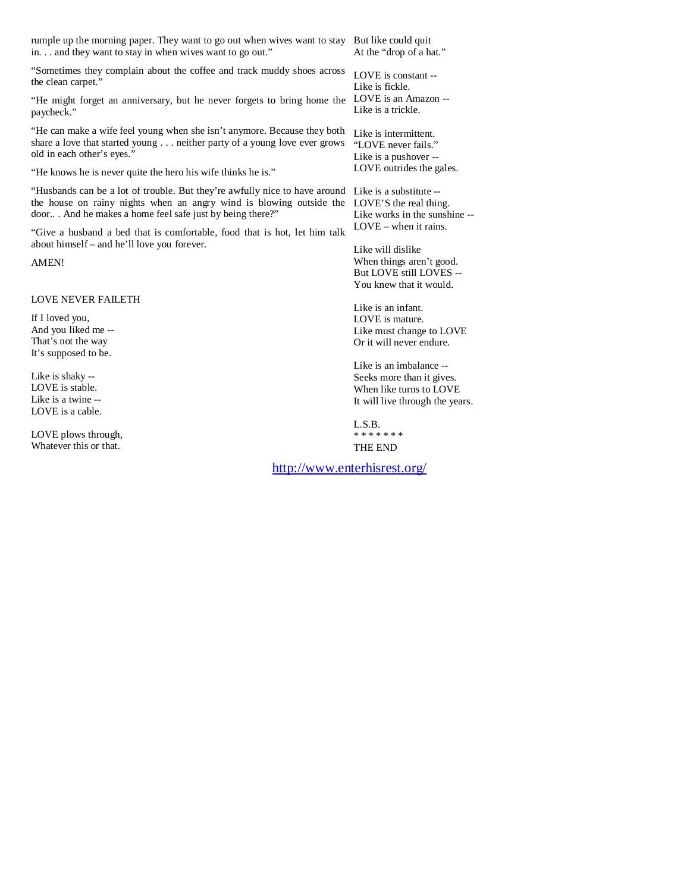rumple up the morning paper. They want to go out when wives want to stay in. . . and they want to stay in when wives want to go out."

"Sometimes they complain about the coffee and track muddy shoes across the clean carpet."

"He might forget an anniversary, but he never forgets to bring home the paycheck."

"He can make a wife feel young when she isn't anymore. Because they both share a love that started young . . . neither party of a young love ever grows old in each other's eyes."

"He knows he is never quite the hero his wife thinks he is."

"Husbands can be a lot of trouble. But they're awfully nice to have around the house on rainy nights when an angry wind is blowing outside the door.. . And he makes a home feel safe just by being there?"

"Give a husband a bed that is comfortable, food that is hot, let him talk about himself – and he'll love you forever.

AMEN!

LOVE NEVER FAILETH

If I loved you,  
And you liked me --  
That's not the way  
It's supposed to be.

Like is shaky --  
LOVE is stable.  
Like is a twine --  
LOVE is a cable.

LOVE plows through,  
Whatever this or that.  
But like could quit  
At the "drop of a hat."

LOVE is constant --  
Like is fickle.  
LOVE is an Amazon --  
Like is a trickle.

Like is intermittent.  
"LOVE never fails."  
Like is a pushover --  
LOVE outrides the gales.

Like is a substitute --  
LOVE'S the real thing.  
Like works in the sunshine --  
LOVE – when it rains.

Like will dislike  
When things aren't good.  
But LOVE still LOVES --  
You knew that it would.

Like is an infant.  
LOVE is mature.  
Like must change to LOVE  
Or it will never endure.

Like is an imbalance --  
Seeks more than it gives.  
When like turns to LOVE  
It will live through the years.

L.S.B.  
* * * * * * *  
THE END

http://www.enterhisrest.org/